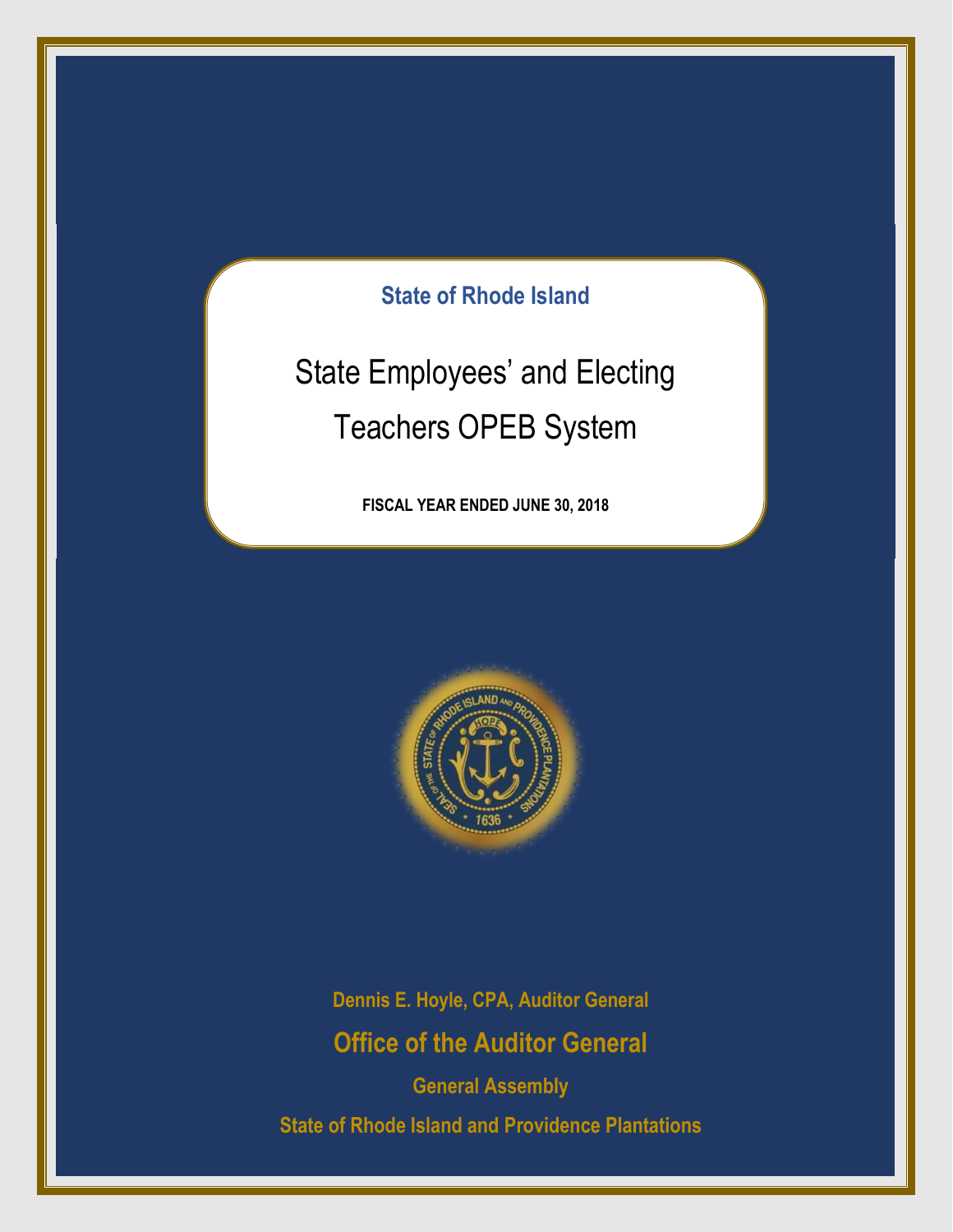## State of Rhode Island

# State Employees' and Electing Teachers OPEB System

**FISCAL YEAR ENDED JUNE 30, 2018**

**Dennis E. Hoyle, CPA, Auditor General**

**Office of the Auditor General**

**General Assembly**

**State of Rhode Island and Providence Plantations**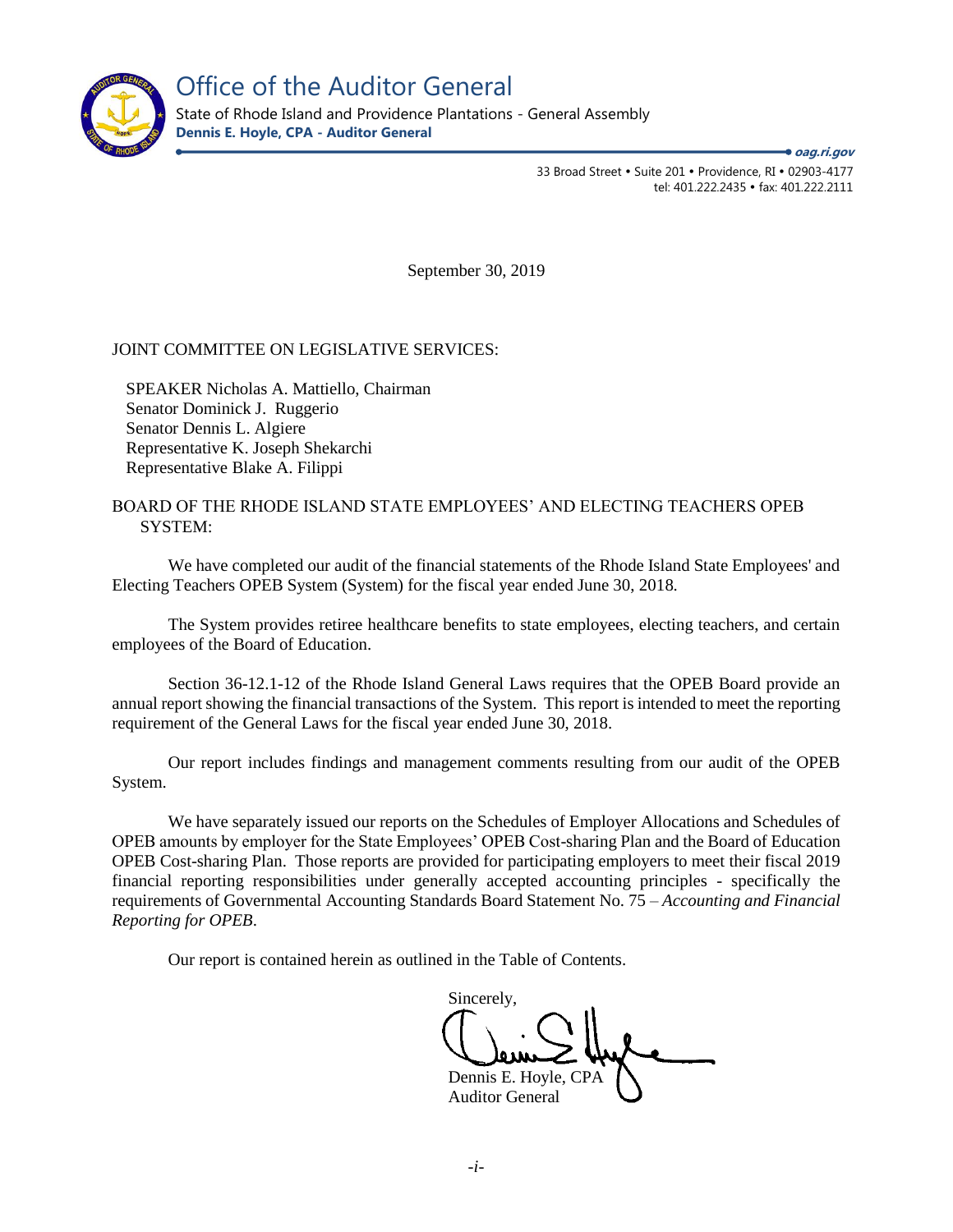# Office of the Auditor General

State of Rhode Island and Providence Plantations - General Assembly

**Dennis E. Hoyle, CPA - Auditor General**

***oag.ri.gov***

33 Broad Street • Suite 201 • Providence, RI • 02903-4177
tel: 401.222.2435 • fax: 401.222.2111

September 30, 2019

JOINT COMMITTEE ON LEGISLATIVE SERVICES:

SPEAKER Nicholas A. Mattiello, Chairman
Senator Dominick J. Ruggerio
Senator Dennis L. Algiere
Representative K. Joseph Shekarchi
Representative Blake A. Filippi

BOARD OF THE RHODE ISLAND STATE EMPLOYEES' AND ELECTING TEACHERS OPEB SYSTEM:

We have completed our audit of the financial statements of the Rhode Island State Employees' and Electing Teachers OPEB System (System) for the fiscal year ended June 30, 2018.

The System provides retiree healthcare benefits to state employees, electing teachers, and certain employees of the Board of Education.

Section 36-12.1-12 of the Rhode Island General Laws requires that the OPEB Board provide an annual report showing the financial transactions of the System. This report is intended to meet the reporting requirement of the General Laws for the fiscal year ended June 30, 2018.

Our report includes findings and management comments resulting from our audit of the OPEB System.

We have separately issued our reports on the Schedules of Employer Allocations and Schedules of OPEB amounts by employer for the State Employees' OPEB Cost-sharing Plan and the Board of Education OPEB Cost-sharing Plan. Those reports are provided for participating employers to meet their fiscal 2019 financial reporting responsibilities under generally accepted accounting principles - specifically the requirements of Governmental Accounting Standards Board Statement No. 75 – *Accounting and Financial Reporting for OPEB*.

Our report is contained herein as outlined in the Table of Contents.

Sincerely,

Dennis E. Hoyle, CPA
Auditor General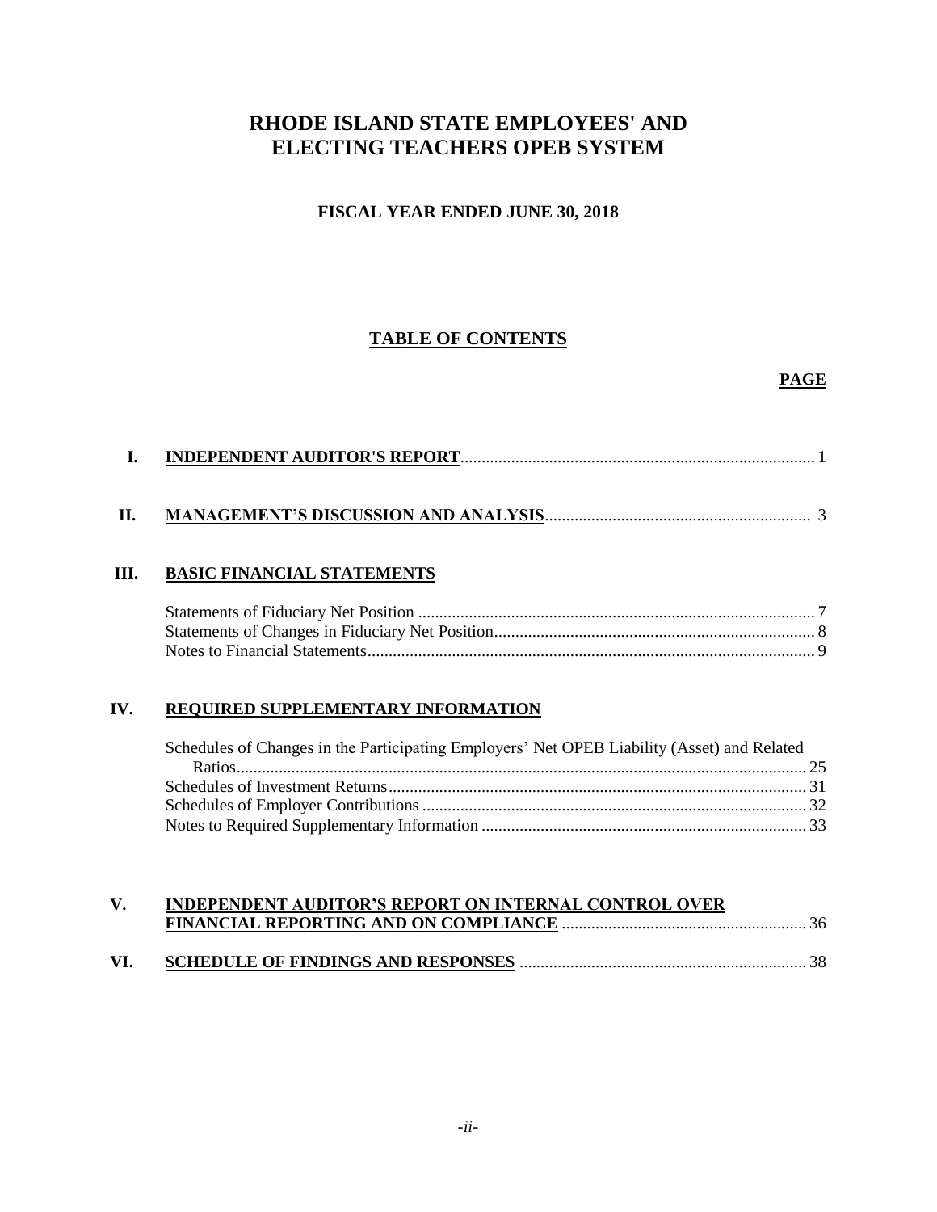# RHODE ISLAND STATE EMPLOYEES' AND ELECTING TEACHERS OPEB SYSTEM

**FISCAL YEAR ENDED JUNE 30, 2018**

## TABLE OF CONTENTS

| | | PAGE |
|---|---|---|
| I. | **INDEPENDENT AUDITOR'S REPORT** | 1 |
| II. | **MANAGEMENT'S DISCUSSION AND ANALYSIS** | 3 |
| III. | **BASIC FINANCIAL STATEMENTS** | |
| | Statements of Fiduciary Net Position | 7 |
| | Statements of Changes in Fiduciary Net Position | 8 |
| | Notes to Financial Statements | 9 |
| IV. | **REQUIRED SUPPLEMENTARY INFORMATION** | |
| | Schedules of Changes in the Participating Employers' Net OPEB Liability (Asset) and Related Ratios | 25 |
| | Schedules of Investment Returns | 31 |
| | Schedules of Employer Contributions | 32 |
| | Notes to Required Supplementary Information | 33 |
| V. | **INDEPENDENT AUDITOR'S REPORT ON INTERNAL CONTROL OVER FINANCIAL REPORTING AND ON COMPLIANCE** | 36 |
| VI. | **SCHEDULE OF FINDINGS AND RESPONSES** | 38 |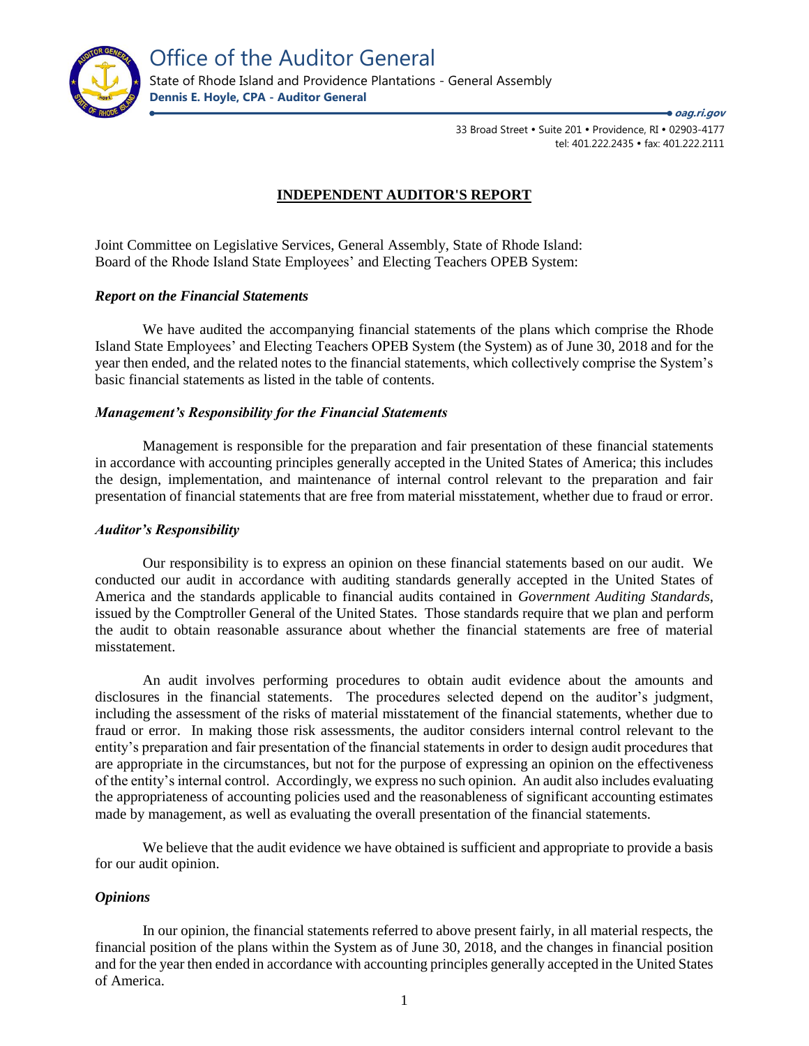# Office of the Auditor General

State of Rhode Island and Providence Plantations - General Assembly
**Dennis E. Hoyle, CPA - Auditor General**

***oag.ri.gov***

33 Broad Street • Suite 201 • Providence, RI • 02903-4177
tel: 401.222.2435 • fax: 401.222.2111

## INDEPENDENT AUDITOR'S REPORT

Joint Committee on Legislative Services, General Assembly, State of Rhode Island:
Board of the Rhode Island State Employees' and Electing Teachers OPEB System:

### *Report on the Financial Statements*

We have audited the accompanying financial statements of the plans which comprise the Rhode Island State Employees' and Electing Teachers OPEB System (the System) as of June 30, 2018 and for the year then ended, and the related notes to the financial statements, which collectively comprise the System's basic financial statements as listed in the table of contents.

### *Management's Responsibility for the Financial Statements*

Management is responsible for the preparation and fair presentation of these financial statements in accordance with accounting principles generally accepted in the United States of America; this includes the design, implementation, and maintenance of internal control relevant to the preparation and fair presentation of financial statements that are free from material misstatement, whether due to fraud or error.

### *Auditor's Responsibility*

Our responsibility is to express an opinion on these financial statements based on our audit. We conducted our audit in accordance with auditing standards generally accepted in the United States of America and the standards applicable to financial audits contained in *Government Auditing Standards*, issued by the Comptroller General of the United States. Those standards require that we plan and perform the audit to obtain reasonable assurance about whether the financial statements are free of material misstatement.

An audit involves performing procedures to obtain audit evidence about the amounts and disclosures in the financial statements. The procedures selected depend on the auditor's judgment, including the assessment of the risks of material misstatement of the financial statements, whether due to fraud or error. In making those risk assessments, the auditor considers internal control relevant to the entity's preparation and fair presentation of the financial statements in order to design audit procedures that are appropriate in the circumstances, but not for the purpose of expressing an opinion on the effectiveness of the entity's internal control. Accordingly, we express no such opinion. An audit also includes evaluating the appropriateness of accounting policies used and the reasonableness of significant accounting estimates made by management, as well as evaluating the overall presentation of the financial statements.

We believe that the audit evidence we have obtained is sufficient and appropriate to provide a basis for our audit opinion.

### *Opinions*

In our opinion, the financial statements referred to above present fairly, in all material respects, the financial position of the plans within the System as of June 30, 2018, and the changes in financial position and for the year then ended in accordance with accounting principles generally accepted in the United States of America.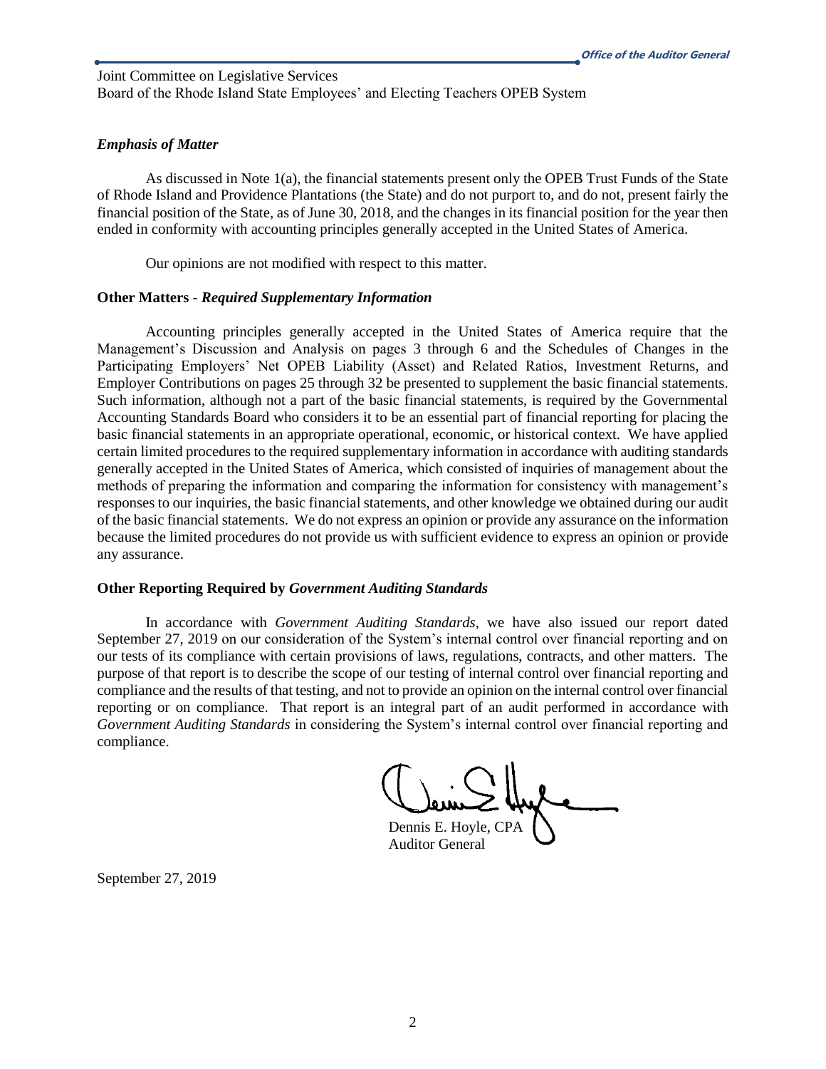Joint Committee on Legislative Services
Board of the Rhode Island State Employees' and Electing Teachers OPEB System

### *Emphasis of Matter*

As discussed in Note 1(a), the financial statements present only the OPEB Trust Funds of the State of Rhode Island and Providence Plantations (the State) and do not purport to, and do not, present fairly the financial position of the State, as of June 30, 2018, and the changes in its financial position for the year then ended in conformity with accounting principles generally accepted in the United States of America.

Our opinions are not modified with respect to this matter.

### **Other Matters -** ***Required Supplementary Information***

Accounting principles generally accepted in the United States of America require that the Management's Discussion and Analysis on pages 3 through 6 and the Schedules of Changes in the Participating Employers' Net OPEB Liability (Asset) and Related Ratios, Investment Returns, and Employer Contributions on pages 25 through 32 be presented to supplement the basic financial statements. Such information, although not a part of the basic financial statements, is required by the Governmental Accounting Standards Board who considers it to be an essential part of financial reporting for placing the basic financial statements in an appropriate operational, economic, or historical context. We have applied certain limited procedures to the required supplementary information in accordance with auditing standards generally accepted in the United States of America, which consisted of inquiries of management about the methods of preparing the information and comparing the information for consistency with management's responses to our inquiries, the basic financial statements, and other knowledge we obtained during our audit of the basic financial statements. We do not express an opinion or provide any assurance on the information because the limited procedures do not provide us with sufficient evidence to express an opinion or provide any assurance.

### **Other Reporting Required by** ***Government Auditing Standards***

In accordance with *Government Auditing Standards*, we have also issued our report dated September 27, 2019 on our consideration of the System's internal control over financial reporting and on our tests of its compliance with certain provisions of laws, regulations, contracts, and other matters. The purpose of that report is to describe the scope of our testing of internal control over financial reporting and compliance and the results of that testing, and not to provide an opinion on the internal control over financial reporting or on compliance. That report is an integral part of an audit performed in accordance with *Government Auditing Standards* in considering the System's internal control over financial reporting and compliance.

Dennis E. Hoyle, CPA
Auditor General

September 27, 2019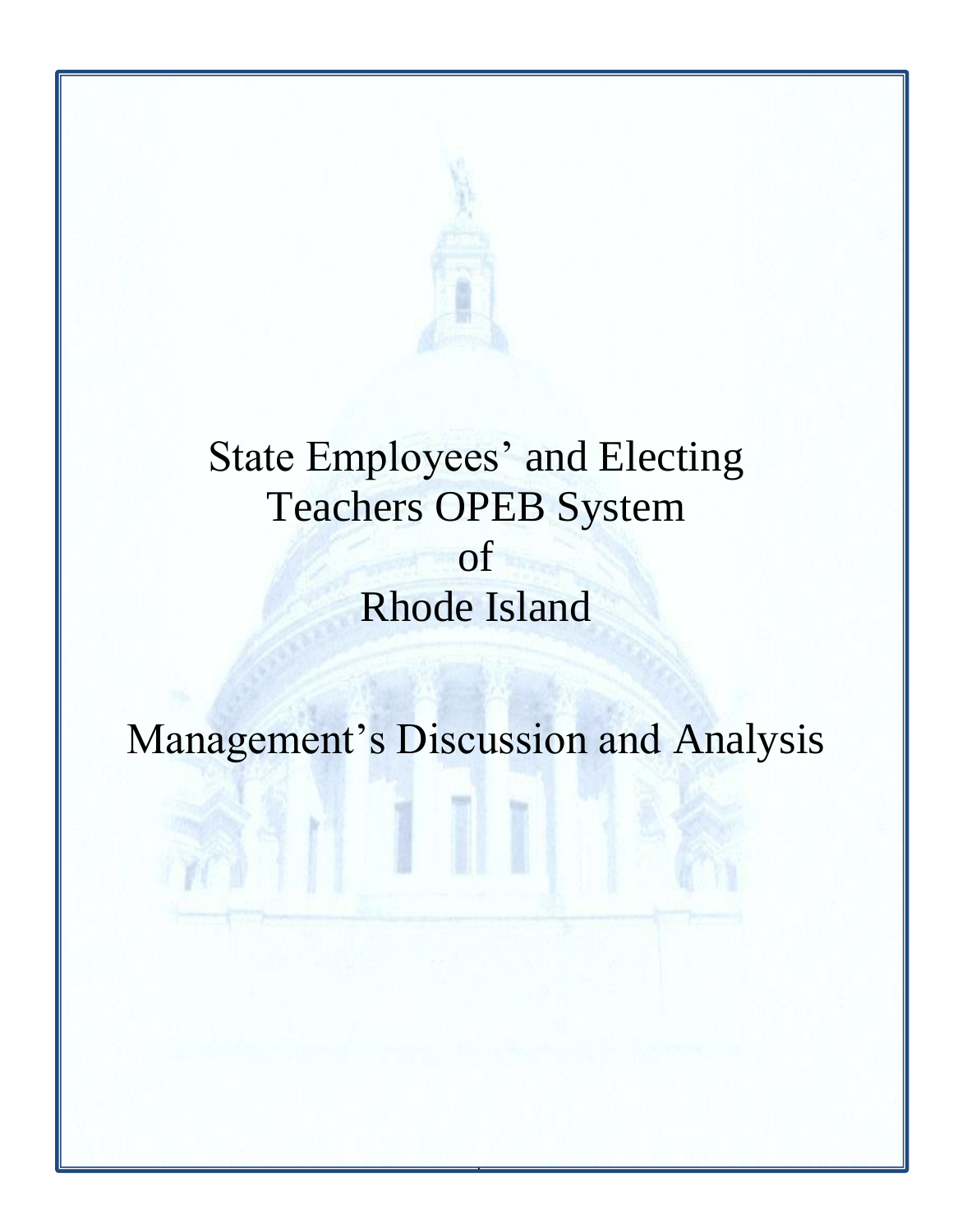# State Employees' and Electing Teachers OPEB System of Rhode Island

# Management's Discussion and Analysis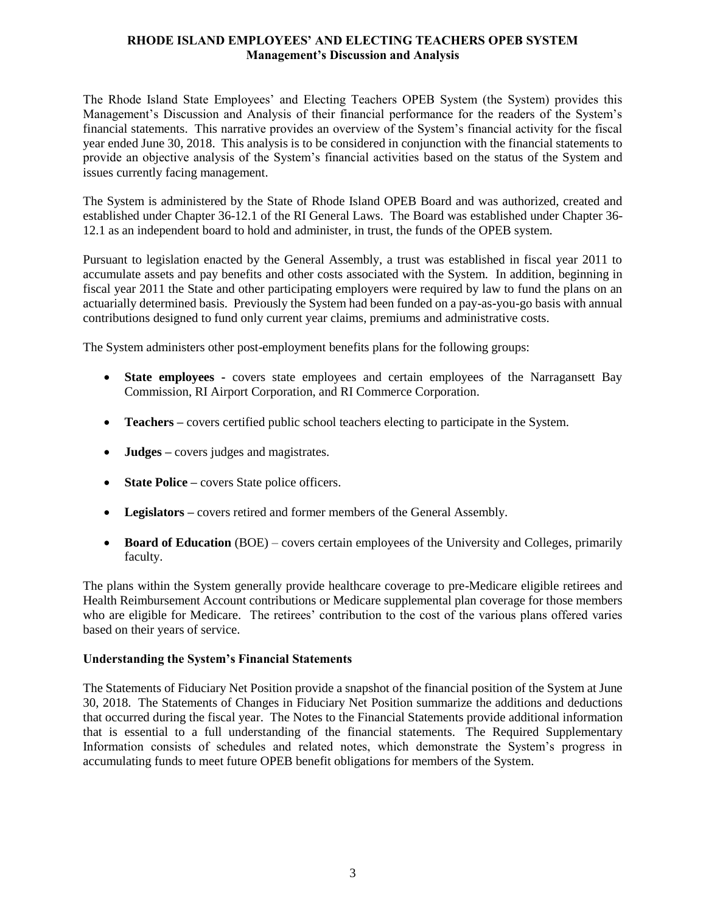# RHODE ISLAND EMPLOYEES' AND ELECTING TEACHERS OPEB SYSTEM
## Management's Discussion and Analysis

The Rhode Island State Employees' and Electing Teachers OPEB System (the System) provides this Management's Discussion and Analysis of their financial performance for the readers of the System's financial statements. This narrative provides an overview of the System's financial activity for the fiscal year ended June 30, 2018. This analysis is to be considered in conjunction with the financial statements to provide an objective analysis of the System's financial activities based on the status of the System and issues currently facing management.

The System is administered by the State of Rhode Island OPEB Board and was authorized, created and established under Chapter 36-12.1 of the RI General Laws. The Board was established under Chapter 36-12.1 as an independent board to hold and administer, in trust, the funds of the OPEB system.

Pursuant to legislation enacted by the General Assembly, a trust was established in fiscal year 2011 to accumulate assets and pay benefits and other costs associated with the System. In addition, beginning in fiscal year 2011 the State and other participating employers were required by law to fund the plans on an actuarially determined basis. Previously the System had been funded on a pay-as-you-go basis with annual contributions designed to fund only current year claims, premiums and administrative costs.

The System administers other post-employment benefits plans for the following groups:

- **State employees** - covers state employees and certain employees of the Narragansett Bay Commission, RI Airport Corporation, and RI Commerce Corporation.
- **Teachers** – covers certified public school teachers electing to participate in the System.
- **Judges** – covers judges and magistrates.
- **State Police** – covers State police officers.
- **Legislators** – covers retired and former members of the General Assembly.
- **Board of Education** (BOE) – covers certain employees of the University and Colleges, primarily faculty.

The plans within the System generally provide healthcare coverage to pre-Medicare eligible retirees and Health Reimbursement Account contributions or Medicare supplemental plan coverage for those members who are eligible for Medicare. The retirees' contribution to the cost of the various plans offered varies based on their years of service.

### Understanding the System's Financial Statements

The Statements of Fiduciary Net Position provide a snapshot of the financial position of the System at June 30, 2018. The Statements of Changes in Fiduciary Net Position summarize the additions and deductions that occurred during the fiscal year. The Notes to the Financial Statements provide additional information that is essential to a full understanding of the financial statements. The Required Supplementary Information consists of schedules and related notes, which demonstrate the System's progress in accumulating funds to meet future OPEB benefit obligations for members of the System.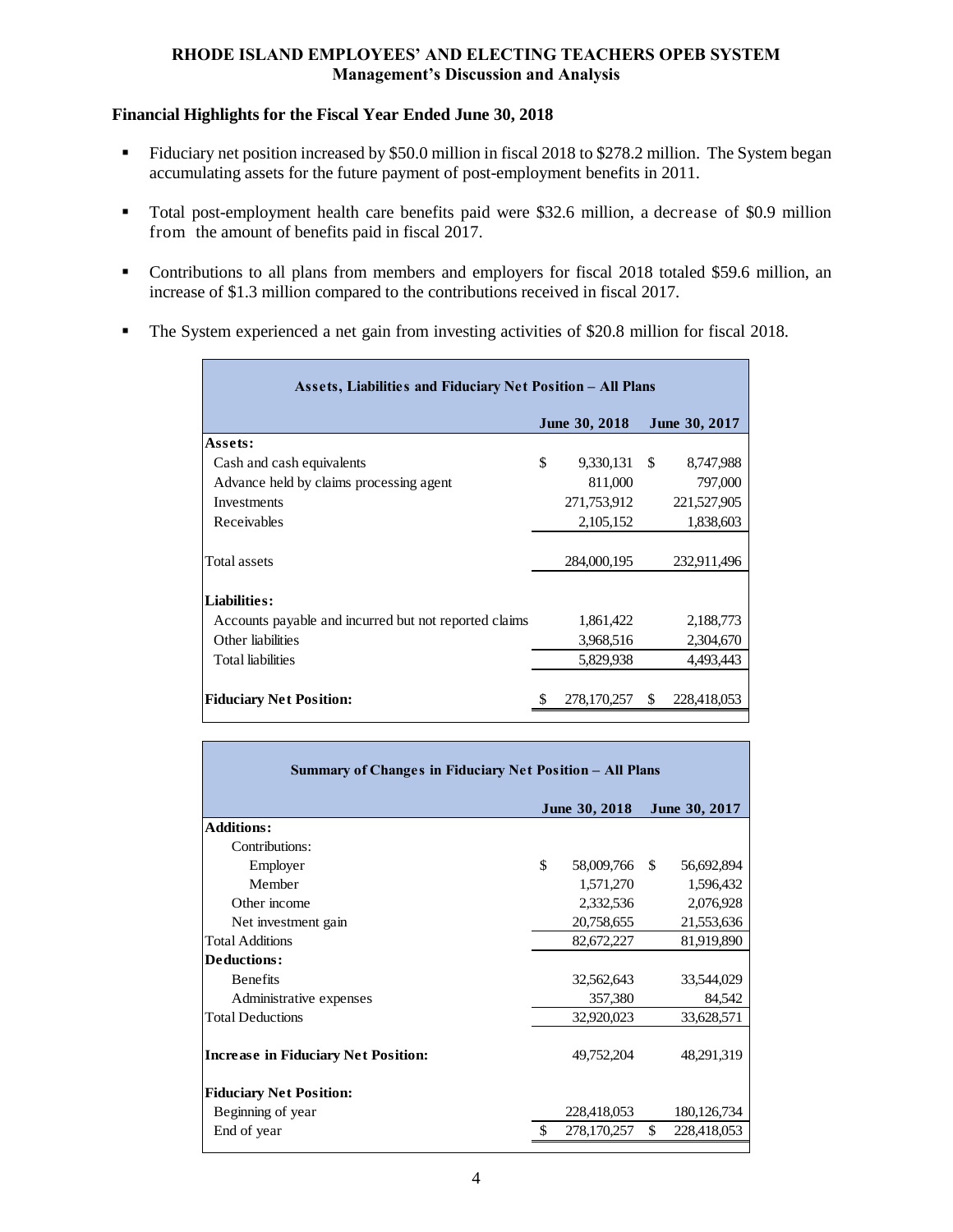# RHODE ISLAND EMPLOYEES' AND ELECTING TEACHERS OPEB SYSTEM
## Management's Discussion and Analysis

### Financial Highlights for the Fiscal Year Ended June 30, 2018

- Fiduciary net position increased by $50.0 million in fiscal 2018 to $278.2 million. The System began accumulating assets for the future payment of post-employment benefits in 2011.
- Total post-employment health care benefits paid were $32.6 million, a decrease of $0.9 million from the amount of benefits paid in fiscal 2017.
- Contributions to all plans from members and employers for fiscal 2018 totaled $59.6 million, an increase of $1.3 million compared to the contributions received in fiscal 2017.
- The System experienced a net gain from investing activities of $20.8 million for fiscal 2018.

**Assets, Liabilities and Fiduciary Net Position – All Plans**

| | June 30, 2018 | June 30, 2017 |
|---|---|---|
| **Assets:** | | |
| Cash and cash equivalents | $ 9,330,131 | $ 8,747,988 |
| Advance held by claims processing agent | 811,000 | 797,000 |
| Investments | 271,753,912 | 221,527,905 |
| Receivables | 2,105,152 | 1,838,603 |
| Total assets | 284,000,195 | 232,911,496 |
| **Liabilities:** | | |
| Accounts payable and incurred but not reported claims | 1,861,422 | 2,188,773 |
| Other liabilities | 3,968,516 | 2,304,670 |
| Total liabilities | 5,829,938 | 4,493,443 |
| **Fiduciary Net Position:** | $ 278,170,257 | $ 228,418,053 |

**Summary of Changes in Fiduciary Net Position – All Plans**

| | June 30, 2018 | June 30, 2017 |
|---|---|---|
| **Additions:** | | |
| Contributions: | | |
| Employer | $ 58,009,766 | $ 56,692,894 |
| Member | 1,571,270 | 1,596,432 |
| Other income | 2,332,536 | 2,076,928 |
| Net investment gain | 20,758,655 | 21,553,636 |
| Total Additions | 82,672,227 | 81,919,890 |
| **Deductions:** | | |
| Benefits | 32,562,643 | 33,544,029 |
| Administrative expenses | 357,380 | 84,542 |
| Total Deductions | 32,920,023 | 33,628,571 |
| **Increase in Fiduciary Net Position:** | 49,752,204 | 48,291,319 |
| **Fiduciary Net Position:** | | |
| Beginning of year | 228,418,053 | 180,126,734 |
| End of year | $ 278,170,257 | $ 228,418,053 |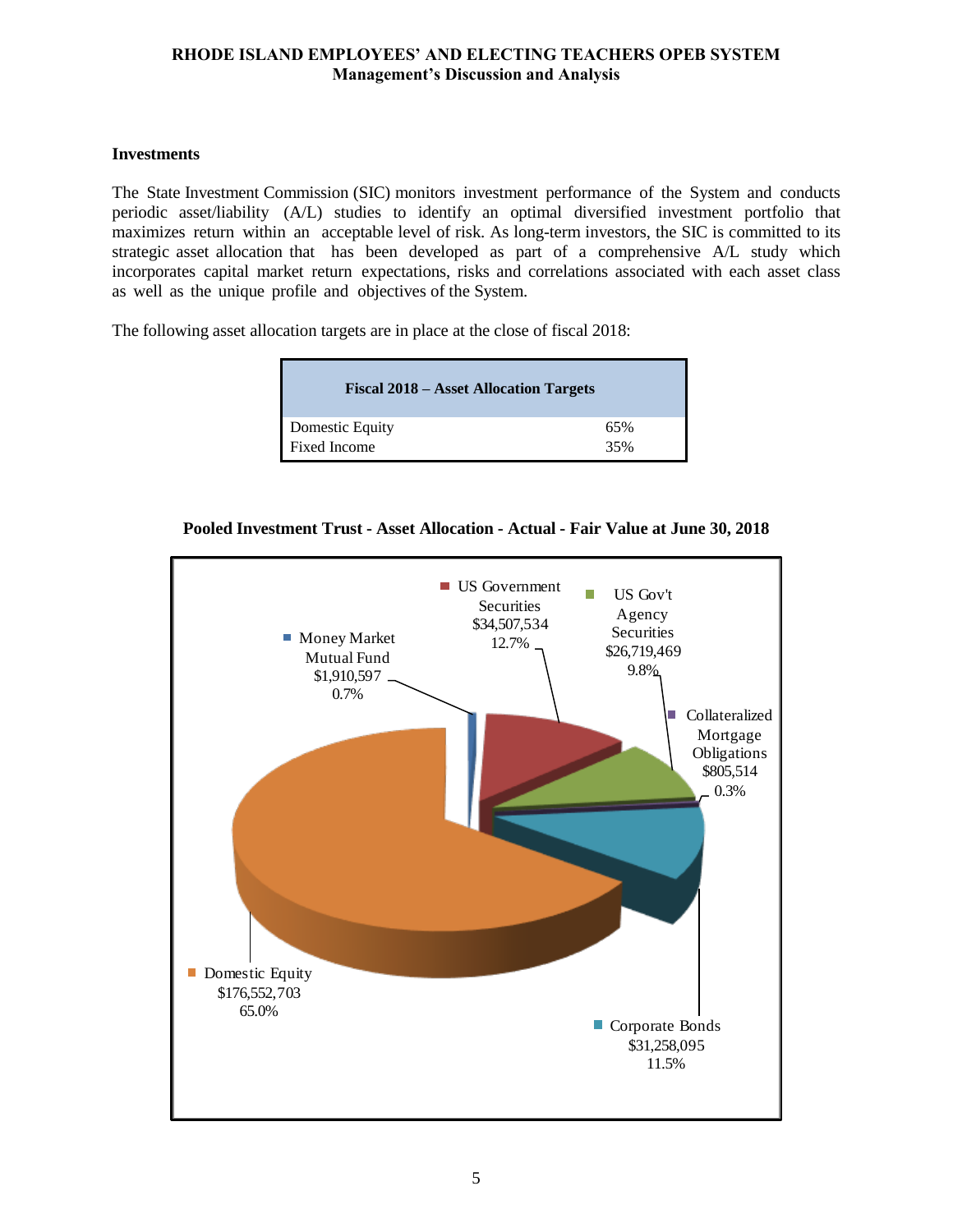### Investments

The State Investment Commission (SIC) monitors investment performance of the System and conducts periodic asset/liability (A/L) studies to identify an optimal diversified investment portfolio that maximizes return within an acceptable level of risk. As long-term investors, the SIC is committed to its strategic asset allocation that has been developed as part of a comprehensive A/L study which incorporates capital market return expectations, risks and correlations associated with each asset class as well as the unique profile and objectives of the System.

The following asset allocation targets are in place at the close of fiscal 2018:

| **Fiscal 2018 – Asset Allocation Targets** | |
|---|---|
| Domestic Equity | 65% |
| Fixed Income | 35% |

**Pooled Investment Trust - Asset Allocation - Actual - Fair Value at June 30, 2018**

| Asset Class | Fair Value | Percent |
|---|---|---|
| Money Market Mutual Fund | $1,910,597 | 0.7% |
| US Government Securities | $34,507,534 | 12.7% |
| US Gov't Agency Securities | $26,719,469 | 9.8% |
| Collateralized Mortgage Obligations | $805,514 | 0.3% |
| Corporate Bonds | $31,258,095 | 11.5% |
| Domestic Equity | $176,552,703 | 65.0% |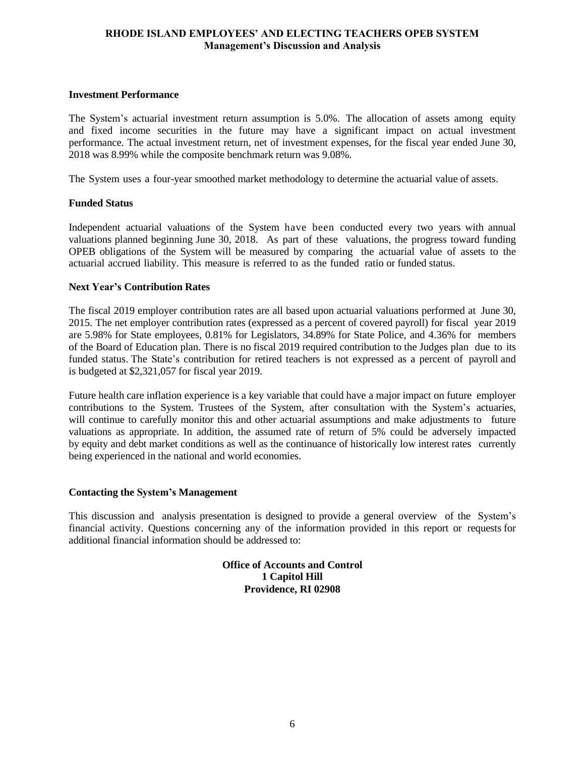### Investment Performance

The System's actuarial investment return assumption is 5.0%. The allocation of assets among equity and fixed income securities in the future may have a significant impact on actual investment performance. The actual investment return, net of investment expenses, for the fiscal year ended June 30, 2018 was 8.99% while the composite benchmark return was 9.08%.

The System uses a four-year smoothed market methodology to determine the actuarial value of assets.

### Funded Status

Independent actuarial valuations of the System have been conducted every two years with annual valuations planned beginning June 30, 2018. As part of these valuations, the progress toward funding OPEB obligations of the System will be measured by comparing the actuarial value of assets to the actuarial accrued liability. This measure is referred to as the funded ratio or funded status.

### Next Year's Contribution Rates

The fiscal 2019 employer contribution rates are all based upon actuarial valuations performed at June 30, 2015. The net employer contribution rates (expressed as a percent of covered payroll) for fiscal year 2019 are 5.98% for State employees, 0.81% for Legislators, 34.89% for State Police, and 4.36% for members of the Board of Education plan. There is no fiscal 2019 required contribution to the Judges plan due to its funded status. The State's contribution for retired teachers is not expressed as a percent of payroll and is budgeted at $2,321,057 for fiscal year 2019.

Future health care inflation experience is a key variable that could have a major impact on future employer contributions to the System. Trustees of the System, after consultation with the System's actuaries, will continue to carefully monitor this and other actuarial assumptions and make adjustments to future valuations as appropriate. In addition, the assumed rate of return of 5% could be adversely impacted by equity and debt market conditions as well as the continuance of historically low interest rates currently being experienced in the national and world economies.

### Contacting the System's Management

This discussion and analysis presentation is designed to provide a general overview of the System's financial activity. Questions concerning any of the information provided in this report or requests for additional financial information should be addressed to:

**Office of Accounts and Control**
**1 Capitol Hill**
**Providence, RI 02908**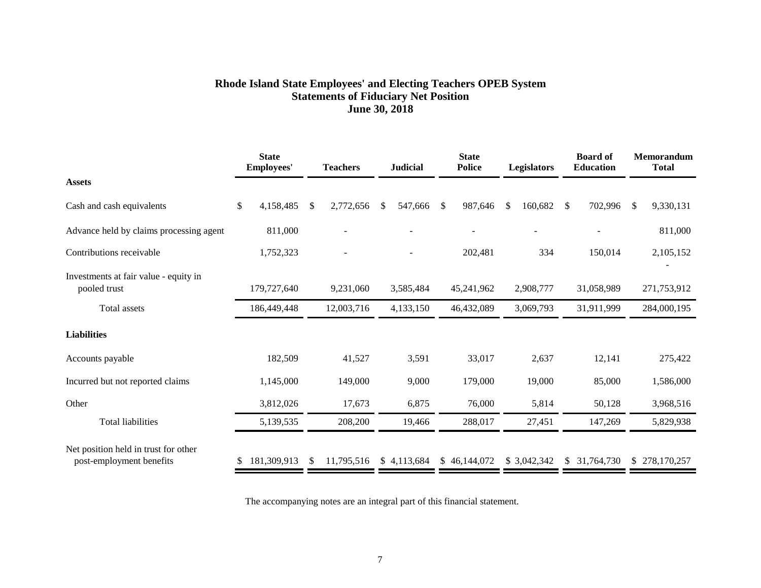# Rhode Island State Employees' and Electing Teachers OPEB System
## Statements of Fiduciary Net Position
### June 30, 2018

| | State Employees' | Teachers | Judicial | State Police | Legislators | Board of Education | Memorandum Total |
|---|---|---|---|---|---|---|---|
| **Assets** | | | | | | | |
| Cash and cash equivalents | $ 4,158,485 | $ 2,772,656 | $ 547,666 | $ 987,646 | $ 160,682 | $ 702,996 | $ 9,330,131 |
| Advance held by claims processing agent | 811,000 | - | - | - | - | - | 811,000 |
| Contributions receivable | 1,752,323 | - | - | 202,481 | 334 | 150,014 | 2,105,152 |
| Investments at fair value - equity in pooled trust | 179,727,640 | 9,231,060 | 3,585,484 | 45,241,962 | 2,908,777 | 31,058,989 | 271,753,912 |
| Total assets | 186,449,448 | 12,003,716 | 4,133,150 | 46,432,089 | 3,069,793 | 31,911,999 | 284,000,195 |
| **Liabilities** | | | | | | | |
| Accounts payable | 182,509 | 41,527 | 3,591 | 33,017 | 2,637 | 12,141 | 275,422 |
| Incurred but not reported claims | 1,145,000 | 149,000 | 9,000 | 179,000 | 19,000 | 85,000 | 1,586,000 |
| Other | 3,812,026 | 17,673 | 6,875 | 76,000 | 5,814 | 50,128 | 3,968,516 |
| Total liabilities | 5,139,535 | 208,200 | 19,466 | 288,017 | 27,451 | 147,269 | 5,829,938 |
| Net position held in trust for other post-employment benefits | $ 181,309,913 | $ 11,795,516 | $ 4,113,684 | $ 46,144,072 | $ 3,042,342 | $ 31,764,730 | $ 278,170,257 |

The accompanying notes are an integral part of this financial statement.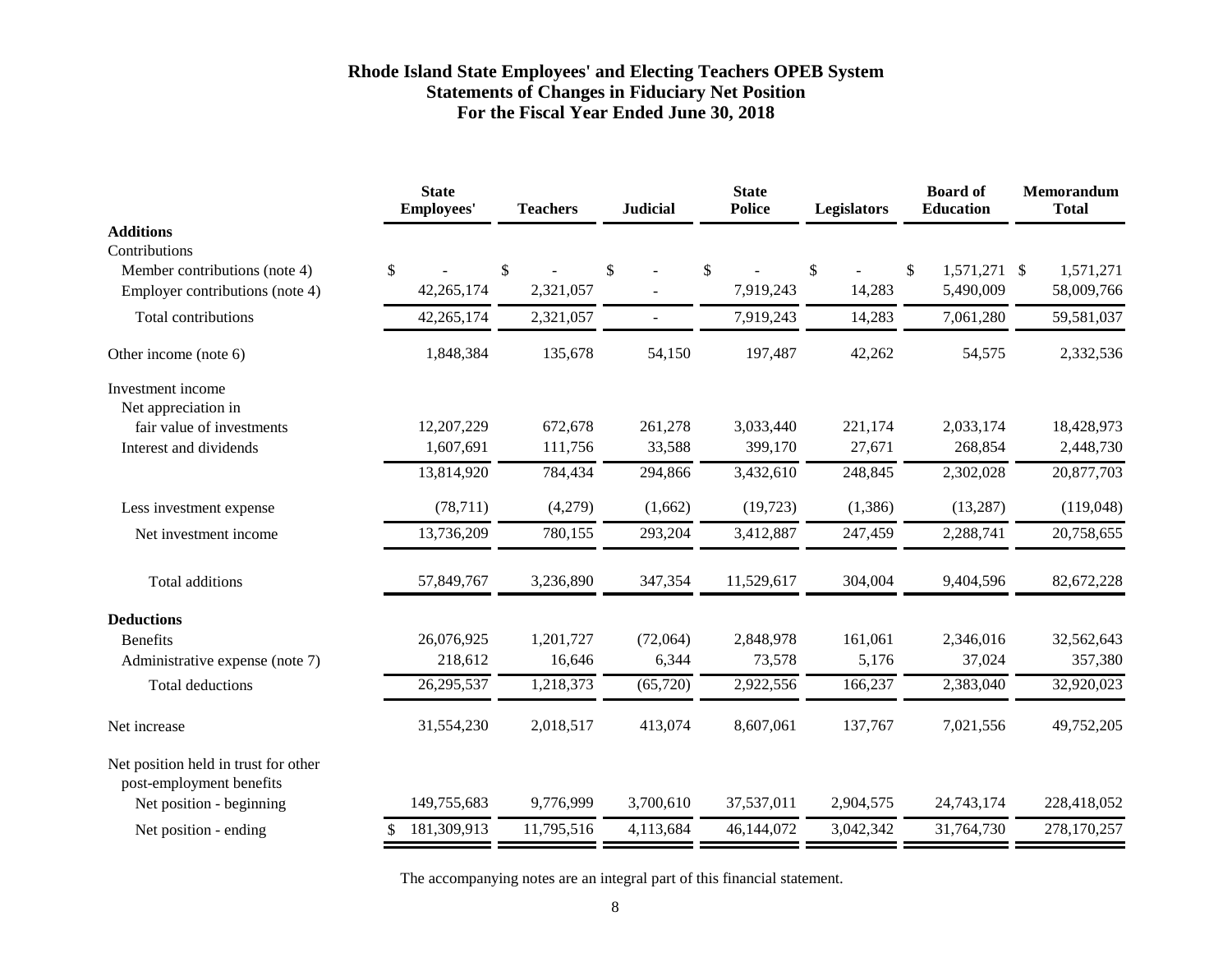# Rhode Island State Employees' and Electing Teachers OPEB System
## Statements of Changes in Fiduciary Net Position
## For the Fiscal Year Ended June 30, 2018

| | State Employees' | Teachers | Judicial | State Police | Legislators | Board of Education | Memorandum Total |
|---|---|---|---|---|---|---|---|
| **Additions** | | | | | | | |
| Contributions | | | | | | | |
| Member contributions (note 4) | $ - | $ - | $ - | $ - | $ - | $ 1,571,271 | $ 1,571,271 |
| Employer contributions (note 4) | 42,265,174 | 2,321,057 | - | 7,919,243 | 14,283 | 5,490,009 | 58,009,766 |
| Total contributions | 42,265,174 | 2,321,057 | - | 7,919,243 | 14,283 | 7,061,280 | 59,581,037 |
| Other income (note 6) | 1,848,384 | 135,678 | 54,150 | 197,487 | 42,262 | 54,575 | 2,332,536 |
| Investment income | | | | | | | |
| Net appreciation in fair value of investments | 12,207,229 | 672,678 | 261,278 | 3,033,440 | 221,174 | 2,033,174 | 18,428,973 |
| Interest and dividends | 1,607,691 | 111,756 | 33,588 | 399,170 | 27,671 | 268,854 | 2,448,730 |
| | 13,814,920 | 784,434 | 294,866 | 3,432,610 | 248,845 | 2,302,028 | 20,877,703 |
| Less investment expense | (78,711) | (4,279) | (1,662) | (19,723) | (1,386) | (13,287) | (119,048) |
| Net investment income | 13,736,209 | 780,155 | 293,204 | 3,412,887 | 247,459 | 2,288,741 | 20,758,655 |
| Total additions | 57,849,767 | 3,236,890 | 347,354 | 11,529,617 | 304,004 | 9,404,596 | 82,672,228 |
| **Deductions** | | | | | | | |
| Benefits | 26,076,925 | 1,201,727 | (72,064) | 2,848,978 | 161,061 | 2,346,016 | 32,562,643 |
| Administrative expense (note 7) | 218,612 | 16,646 | 6,344 | 73,578 | 5,176 | 37,024 | 357,380 |
| Total deductions | 26,295,537 | 1,218,373 | (65,720) | 2,922,556 | 166,237 | 2,383,040 | 32,920,023 |
| Net increase | 31,554,230 | 2,018,517 | 413,074 | 8,607,061 | 137,767 | 7,021,556 | 49,752,205 |
| Net position held in trust for other post-employment benefits | | | | | | | |
| Net position - beginning | 149,755,683 | 9,776,999 | 3,700,610 | 37,537,011 | 2,904,575 | 24,743,174 | 228,418,052 |
| Net position - ending | $ 181,309,913 | 11,795,516 | 4,113,684 | 46,144,072 | 3,042,342 | 31,764,730 | 278,170,257 |

The accompanying notes are an integral part of this financial statement.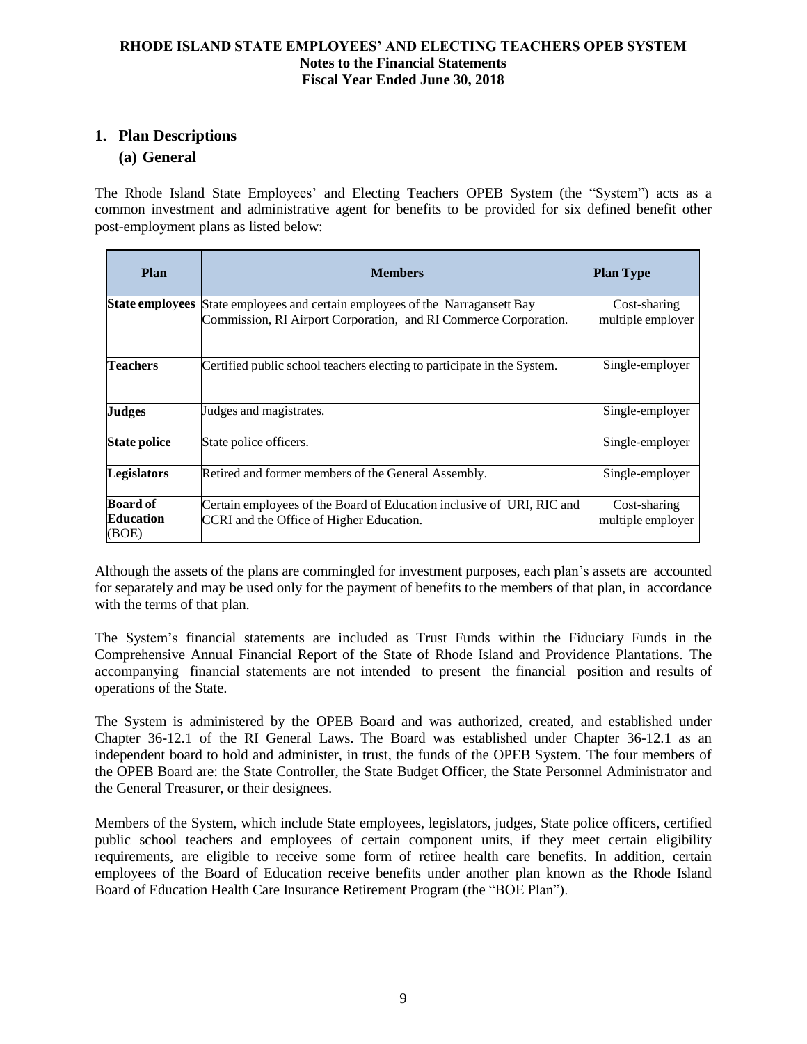## 1. Plan Descriptions

### (a) General

The Rhode Island State Employees' and Electing Teachers OPEB System (the "System") acts as a common investment and administrative agent for benefits to be provided for six defined benefit other post-employment plans as listed below:

| Plan | Members | Plan Type |
|---|---|---|
| **State employees** | State employees and certain employees of the Narragansett Bay Commission, RI Airport Corporation, and RI Commerce Corporation. | Cost-sharing multiple employer |
| **Teachers** | Certified public school teachers electing to participate in the System. | Single-employer |
| **Judges** | Judges and magistrates. | Single-employer |
| **State police** | State police officers. | Single-employer |
| **Legislators** | Retired and former members of the General Assembly. | Single-employer |
| **Board of Education** (BOE) | Certain employees of the Board of Education inclusive of URI, RIC and CCRI and the Office of Higher Education. | Cost-sharing multiple employer |

Although the assets of the plans are commingled for investment purposes, each plan's assets are accounted for separately and may be used only for the payment of benefits to the members of that plan, in accordance with the terms of that plan.

The System's financial statements are included as Trust Funds within the Fiduciary Funds in the Comprehensive Annual Financial Report of the State of Rhode Island and Providence Plantations. The accompanying financial statements are not intended to present the financial position and results of operations of the State.

The System is administered by the OPEB Board and was authorized, created, and established under Chapter 36-12.1 of the RI General Laws. The Board was established under Chapter 36-12.1 as an independent board to hold and administer, in trust, the funds of the OPEB System. The four members of the OPEB Board are: the State Controller, the State Budget Officer, the State Personnel Administrator and the General Treasurer, or their designees.

Members of the System, which include State employees, legislators, judges, State police officers, certified public school teachers and employees of certain component units, if they meet certain eligibility requirements, are eligible to receive some form of retiree health care benefits. In addition, certain employees of the Board of Education receive benefits under another plan known as the Rhode Island Board of Education Health Care Insurance Retirement Program (the "BOE Plan").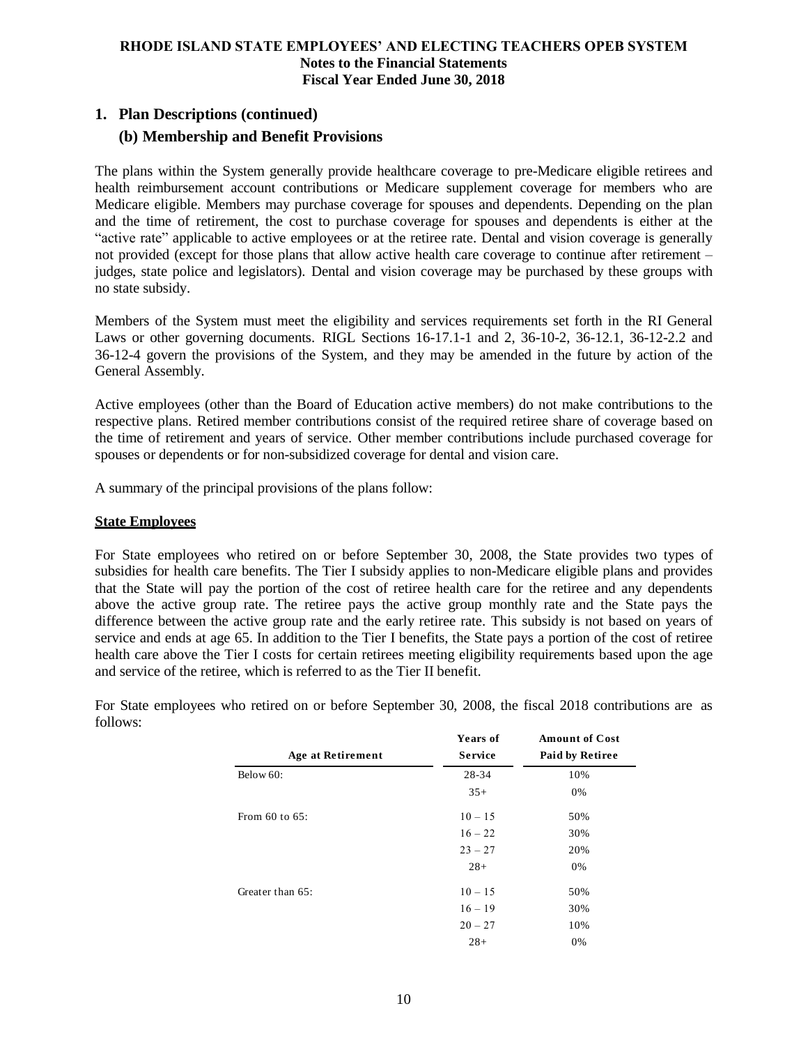## 1. Plan Descriptions (continued)

### (b) Membership and Benefit Provisions

The plans within the System generally provide healthcare coverage to pre-Medicare eligible retirees and health reimbursement account contributions or Medicare supplement coverage for members who are Medicare eligible. Members may purchase coverage for spouses and dependents. Depending on the plan and the time of retirement, the cost to purchase coverage for spouses and dependents is either at the "active rate" applicable to active employees or at the retiree rate. Dental and vision coverage is generally not provided (except for those plans that allow active health care coverage to continue after retirement – judges, state police and legislators). Dental and vision coverage may be purchased by these groups with no state subsidy.

Members of the System must meet the eligibility and services requirements set forth in the RI General Laws or other governing documents. RIGL Sections 16-17.1-1 and 2, 36-10-2, 36-12.1, 36-12-2.2 and 36-12-4 govern the provisions of the System, and they may be amended in the future by action of the General Assembly.

Active employees (other than the Board of Education active members) do not make contributions to the respective plans. Retired member contributions consist of the required retiree share of coverage based on the time of retirement and years of service. Other member contributions include purchased coverage for spouses or dependents or for non-subsidized coverage for dental and vision care.

A summary of the principal provisions of the plans follow:

**State Employees**

For State employees who retired on or before September 30, 2008, the State provides two types of subsidies for health care benefits. The Tier I subsidy applies to non-Medicare eligible plans and provides that the State will pay the portion of the cost of retiree health care for the retiree and any dependents above the active group rate. The retiree pays the active group monthly rate and the State pays the difference between the active group rate and the early retiree rate. This subsidy is not based on years of service and ends at age 65. In addition to the Tier I benefits, the State pays a portion of the cost of retiree health care above the Tier I costs for certain retirees meeting eligibility requirements based upon the age and service of the retiree, which is referred to as the Tier II benefit.

For State employees who retired on or before September 30, 2008, the fiscal 2018 contributions are as follows:

| Age at Retirement | Years of Service | Amount of Cost Paid by Retiree |
|---|---|---|
| Below 60: | 28-34 | 10% |
| | 35+ | 0% |
| From 60 to 65: | 10 – 15 | 50% |
| | 16 – 22 | 30% |
| | 23 – 27 | 20% |
| | 28+ | 0% |
| Greater than 65: | 10 – 15 | 50% |
| | 16 – 19 | 30% |
| | 20 – 27 | 10% |
| | 28+ | 0% |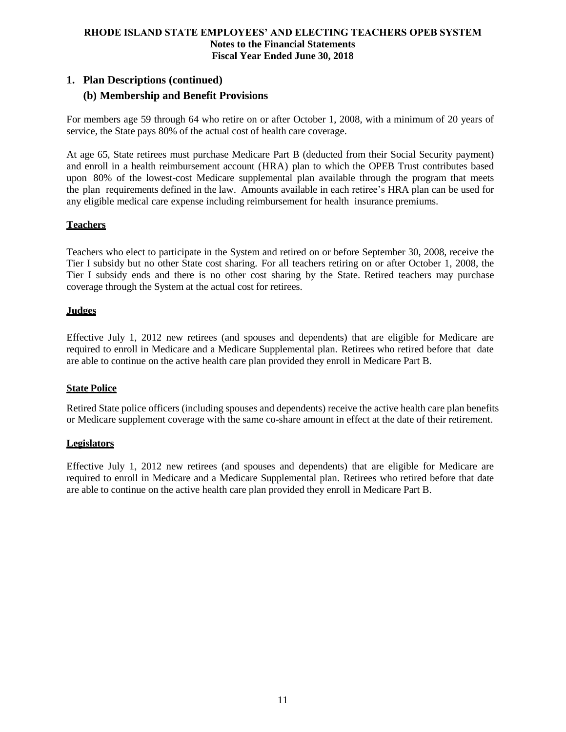## 1. Plan Descriptions (continued)

### (b) Membership and Benefit Provisions

For members age 59 through 64 who retire on or after October 1, 2008, with a minimum of 20 years of service, the State pays 80% of the actual cost of health care coverage.

At age 65, State retirees must purchase Medicare Part B (deducted from their Social Security payment) and enroll in a health reimbursement account (HRA) plan to which the OPEB Trust contributes based upon 80% of the lowest-cost Medicare supplemental plan available through the program that meets the plan requirements defined in the law. Amounts available in each retiree's HRA plan can be used for any eligible medical care expense including reimbursement for health insurance premiums.

**Teachers**

Teachers who elect to participate in the System and retired on or before September 30, 2008, receive the Tier I subsidy but no other State cost sharing. For all teachers retiring on or after October 1, 2008, the Tier I subsidy ends and there is no other cost sharing by the State. Retired teachers may purchase coverage through the System at the actual cost for retirees.

**Judges**

Effective July 1, 2012 new retirees (and spouses and dependents) that are eligible for Medicare are required to enroll in Medicare and a Medicare Supplemental plan. Retirees who retired before that date are able to continue on the active health care plan provided they enroll in Medicare Part B.

**State Police**

Retired State police officers (including spouses and dependents) receive the active health care plan benefits or Medicare supplement coverage with the same co-share amount in effect at the date of their retirement.

**Legislators**

Effective July 1, 2012 new retirees (and spouses and dependents) that are eligible for Medicare are required to enroll in Medicare and a Medicare Supplemental plan. Retirees who retired before that date are able to continue on the active health care plan provided they enroll in Medicare Part B.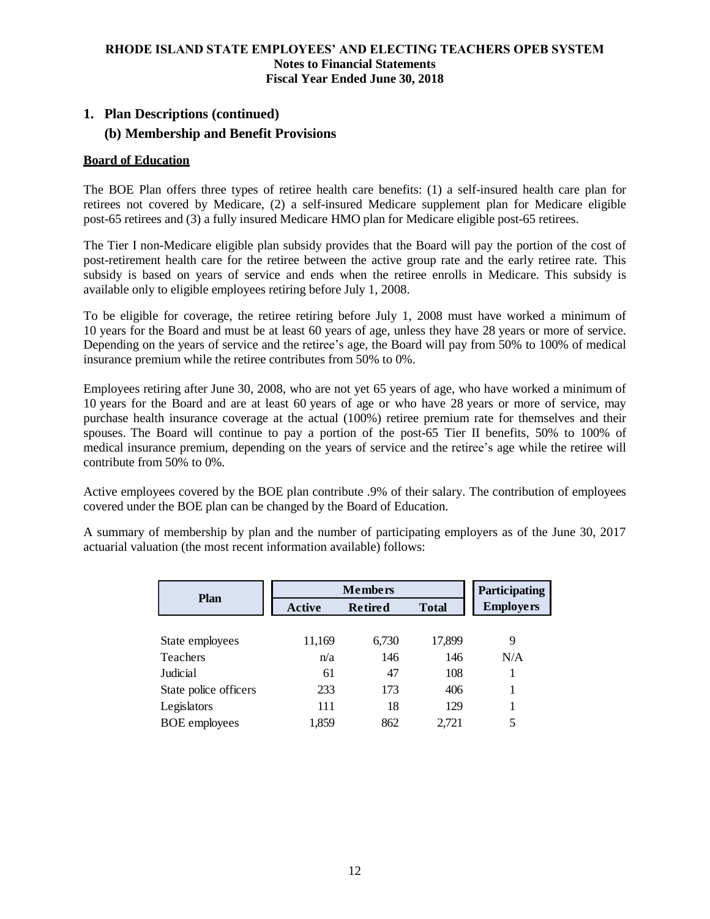**RHODE ISLAND STATE EMPLOYEES' AND ELECTING TEACHERS OPEB SYSTEM**
**Notes to Financial Statements**
**Fiscal Year Ended June 30, 2018**

## 1. Plan Descriptions (continued)

### (b) Membership and Benefit Provisions

**Board of Education**

The BOE Plan offers three types of retiree health care benefits: (1) a self-insured health care plan for retirees not covered by Medicare, (2) a self-insured Medicare supplement plan for Medicare eligible post-65 retirees and (3) a fully insured Medicare HMO plan for Medicare eligible post-65 retirees.

The Tier I non-Medicare eligible plan subsidy provides that the Board will pay the portion of the cost of post-retirement health care for the retiree between the active group rate and the early retiree rate. This subsidy is based on years of service and ends when the retiree enrolls in Medicare. This subsidy is available only to eligible employees retiring before July 1, 2008.

To be eligible for coverage, the retiree retiring before July 1, 2008 must have worked a minimum of 10 years for the Board and must be at least 60 years of age, unless they have 28 years or more of service. Depending on the years of service and the retiree's age, the Board will pay from 50% to 100% of medical insurance premium while the retiree contributes from 50% to 0%.

Employees retiring after June 30, 2008, who are not yet 65 years of age, who have worked a minimum of 10 years for the Board and are at least 60 years of age or who have 28 years or more of service, may purchase health insurance coverage at the actual (100%) retiree premium rate for themselves and their spouses. The Board will continue to pay a portion of the post-65 Tier II benefits, 50% to 100% of medical insurance premium, depending on the years of service and the retiree's age while the retiree will contribute from 50% to 0%.

Active employees covered by the BOE plan contribute .9% of their salary. The contribution of employees covered under the BOE plan can be changed by the Board of Education.

A summary of membership by plan and the number of participating employers as of the June 30, 2017 actuarial valuation (the most recent information available) follows:

| Plan | Members | | | Participating |
|---|---|---|---|---|
| | Active | Retired | Total | Employers |
| State employees | 11,169 | 6,730 | 17,899 | 9 |
| Teachers | n/a | 146 | 146 | N/A |
| Judicial | 61 | 47 | 108 | 1 |
| State police officers | 233 | 173 | 406 | 1 |
| Legislators | 111 | 18 | 129 | 1 |
| BOE employees | 1,859 | 862 | 2,721 | 5 |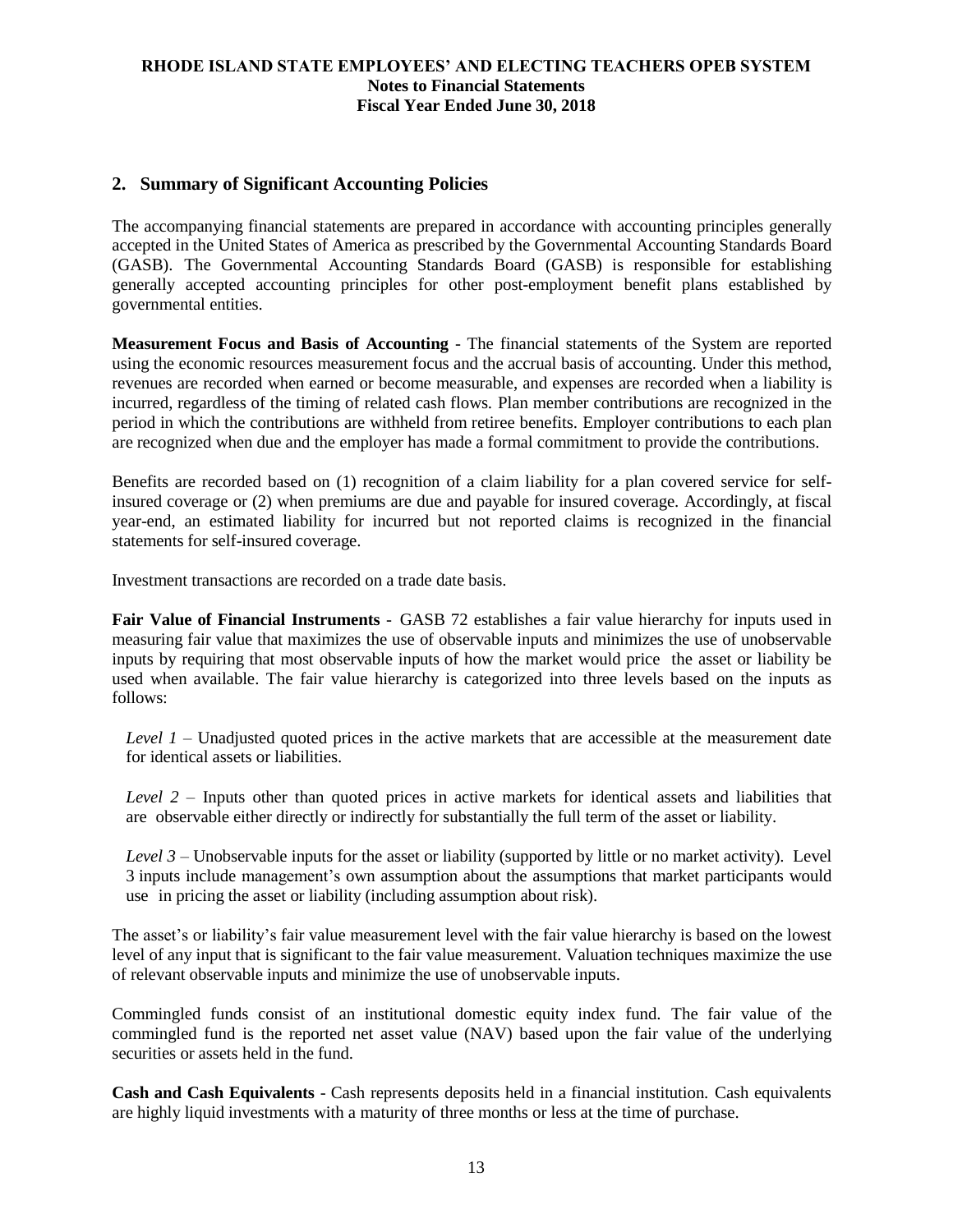## 2. Summary of Significant Accounting Policies

The accompanying financial statements are prepared in accordance with accounting principles generally accepted in the United States of America as prescribed by the Governmental Accounting Standards Board (GASB). The Governmental Accounting Standards Board (GASB) is responsible for establishing generally accepted accounting principles for other post-employment benefit plans established by governmental entities.

**Measurement Focus and Basis of Accounting** - The financial statements of the System are reported using the economic resources measurement focus and the accrual basis of accounting. Under this method, revenues are recorded when earned or become measurable, and expenses are recorded when a liability is incurred, regardless of the timing of related cash flows. Plan member contributions are recognized in the period in which the contributions are withheld from retiree benefits. Employer contributions to each plan are recognized when due and the employer has made a formal commitment to provide the contributions.

Benefits are recorded based on (1) recognition of a claim liability for a plan covered service for self-insured coverage or (2) when premiums are due and payable for insured coverage. Accordingly, at fiscal year-end, an estimated liability for incurred but not reported claims is recognized in the financial statements for self-insured coverage.

Investment transactions are recorded on a trade date basis.

**Fair Value of Financial Instruments** - GASB 72 establishes a fair value hierarchy for inputs used in measuring fair value that maximizes the use of observable inputs and minimizes the use of unobservable inputs by requiring that most observable inputs of how the market would price the asset or liability be used when available. The fair value hierarchy is categorized into three levels based on the inputs as follows:

*Level 1* – Unadjusted quoted prices in the active markets that are accessible at the measurement date for identical assets or liabilities.

*Level 2* – Inputs other than quoted prices in active markets for identical assets and liabilities that are observable either directly or indirectly for substantially the full term of the asset or liability.

*Level 3* – Unobservable inputs for the asset or liability (supported by little or no market activity). Level 3 inputs include management's own assumption about the assumptions that market participants would use in pricing the asset or liability (including assumption about risk).

The asset's or liability's fair value measurement level with the fair value hierarchy is based on the lowest level of any input that is significant to the fair value measurement. Valuation techniques maximize the use of relevant observable inputs and minimize the use of unobservable inputs.

Commingled funds consist of an institutional domestic equity index fund. The fair value of the commingled fund is the reported net asset value (NAV) based upon the fair value of the underlying securities or assets held in the fund.

**Cash and Cash Equivalents** - Cash represents deposits held in a financial institution. Cash equivalents are highly liquid investments with a maturity of three months or less at the time of purchase.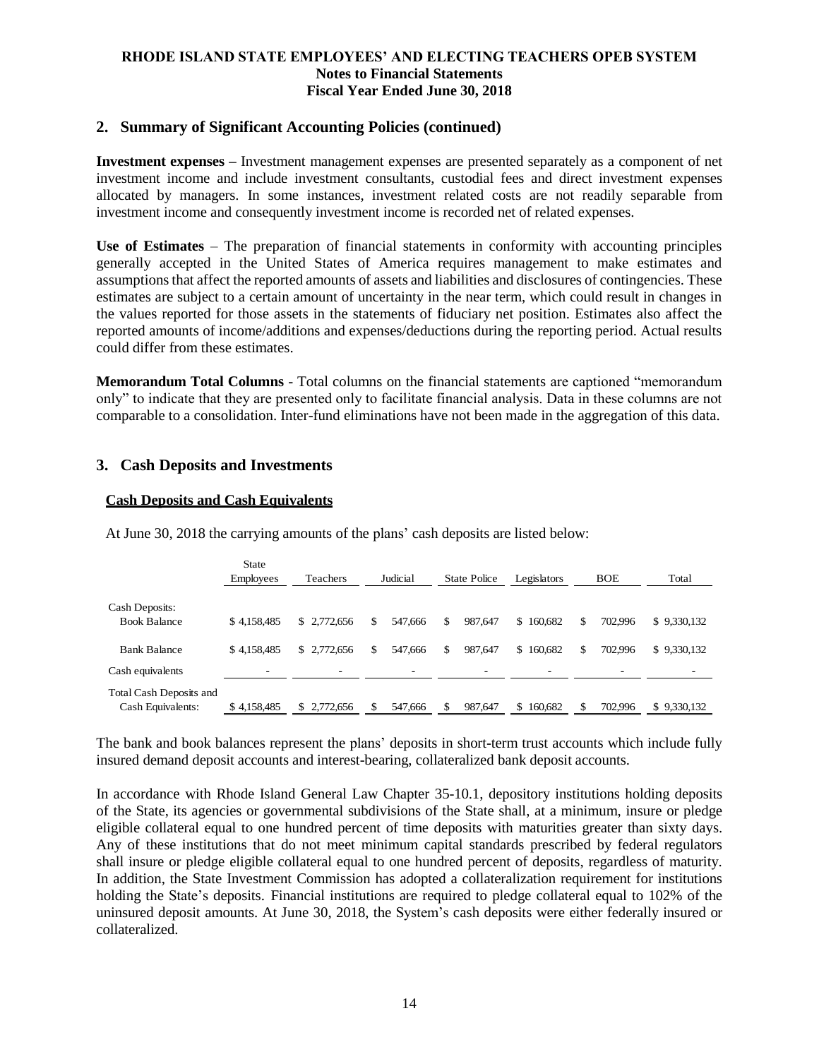## 2. Summary of Significant Accounting Policies (continued)

**Investment expenses –** Investment management expenses are presented separately as a component of net investment income and include investment consultants, custodial fees and direct investment expenses allocated by managers. In some instances, investment related costs are not readily separable from investment income and consequently investment income is recorded net of related expenses.

**Use of Estimates** – The preparation of financial statements in conformity with accounting principles generally accepted in the United States of America requires management to make estimates and assumptions that affect the reported amounts of assets and liabilities and disclosures of contingencies. These estimates are subject to a certain amount of uncertainty in the near term, which could result in changes in the values reported for those assets in the statements of fiduciary net position. Estimates also affect the reported amounts of income/additions and expenses/deductions during the reporting period. Actual results could differ from these estimates.

**Memorandum Total Columns** - Total columns on the financial statements are captioned "memorandum only" to indicate that they are presented only to facilitate financial analysis. Data in these columns are not comparable to a consolidation. Inter-fund eliminations have not been made in the aggregation of this data.

## 3. Cash Deposits and Investments

### Cash Deposits and Cash Equivalents

At June 30, 2018 the carrying amounts of the plans' cash deposits are listed below:

| | State Employees | Teachers | Judicial | State Police | Legislators | BOE | Total |
|---|---|---|---|---|---|---|---|
| Cash Deposits: | | | | | | | |
| Book Balance | $ 4,158,485 | $ 2,772,656 | $ 547,666 | $ 987,647 | $ 160,682 | $ 702,996 | $ 9,330,132 |
| Bank Balance | $ 4,158,485 | $ 2,772,656 | $ 547,666 | $ 987,647 | $ 160,682 | $ 702,996 | $ 9,330,132 |
| Cash equivalents | - | - | - | - | - | - | - |
| Total Cash Deposits and Cash Equivalents: | $ 4,158,485 | $ 2,772,656 | $ 547,666 | $ 987,647 | $ 160,682 | $ 702,996 | $ 9,330,132 |

The bank and book balances represent the plans' deposits in short-term trust accounts which include fully insured demand deposit accounts and interest-bearing, collateralized bank deposit accounts.

In accordance with Rhode Island General Law Chapter 35-10.1, depository institutions holding deposits of the State, its agencies or governmental subdivisions of the State shall, at a minimum, insure or pledge eligible collateral equal to one hundred percent of time deposits with maturities greater than sixty days. Any of these institutions that do not meet minimum capital standards prescribed by federal regulators shall insure or pledge eligible collateral equal to one hundred percent of deposits, regardless of maturity. In addition, the State Investment Commission has adopted a collateralization requirement for institutions holding the State's deposits. Financial institutions are required to pledge collateral equal to 102% of the uninsured deposit amounts. At June 30, 2018, the System's cash deposits were either federally insured or collateralized.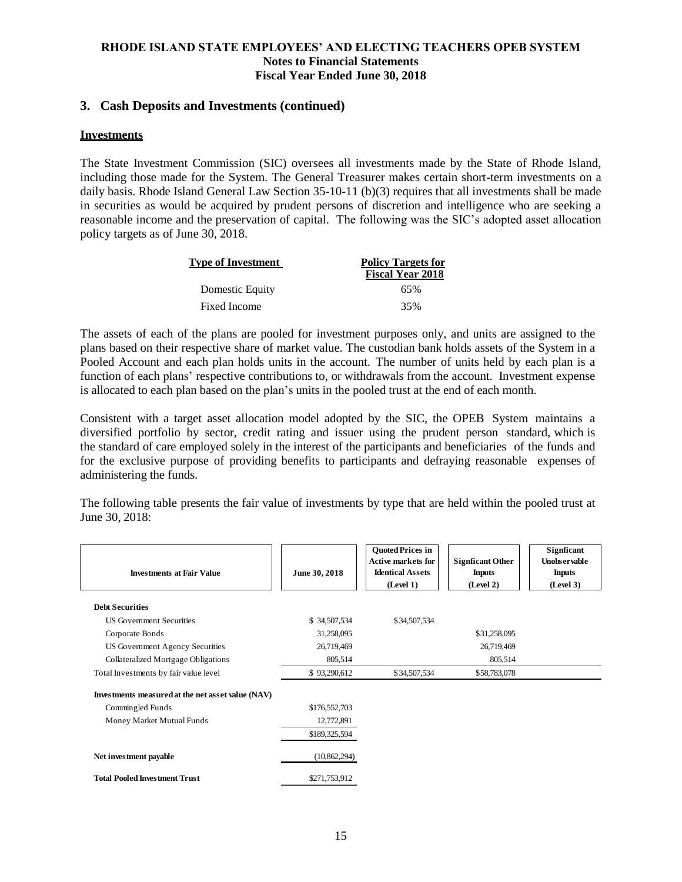## 3. Cash Deposits and Investments (continued)

### Investments

The State Investment Commission (SIC) oversees all investments made by the State of Rhode Island, including those made for the System. The General Treasurer makes certain short-term investments on a daily basis. Rhode Island General Law Section 35-10-11 (b)(3) requires that all investments shall be made in securities as would be acquired by prudent persons of discretion and intelligence who are seeking a reasonable income and the preservation of capital. The following was the SIC's adopted asset allocation policy targets as of June 30, 2018.

| Type of Investment | Policy Targets for Fiscal Year 2018 |
|---|---|
| Domestic Equity | 65% |
| Fixed Income | 35% |

The assets of each of the plans are pooled for investment purposes only, and units are assigned to the plans based on their respective share of market value. The custodian bank holds assets of the System in a Pooled Account and each plan holds units in the account. The number of units held by each plan is a function of each plans' respective contributions to, or withdrawals from the account. Investment expense is allocated to each plan based on the plan's units in the pooled trust at the end of each month.

Consistent with a target asset allocation model adopted by the SIC, the OPEB System maintains a diversified portfolio by sector, credit rating and issuer using the prudent person standard, which is the standard of care employed solely in the interest of the participants and beneficiaries of the funds and for the exclusive purpose of providing benefits to participants and defraying reasonable expenses of administering the funds.

The following table presents the fair value of investments by type that are held within the pooled trust at June 30, 2018:

| Investments at Fair Value | June 30, 2018 | Quoted Prices in Active markets for Identical Assets (Level 1) | Signficant Other Inputs (Level 2) | Signficant Unobservable Inputs (Level 3) |
|---|---|---|---|---|
| **Debt Securities** | | | | |
| US Government Securities | $ 34,507,534 | $34,507,534 | | |
| Corporate Bonds | 31,258,095 | | $31,258,095 | |
| US Government Agency Securities | 26,719,469 | | 26,719,469 | |
| Collateralized Mortgage Obligations | 805,514 | | 805,514 | |
| Total Investments by fair value level | $ 93,290,612 | $34,507,534 | $58,783,078 | |
| **Investments measured at the net asset value (NAV)** | | | | |
| Commingled Funds | $176,552,703 | | | |
| Money Market Mutual Funds | 12,772,891 | | | |
| | $189,325,594 | | | |
| **Net investment payable** | (10,862,294) | | | |
| **Total Pooled Investment Trust** | $271,753,912 | | | |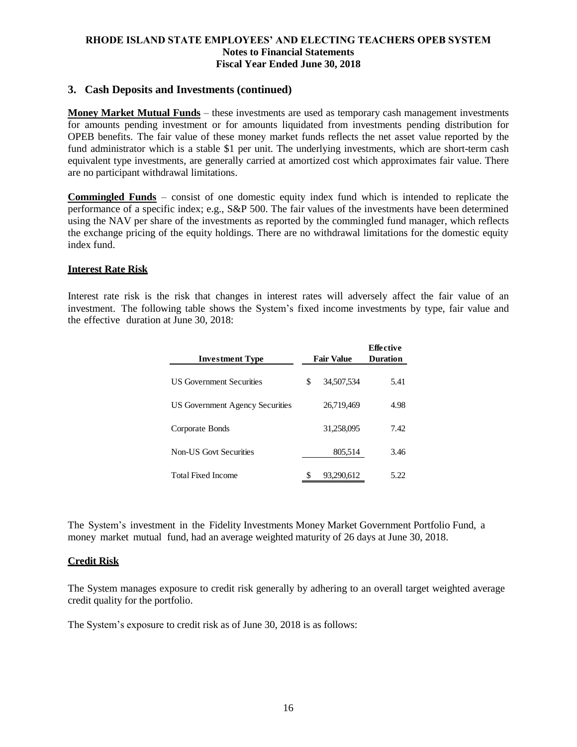## 3. Cash Deposits and Investments (continued)

**Money Market Mutual Funds** – these investments are used as temporary cash management investments for amounts pending investment or for amounts liquidated from investments pending distribution for OPEB benefits. The fair value of these money market funds reflects the net asset value reported by the fund administrator which is a stable $1 per unit. The underlying investments, which are short-term cash equivalent type investments, are generally carried at amortized cost which approximates fair value. There are no participant withdrawal limitations.

**Commingled Funds** – consist of one domestic equity index fund which is intended to replicate the performance of a specific index; e.g., S&P 500. The fair values of the investments have been determined using the NAV per share of the investments as reported by the commingled fund manager, which reflects the exchange pricing of the equity holdings. There are no withdrawal limitations for the domestic equity index fund.

### Interest Rate Risk

Interest rate risk is the risk that changes in interest rates will adversely affect the fair value of an investment. The following table shows the System's fixed income investments by type, fair value and the effective duration at June 30, 2018:

| Investment Type | Fair Value | Effective Duration |
|---|---|---|
| US Government Securities | $ 34,507,534 | 5.41 |
| US Government Agency Securities | 26,719,469 | 4.98 |
| Corporate Bonds | 31,258,095 | 7.42 |
| Non-US Govt Securities | 805,514 | 3.46 |
| Total Fixed Income | $ 93,290,612 | 5.22 |

The System's investment in the Fidelity Investments Money Market Government Portfolio Fund, a money market mutual fund, had an average weighted maturity of 26 days at June 30, 2018.

### Credit Risk

The System manages exposure to credit risk generally by adhering to an overall target weighted average credit quality for the portfolio.

The System's exposure to credit risk as of June 30, 2018 is as follows: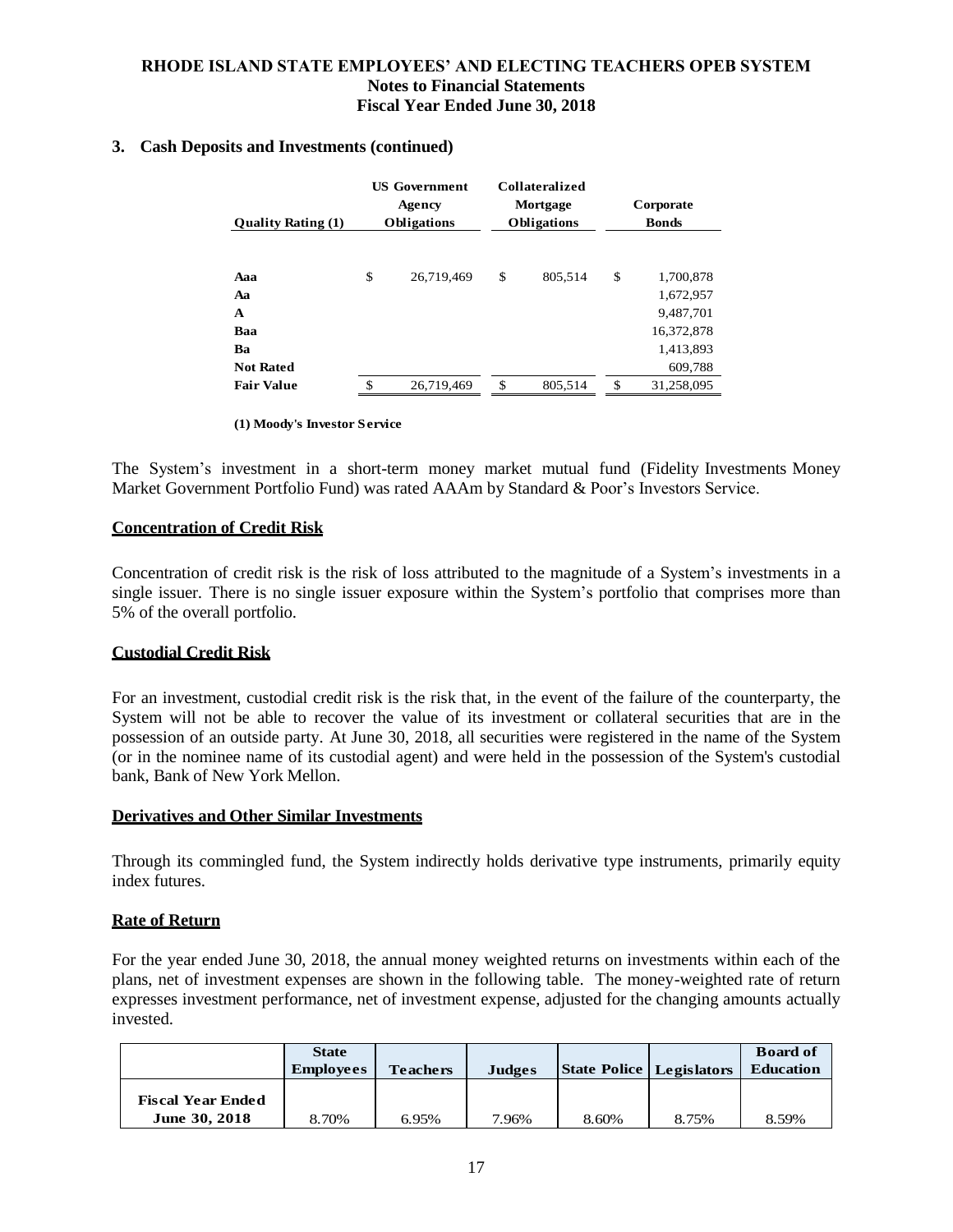## 3. Cash Deposits and Investments (continued)

| Quality Rating (1) | US Government Agency Obligations | Collateralized Mortgage Obligations | Corporate Bonds |
|---|---|---|---|
| Aaa | $ 26,719,469 | $ 805,514 | $ 1,700,878 |
| Aa | | | 1,672,957 |
| A | | | 9,487,701 |
| Baa | | | 16,372,878 |
| Ba | | | 1,413,893 |
| Not Rated | | | 609,788 |
| Fair Value | $ 26,719,469 | $ 805,514 | $ 31,258,095 |

**(1) Moody's Investor Service**

The System's investment in a short-term money market mutual fund (Fidelity Investments Money Market Government Portfolio Fund) was rated AAAm by Standard & Poor's Investors Service.

### Concentration of Credit Risk

Concentration of credit risk is the risk of loss attributed to the magnitude of a System's investments in a single issuer. There is no single issuer exposure within the System's portfolio that comprises more than 5% of the overall portfolio.

### Custodial Credit Risk

For an investment, custodial credit risk is the risk that, in the event of the failure of the counterparty, the System will not be able to recover the value of its investment or collateral securities that are in the possession of an outside party. At June 30, 2018, all securities were registered in the name of the System (or in the nominee name of its custodial agent) and were held in the possession of the System's custodial bank, Bank of New York Mellon.

### Derivatives and Other Similar Investments

Through its commingled fund, the System indirectly holds derivative type instruments, primarily equity index futures.

### Rate of Return

For the year ended June 30, 2018, the annual money weighted returns on investments within each of the plans, net of investment expenses are shown in the following table. The money-weighted rate of return expresses investment performance, net of investment expense, adjusted for the changing amounts actually invested.

| | State Employees | Teachers | Judges | State Police | Legislators | Board of Education |
|---|---|---|---|---|---|---|
| Fiscal Year Ended June 30, 2018 | 8.70% | 6.95% | 7.96% | 8.60% | 8.75% | 8.59% |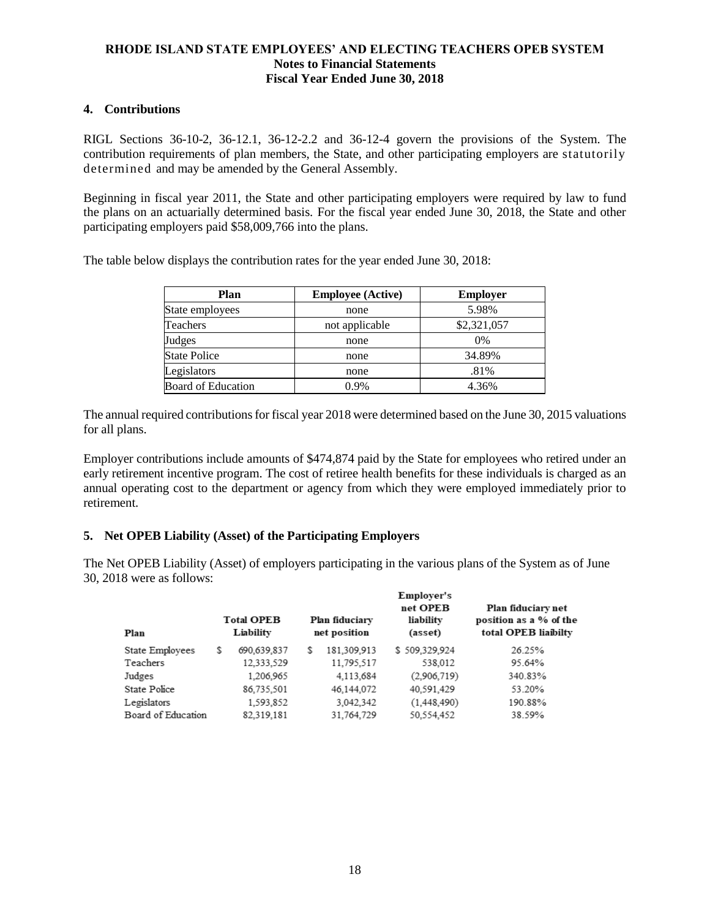## 4. Contributions

RIGL Sections 36-10-2, 36-12.1, 36-12-2.2 and 36-12-4 govern the provisions of the System. The contribution requirements of plan members, the State, and other participating employers are statutorily determined and may be amended by the General Assembly.

Beginning in fiscal year 2011, the State and other participating employers were required by law to fund the plans on an actuarially determined basis. For the fiscal year ended June 30, 2018, the State and other participating employers paid $58,009,766 into the plans.

The table below displays the contribution rates for the year ended June 30, 2018:

| Plan | Employee (Active) | Employer |
|---|---|---|
| State employees | none | 5.98% |
| Teachers | not applicable | $2,321,057 |
| Judges | none | 0% |
| State Police | none | 34.89% |
| Legislators | none | .81% |
| Board of Education | 0.9% | 4.36% |

The annual required contributions for fiscal year 2018 were determined based on the June 30, 2015 valuations for all plans.

Employer contributions include amounts of $474,874 paid by the State for employees who retired under an early retirement incentive program. The cost of retiree health benefits for these individuals is charged as an annual operating cost to the department or agency from which they were employed immediately prior to retirement.

## 5. Net OPEB Liability (Asset) of the Participating Employers

The Net OPEB Liability (Asset) of employers participating in the various plans of the System as of June 30, 2018 were as follows:

| Plan | Total OPEB Liability | Plan fiduciary net position | Employer's net OPEB liability (asset) | Plan fiduciary net position as a % of the total OPEB liaibilty |
|---|---|---|---|---|
| State Employees | $ 690,639,837 | $ 181,309,913 | $ 509,329,924 | 26.25% |
| Teachers | 12,333,529 | 11,795,517 | 538,012 | 95.64% |
| Judges | 1,206,965 | 4,113,684 | (2,906,719) | 340.83% |
| State Police | 86,735,501 | 46,144,072 | 40,591,429 | 53.20% |
| Legislators | 1,593,852 | 3,042,342 | (1,448,490) | 190.88% |
| Board of Education | 82,319,181 | 31,764,729 | 50,554,452 | 38.59% |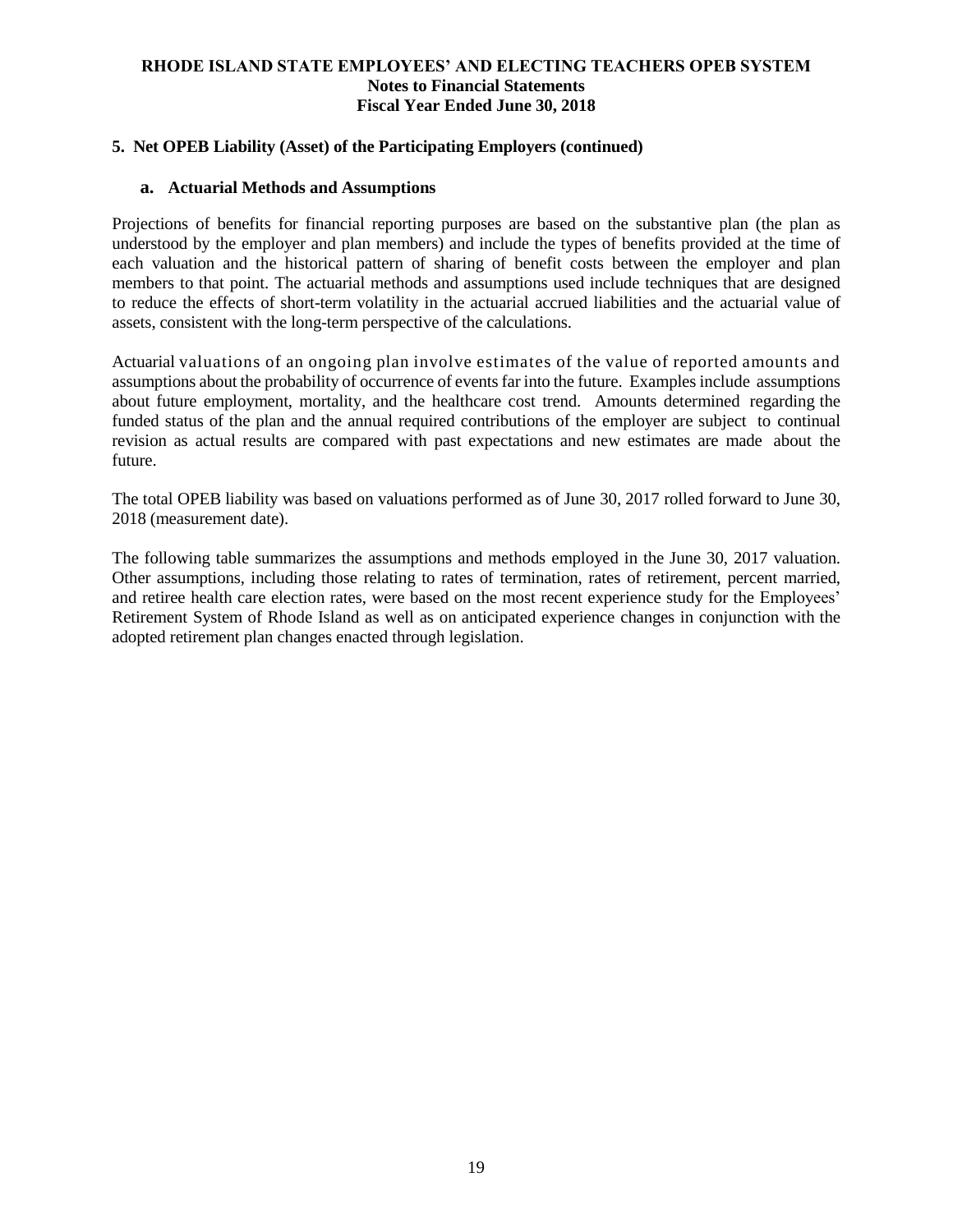## 5. Net OPEB Liability (Asset) of the Participating Employers (continued)

### a. Actuarial Methods and Assumptions

Projections of benefits for financial reporting purposes are based on the substantive plan (the plan as understood by the employer and plan members) and include the types of benefits provided at the time of each valuation and the historical pattern of sharing of benefit costs between the employer and plan members to that point. The actuarial methods and assumptions used include techniques that are designed to reduce the effects of short-term volatility in the actuarial accrued liabilities and the actuarial value of assets, consistent with the long-term perspective of the calculations.

Actuarial valuations of an ongoing plan involve estimates of the value of reported amounts and assumptions about the probability of occurrence of events far into the future. Examples include assumptions about future employment, mortality, and the healthcare cost trend. Amounts determined regarding the funded status of the plan and the annual required contributions of the employer are subject to continual revision as actual results are compared with past expectations and new estimates are made about the future.

The total OPEB liability was based on valuations performed as of June 30, 2017 rolled forward to June 30, 2018 (measurement date).

The following table summarizes the assumptions and methods employed in the June 30, 2017 valuation. Other assumptions, including those relating to rates of termination, rates of retirement, percent married, and retiree health care election rates, were based on the most recent experience study for the Employees' Retirement System of Rhode Island as well as on anticipated experience changes in conjunction with the adopted retirement plan changes enacted through legislation.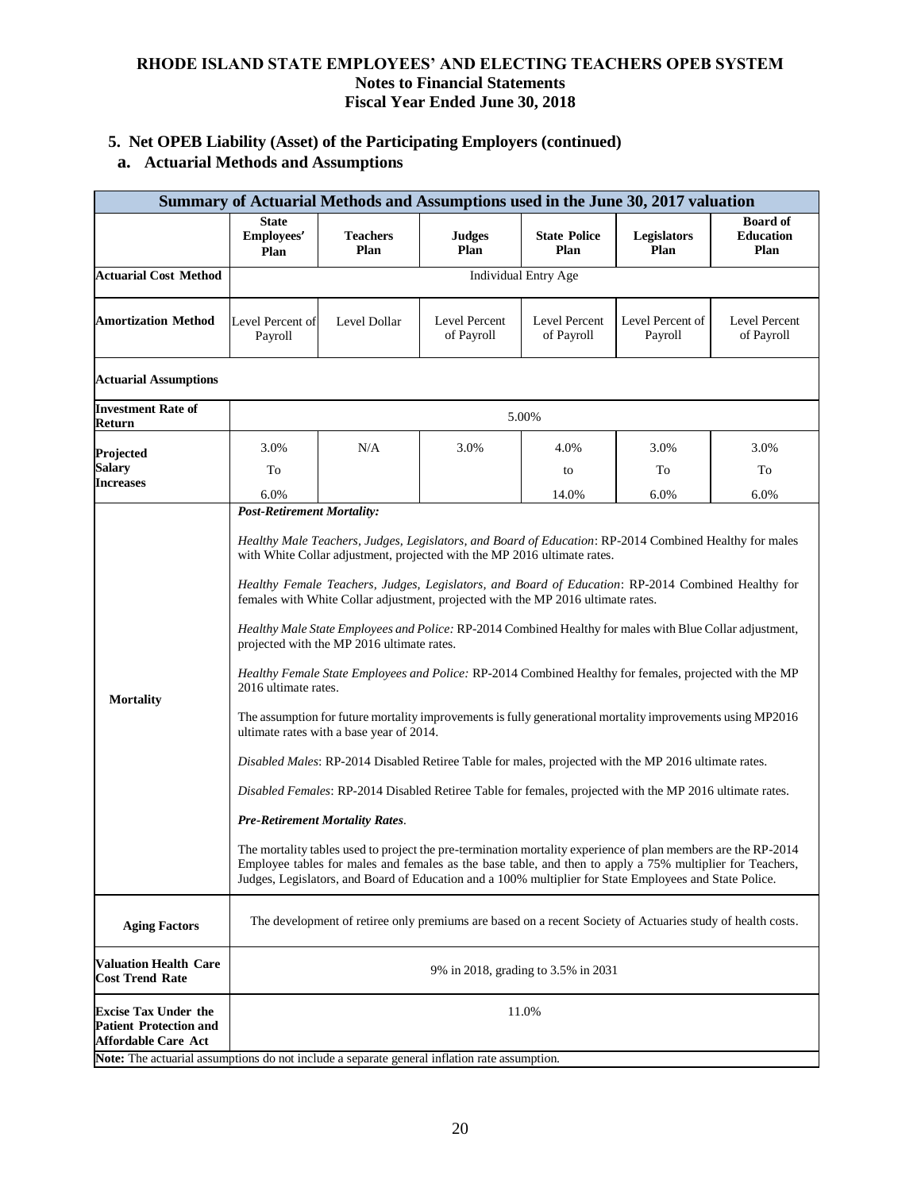# RHODE ISLAND STATE EMPLOYEES' AND ELECTING TEACHERS OPEB SYSTEM
## Notes to Financial Statements
## Fiscal Year Ended June 30, 2018

### 5. Net OPEB Liability (Asset) of the Participating Employers (continued)

#### a. Actuarial Methods and Assumptions

| Summary of Actuarial Methods and Assumptions used in the June 30, 2017 valuation | | | | | | |
|---|---|---|---|---|---|---|
| | **State Employees' Plan** | **Teachers Plan** | **Judges Plan** | **State Police Plan** | **Legislators Plan** | **Board of Education Plan** |
| **Actuarial Cost Method** | Individual Entry Age | | | | | |
| **Amortization Method** | Level Percent of Payroll | Level Dollar | Level Percent of Payroll | Level Percent of Payroll | Level Percent of Payroll | Level Percent of Payroll |
| **Actuarial Assumptions** | | | | | | |
| **Investment Rate of Return** | 5.00% | | | | | |
| **Projected Salary Increases** | 3.0% To 6.0% | N/A | 3.0% | 4.0% to 14.0% | 3.0% To 6.0% | 3.0% To 6.0% |
| **Mortality** | ***Post-Retirement Mortality:***<br><br>*Healthy Male Teachers, Judges, Legislators, and Board of Education*: RP-2014 Combined Healthy for males with White Collar adjustment, projected with the MP 2016 ultimate rates.<br><br>*Healthy Female Teachers, Judges, Legislators, and Board of Education*: RP-2014 Combined Healthy for females with White Collar adjustment, projected with the MP 2016 ultimate rates.<br><br>*Healthy Male State Employees and Police:* RP-2014 Combined Healthy for males with Blue Collar adjustment, projected with the MP 2016 ultimate rates.<br><br>*Healthy Female State Employees and Police:* RP-2014 Combined Healthy for females, projected with the MP 2016 ultimate rates.<br><br>The assumption for future mortality improvements is fully generational mortality improvements using MP2016 ultimate rates with a base year of 2014.<br><br>*Disabled Males*: RP-2014 Disabled Retiree Table for males, projected with the MP 2016 ultimate rates.<br><br>*Disabled Females*: RP-2014 Disabled Retiree Table for females, projected with the MP 2016 ultimate rates.<br><br>***Pre-Retirement Mortality Rates*.**<br><br>The mortality tables used to project the pre-termination mortality experience of plan members are the RP-2014 Employee tables for males and females as the base table, and then to apply a 75% multiplier for Teachers, Judges, Legislators, and Board of Education and a 100% multiplier for State Employees and State Police. | | | | | |
| **Aging Factors** | The development of retiree only premiums are based on a recent Society of Actuaries study of health costs. | | | | | |
| **Valuation Health Care Cost Trend Rate** | 9% in 2018, grading to 3.5% in 2031 | | | | | |
| **Excise Tax Under the Patient Protection and Affordable Care Act** | 11.0% | | | | | |

**Note:** The actuarial assumptions do not include a separate general inflation rate assumption.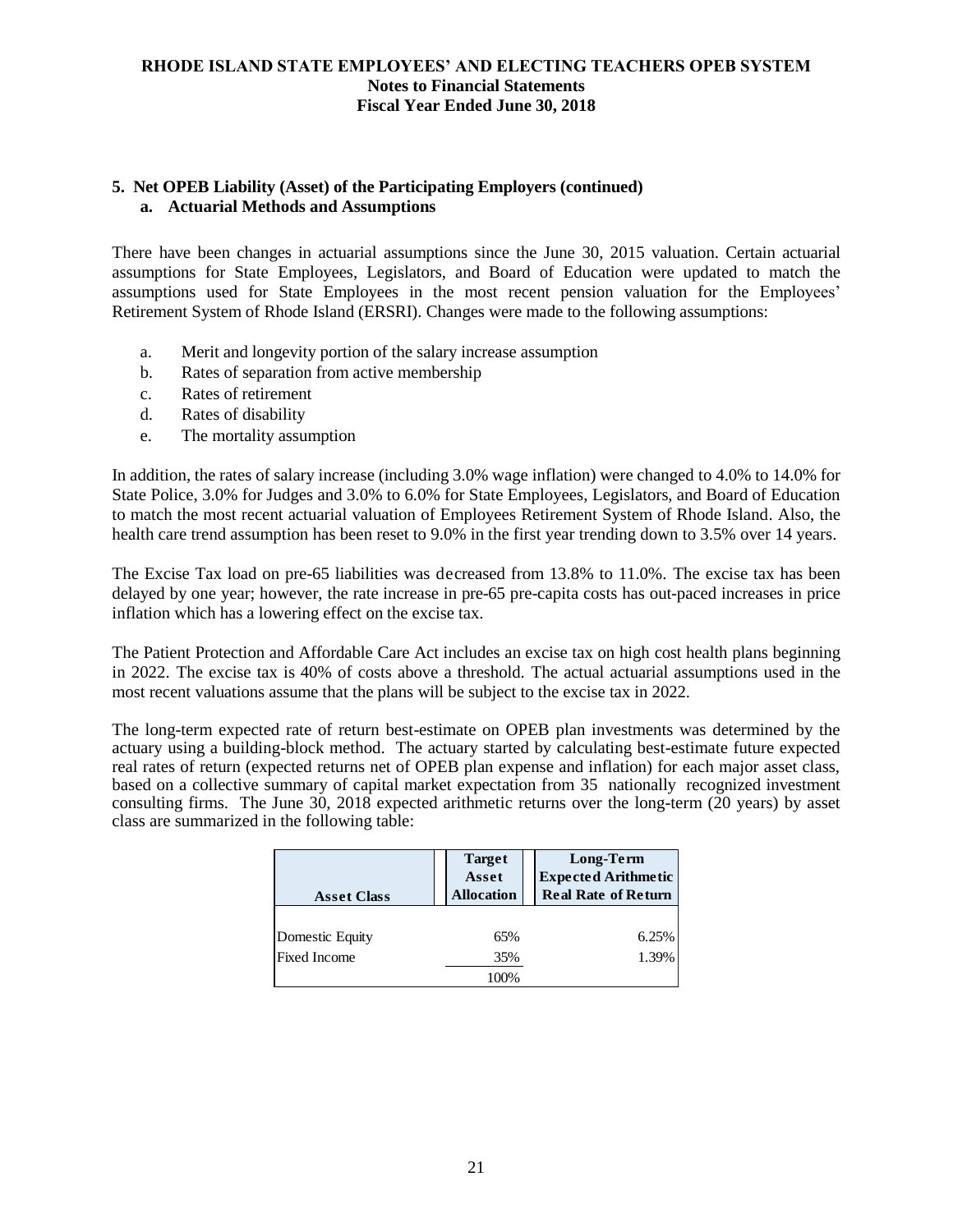### 5. Net OPEB Liability (Asset) of the Participating Employers (continued)

#### a. Actuarial Methods and Assumptions

There have been changes in actuarial assumptions since the June 30, 2015 valuation. Certain actuarial assumptions for State Employees, Legislators, and Board of Education were updated to match the assumptions used for State Employees in the most recent pension valuation for the Employees' Retirement System of Rhode Island (ERSRI). Changes were made to the following assumptions:

a. Merit and longevity portion of the salary increase assumption
b. Rates of separation from active membership
c. Rates of retirement
d. Rates of disability
e. The mortality assumption

In addition, the rates of salary increase (including 3.0% wage inflation) were changed to 4.0% to 14.0% for State Police, 3.0% for Judges and 3.0% to 6.0% for State Employees, Legislators, and Board of Education to match the most recent actuarial valuation of Employees Retirement System of Rhode Island. Also, the health care trend assumption has been reset to 9.0% in the first year trending down to 3.5% over 14 years.

The Excise Tax load on pre-65 liabilities was decreased from 13.8% to 11.0%. The excise tax has been delayed by one year; however, the rate increase in pre-65 pre-capita costs has out-paced increases in price inflation which has a lowering effect on the excise tax.

The Patient Protection and Affordable Care Act includes an excise tax on high cost health plans beginning in 2022. The excise tax is 40% of costs above a threshold. The actual actuarial assumptions used in the most recent valuations assume that the plans will be subject to the excise tax in 2022.

The long-term expected rate of return best-estimate on OPEB plan investments was determined by the actuary using a building-block method. The actuary started by calculating best-estimate future expected real rates of return (expected returns net of OPEB plan expense and inflation) for each major asset class, based on a collective summary of capital market expectation from 35 nationally recognized investment consulting firms. The June 30, 2018 expected arithmetic returns over the long-term (20 years) by asset class are summarized in the following table:

| Asset Class | Target Asset Allocation | Long-Term Expected Arithmetic Real Rate of Return |
|---|---|---|
| Domestic Equity | 65% | 6.25% |
| Fixed Income | 35% | 1.39% |
| | 100% | |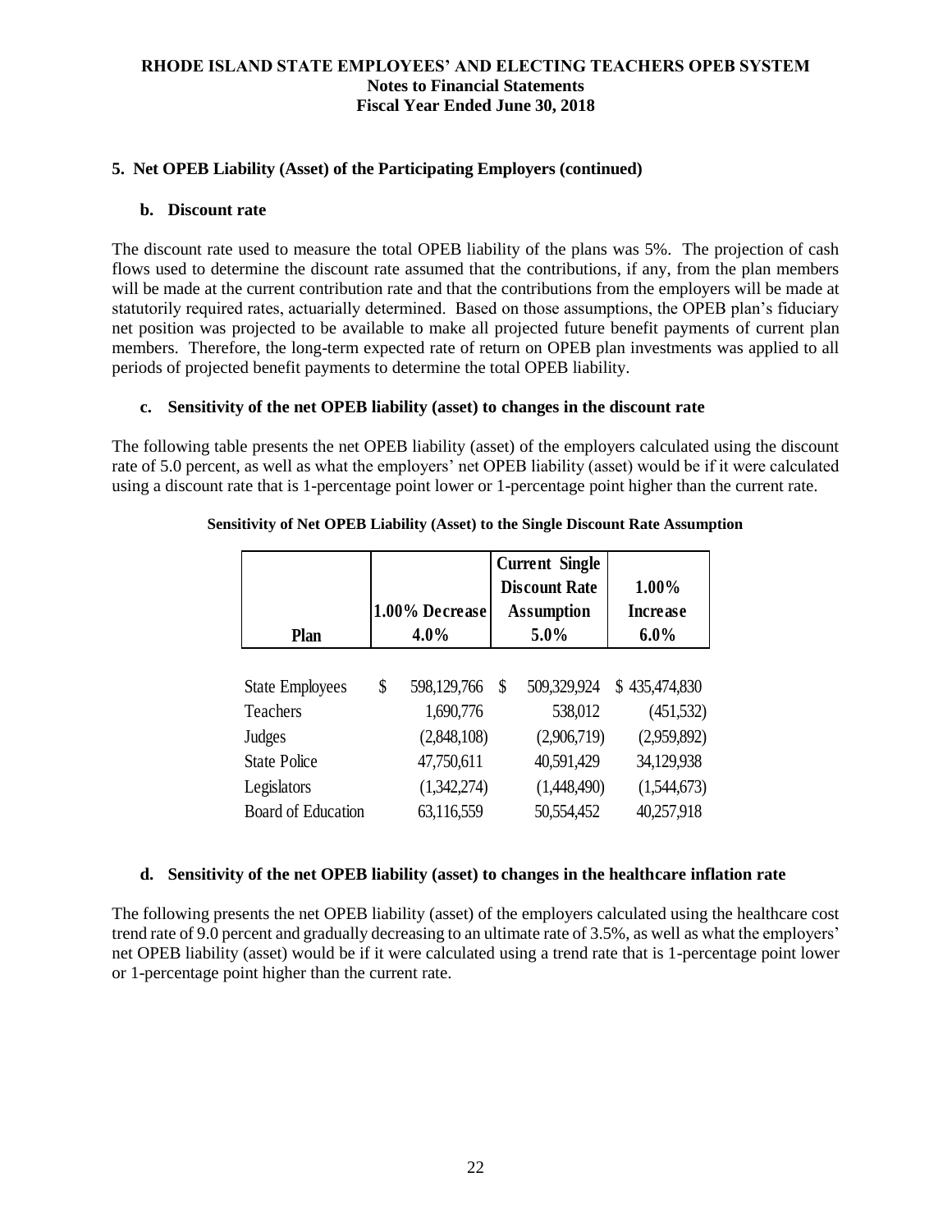## 5. Net OPEB Liability (Asset) of the Participating Employers (continued)

### b. Discount rate

The discount rate used to measure the total OPEB liability of the plans was 5%. The projection of cash flows used to determine the discount rate assumed that the contributions, if any, from the plan members will be made at the current contribution rate and that the contributions from the employers will be made at statutorily required rates, actuarially determined. Based on those assumptions, the OPEB plan's fiduciary net position was projected to be available to make all projected future benefit payments of current plan members. Therefore, the long-term expected rate of return on OPEB plan investments was applied to all periods of projected benefit payments to determine the total OPEB liability.

### c. Sensitivity of the net OPEB liability (asset) to changes in the discount rate

The following table presents the net OPEB liability (asset) of the employers calculated using the discount rate of 5.0 percent, as well as what the employers' net OPEB liability (asset) would be if it were calculated using a discount rate that is 1-percentage point lower or 1-percentage point higher than the current rate.

**Sensitivity of Net OPEB Liability (Asset) to the Single Discount Rate Assumption**

| Plan | 1.00% Decrease 4.0% | Current Single Discount Rate Assumption 5.0% | 1.00% Increase 6.0% |
|---|---|---|---|
| State Employees | $ 598,129,766 | $ 509,329,924 | $ 435,474,830 |
| Teachers | 1,690,776 | 538,012 | (451,532) |
| Judges | (2,848,108) | (2,906,719) | (2,959,892) |
| State Police | 47,750,611 | 40,591,429 | 34,129,938 |
| Legislators | (1,342,274) | (1,448,490) | (1,544,673) |
| Board of Education | 63,116,559 | 50,554,452 | 40,257,918 |

### d. Sensitivity of the net OPEB liability (asset) to changes in the healthcare inflation rate

The following presents the net OPEB liability (asset) of the employers calculated using the healthcare cost trend rate of 9.0 percent and gradually decreasing to an ultimate rate of 3.5%, as well as what the employers' net OPEB liability (asset) would be if it were calculated using a trend rate that is 1-percentage point lower or 1-percentage point higher than the current rate.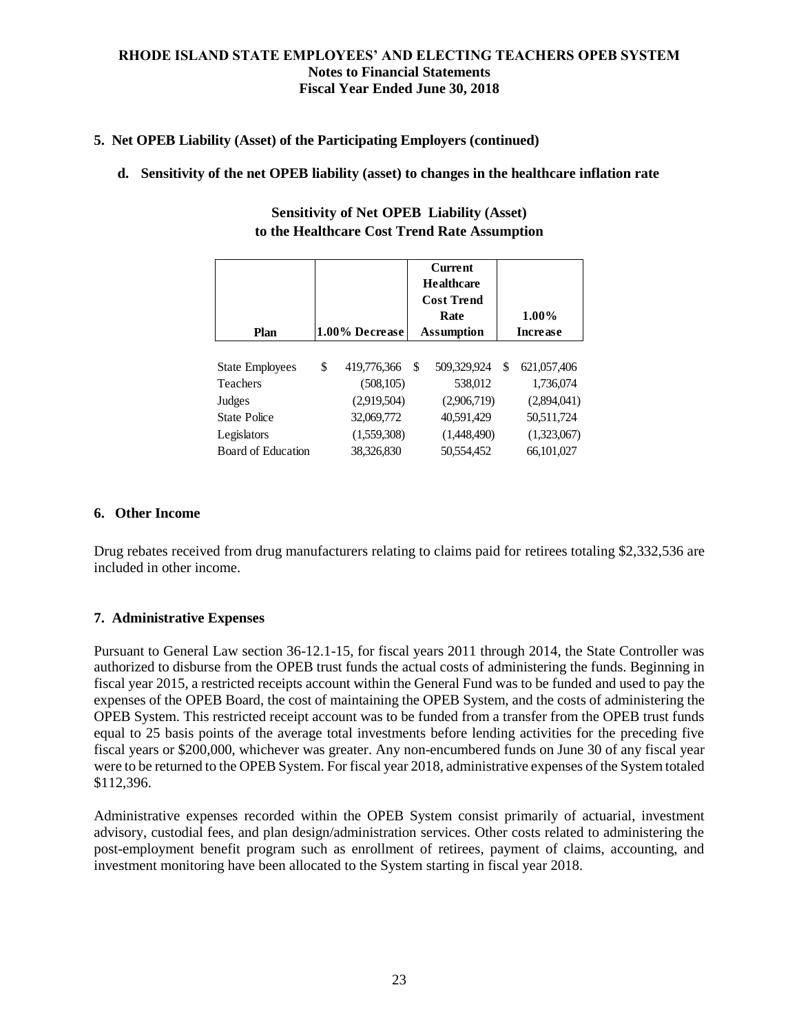### 5. Net OPEB Liability (Asset) of the Participating Employers (continued)

#### d. Sensitivity of the net OPEB liability (asset) to changes in the healthcare inflation rate

**Sensitivity of Net OPEB Liability (Asset) to the Healthcare Cost Trend Rate Assumption**

| Plan | 1.00% Decrease | Current Healthcare Cost Trend Rate Assumption | 1.00% Increase |
|---|---|---|---|
| State Employees | $ 419,776,366 | $ 509,329,924 | $ 621,057,406 |
| Teachers | (508,105) | 538,012 | 1,736,074 |
| Judges | (2,919,504) | (2,906,719) | (2,894,041) |
| State Police | 32,069,772 | 40,591,429 | 50,511,724 |
| Legislators | (1,559,308) | (1,448,490) | (1,323,067) |
| Board of Education | 38,326,830 | 50,554,452 | 66,101,027 |

### 6. Other Income

Drug rebates received from drug manufacturers relating to claims paid for retirees totaling $2,332,536 are included in other income.

### 7. Administrative Expenses

Pursuant to General Law section 36-12.1-15, for fiscal years 2011 through 2014, the State Controller was authorized to disburse from the OPEB trust funds the actual costs of administering the funds. Beginning in fiscal year 2015, a restricted receipts account within the General Fund was to be funded and used to pay the expenses of the OPEB Board, the cost of maintaining the OPEB System, and the costs of administering the OPEB System. This restricted receipt account was to be funded from a transfer from the OPEB trust funds equal to 25 basis points of the average total investments before lending activities for the preceding five fiscal years or $200,000, whichever was greater. Any non-encumbered funds on June 30 of any fiscal year were to be returned to the OPEB System. For fiscal year 2018, administrative expenses of the System totaled $112,396.

Administrative expenses recorded within the OPEB System consist primarily of actuarial, investment advisory, custodial fees, and plan design/administration services. Other costs related to administering the post-employment benefit program such as enrollment of retirees, payment of claims, accounting, and investment monitoring have been allocated to the System starting in fiscal year 2018.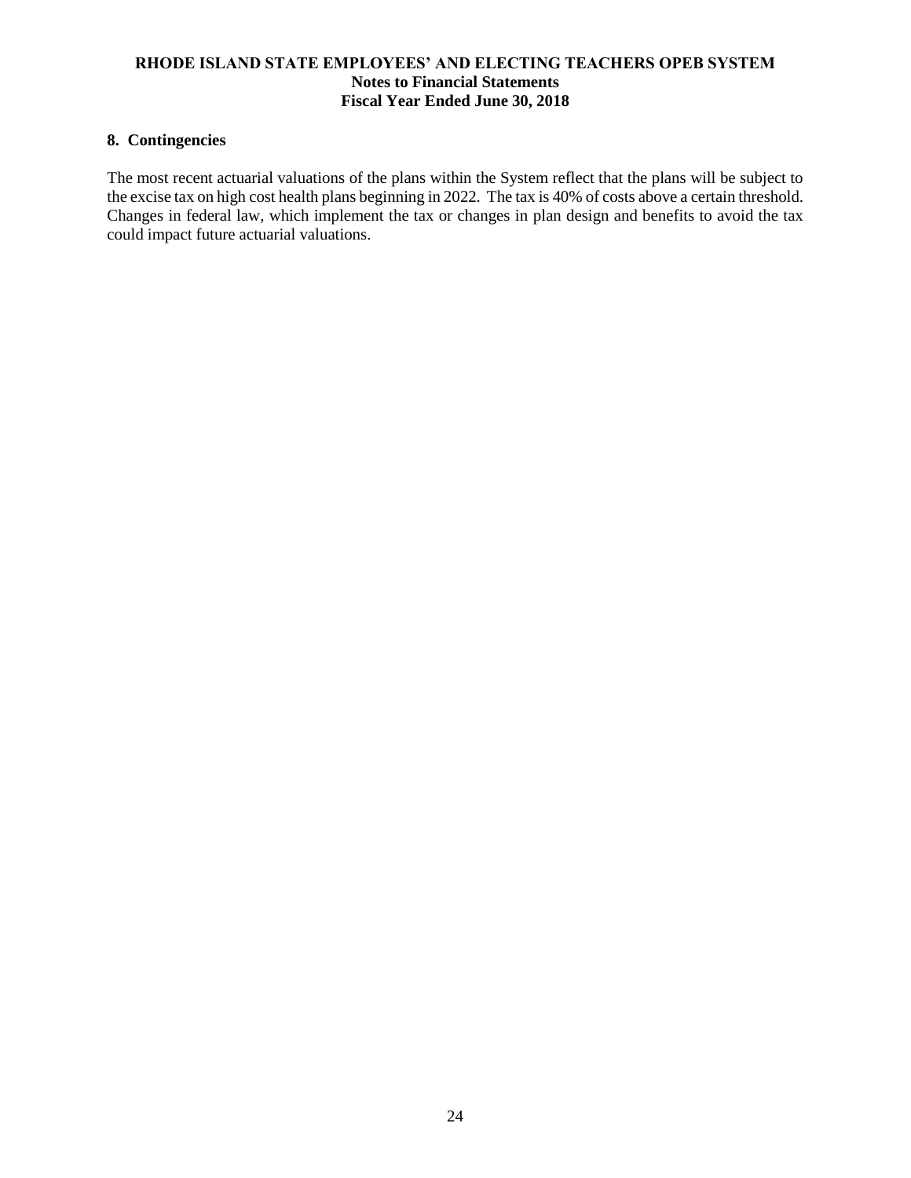## 8. Contingencies

The most recent actuarial valuations of the plans within the System reflect that the plans will be subject to the excise tax on high cost health plans beginning in 2022. The tax is 40% of costs above a certain threshold. Changes in federal law, which implement the tax or changes in plan design and benefits to avoid the tax could impact future actuarial valuations.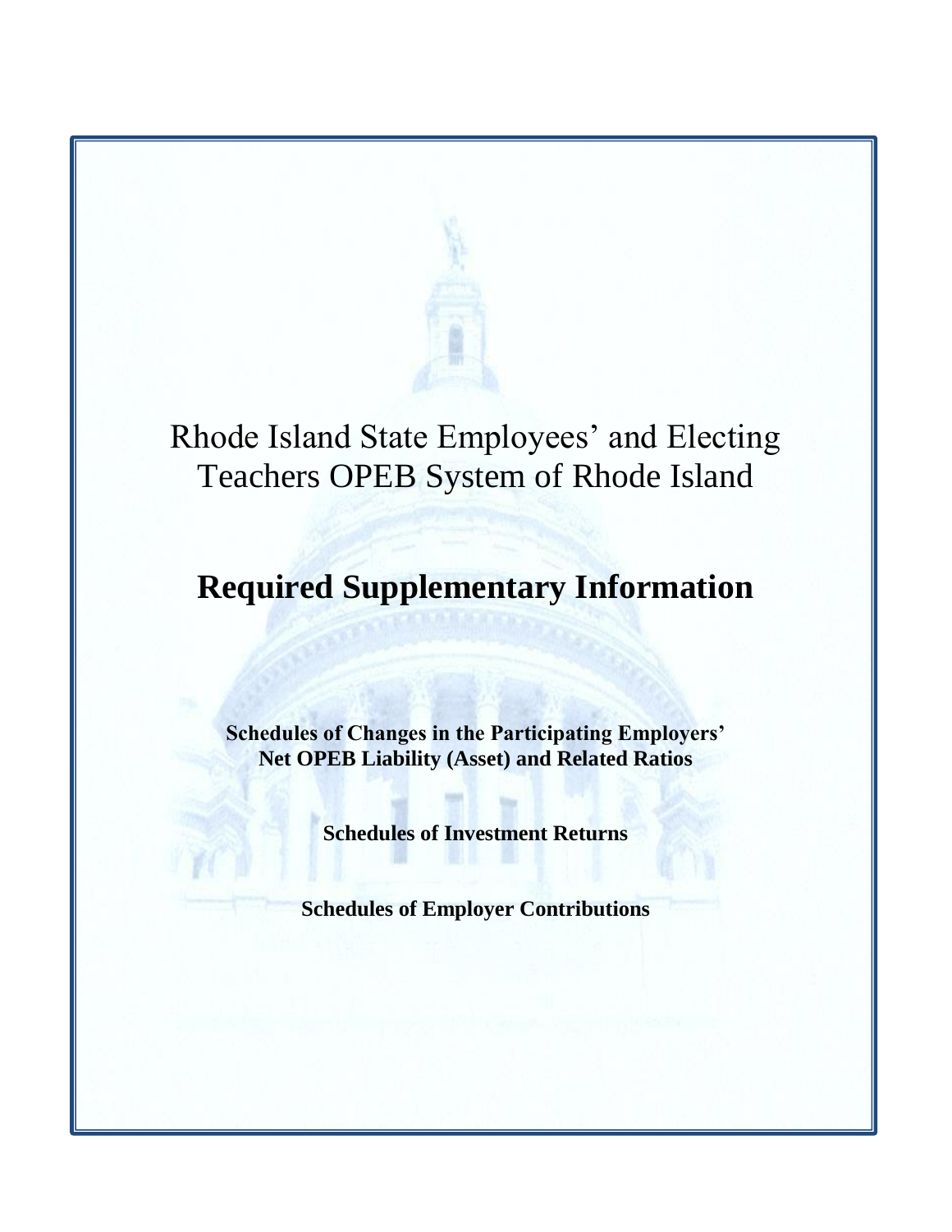# Rhode Island State Employees' and Electing Teachers OPEB System of Rhode Island

## Required Supplementary Information

**Schedules of Changes in the Participating Employers' Net OPEB Liability (Asset) and Related Ratios**

**Schedules of Investment Returns**

**Schedules of Employer Contributions**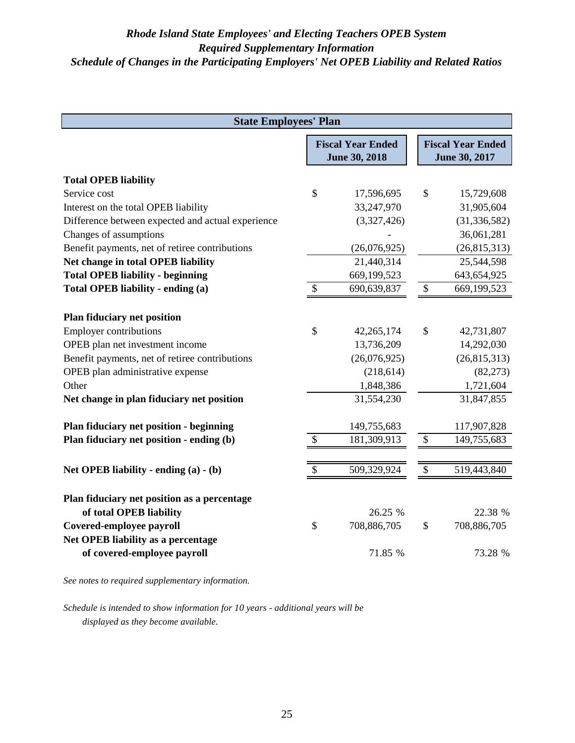# *Rhode Island State Employees' and Electing Teachers OPEB System*
## *Required Supplementary Information*
## *Schedule of Changes in the Participating Employers' Net OPEB Liability and Related Ratios*

| State Employees' Plan | Fiscal Year Ended June 30, 2018 | Fiscal Year Ended June 30, 2017 |
|---|---|---|
| **Total OPEB liability** | | |
| Service cost | $ 17,596,695 | $ 15,729,608 |
| Interest on the total OPEB liability | 33,247,970 | 31,905,604 |
| Difference between expected and actual experience | (3,327,426) | (31,336,582) |
| Changes of assumptions | - | 36,061,281 |
| Benefit payments, net of retiree contributions | (26,076,925) | (26,815,313) |
| **Net change in total OPEB liability** | 21,440,314 | 25,544,598 |
| **Total OPEB liability - beginning** | 669,199,523 | 643,654,925 |
| **Total OPEB liability - ending (a)** | $ 690,639,837 | $ 669,199,523 |
| **Plan fiduciary net position** | | |
| Employer contributions | $ 42,265,174 | $ 42,731,807 |
| OPEB plan net investment income | 13,736,209 | 14,292,030 |
| Benefit payments, net of retiree contributions | (26,076,925) | (26,815,313) |
| OPEB plan administrative expense | (218,614) | (82,273) |
| Other | 1,848,386 | 1,721,604 |
| **Net change in plan fiduciary net position** | 31,554,230 | 31,847,855 |
| **Plan fiduciary net position - beginning** | 149,755,683 | 117,907,828 |
| **Plan fiduciary net position - ending (b)** | $ 181,309,913 | $ 149,755,683 |
| **Net OPEB liability - ending (a) - (b)** | $ 509,329,924 | $ 519,443,840 |
| **Plan fiduciary net position as a percentage of total OPEB liability** | 26.25 % | 22.38 % |
| **Covered-employee payroll** | $ 708,886,705 | $ 708,886,705 |
| **Net OPEB liability as a percentage of covered-employee payroll** | 71.85 % | 73.28 % |

*See notes to required supplementary information.*

*Schedule is intended to show information for 10 years - additional years will be displayed as they become available.*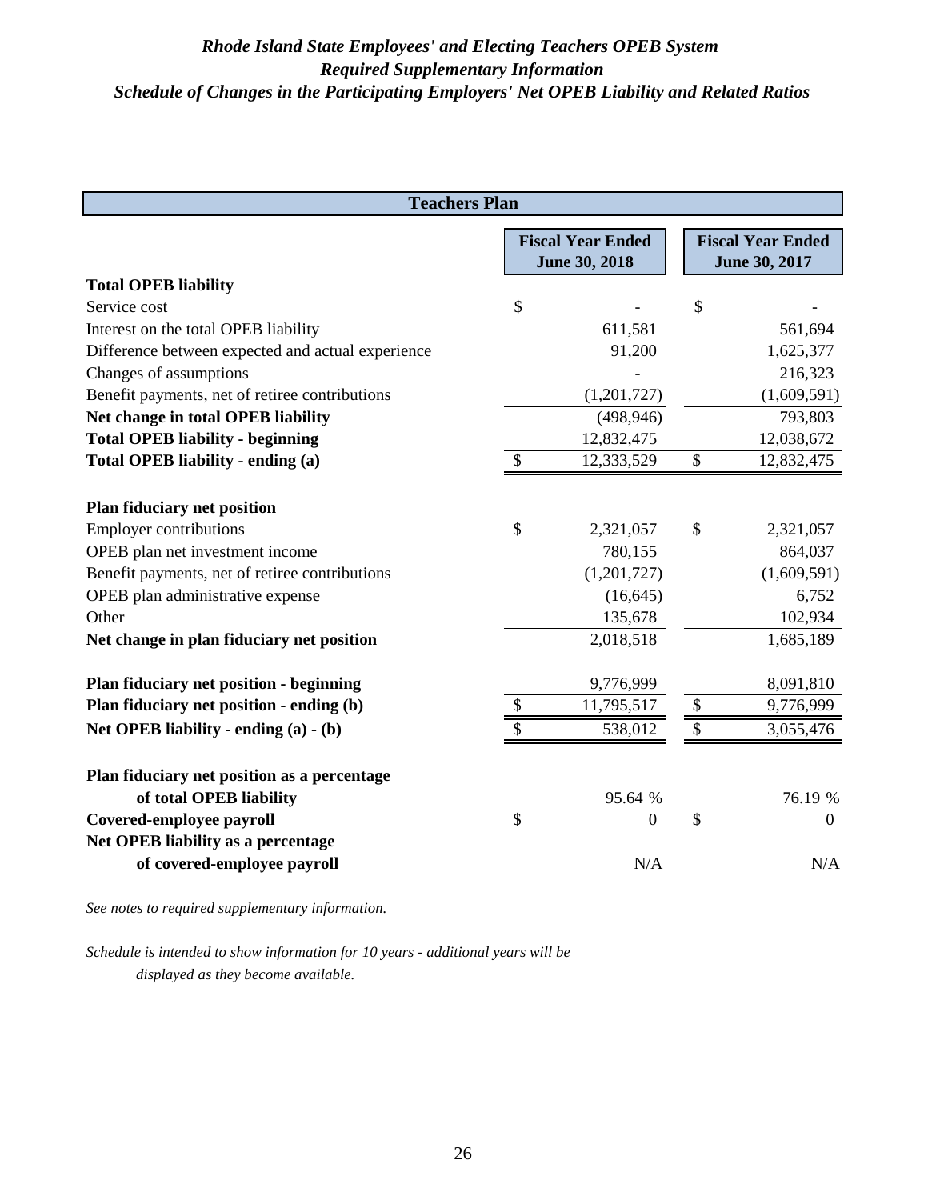# *Rhode Island State Employees' and Electing Teachers OPEB System*
## *Required Supplementary Information*
## *Schedule of Changes in the Participating Employers' Net OPEB Liability and Related Ratios*

| Teachers Plan | Fiscal Year Ended June 30, 2018 | Fiscal Year Ended June 30, 2017 |
|---|---|---|
| **Total OPEB liability** | | |
| Service cost | $ - | $ - |
| Interest on the total OPEB liability | 611,581 | 561,694 |
| Difference between expected and actual experience | 91,200 | 1,625,377 |
| Changes of assumptions | - | 216,323 |
| Benefit payments, net of retiree contributions | (1,201,727) | (1,609,591) |
| **Net change in total OPEB liability** | (498,946) | 793,803 |
| **Total OPEB liability - beginning** | 12,832,475 | 12,038,672 |
| **Total OPEB liability - ending (a)** | $ 12,333,529 | $ 12,832,475 |
| | | |
| **Plan fiduciary net position** | | |
| Employer contributions | $ 2,321,057 | $ 2,321,057 |
| OPEB plan net investment income | 780,155 | 864,037 |
| Benefit payments, net of retiree contributions | (1,201,727) | (1,609,591) |
| OPEB plan administrative expense | (16,645) | 6,752 |
| Other | 135,678 | 102,934 |
| **Net change in plan fiduciary net position** | 2,018,518 | 1,685,189 |
| | | |
| **Plan fiduciary net position - beginning** | 9,776,999 | 8,091,810 |
| **Plan fiduciary net position - ending (b)** | $ 11,795,517 | $ 9,776,999 |
| **Net OPEB liability - ending (a) - (b)** | $ 538,012 | $ 3,055,476 |
| | | |
| **Plan fiduciary net position as a percentage of total OPEB liability** | 95.64 % | 76.19 % |
| **Covered-employee payroll** | $ 0 | $ 0 |
| **Net OPEB liability as a percentage of covered-employee payroll** | N/A | N/A |

*See notes to required supplementary information.*

*Schedule is intended to show information for 10 years - additional years will be displayed as they become available.*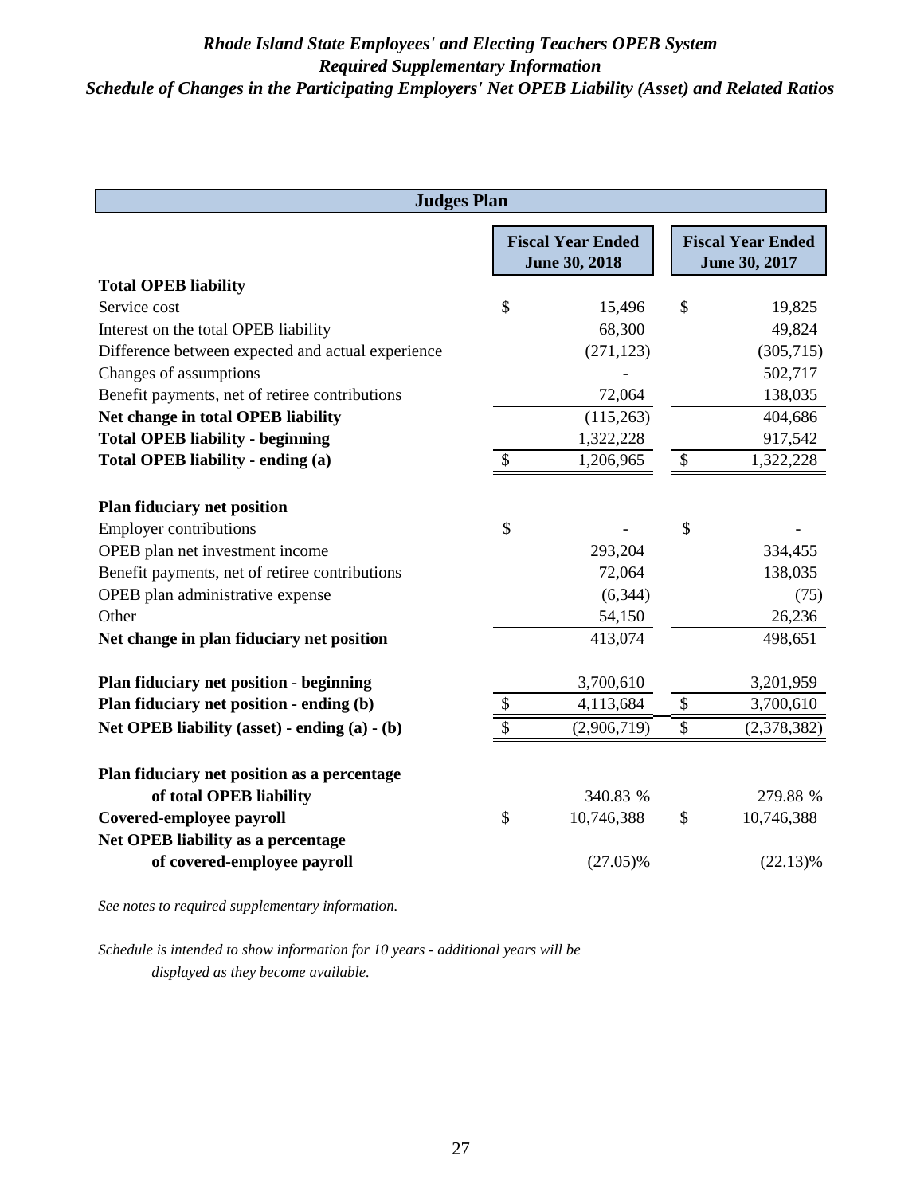*Rhode Island State Employees' and Electing Teachers OPEB System*
*Required Supplementary Information*
*Schedule of Changes in the Participating Employers' Net OPEB Liability (Asset) and Related Ratios*

| Judges Plan | Fiscal Year Ended June 30, 2018 | Fiscal Year Ended June 30, 2017 |
|---|---|---|
| **Total OPEB liability** | | |
| Service cost | $ 15,496 | $ 19,825 |
| Interest on the total OPEB liability | 68,300 | 49,824 |
| Difference between expected and actual experience | (271,123) | (305,715) |
| Changes of assumptions | - | 502,717 |
| Benefit payments, net of retiree contributions | 72,064 | 138,035 |
| **Net change in total OPEB liability** | (115,263) | 404,686 |
| **Total OPEB liability - beginning** | 1,322,228 | 917,542 |
| **Total OPEB liability - ending (a)** | $ 1,206,965 | $ 1,322,228 |
| | | |
| **Plan fiduciary net position** | | |
| Employer contributions | $ - | $ - |
| OPEB plan net investment income | 293,204 | 334,455 |
| Benefit payments, net of retiree contributions | 72,064 | 138,035 |
| OPEB plan administrative expense | (6,344) | (75) |
| Other | 54,150 | 26,236 |
| **Net change in plan fiduciary net position** | 413,074 | 498,651 |
| | | |
| **Plan fiduciary net position - beginning** | 3,700,610 | 3,201,959 |
| **Plan fiduciary net position - ending (b)** | $ 4,113,684 | $ 3,700,610 |
| **Net OPEB liability (asset) - ending (a) - (b)** | $ (2,906,719) | $ (2,378,382) |
| | | |
| **Plan fiduciary net position as a percentage of total OPEB liability** | 340.83 % | 279.88 % |
| **Covered-employee payroll** | $ 10,746,388 | $ 10,746,388 |
| **Net OPEB liability as a percentage of covered-employee payroll** | (27.05)% | (22.13)% |

*See notes to required supplementary information.*

*Schedule is intended to show information for 10 years - additional years will be displayed as they become available.*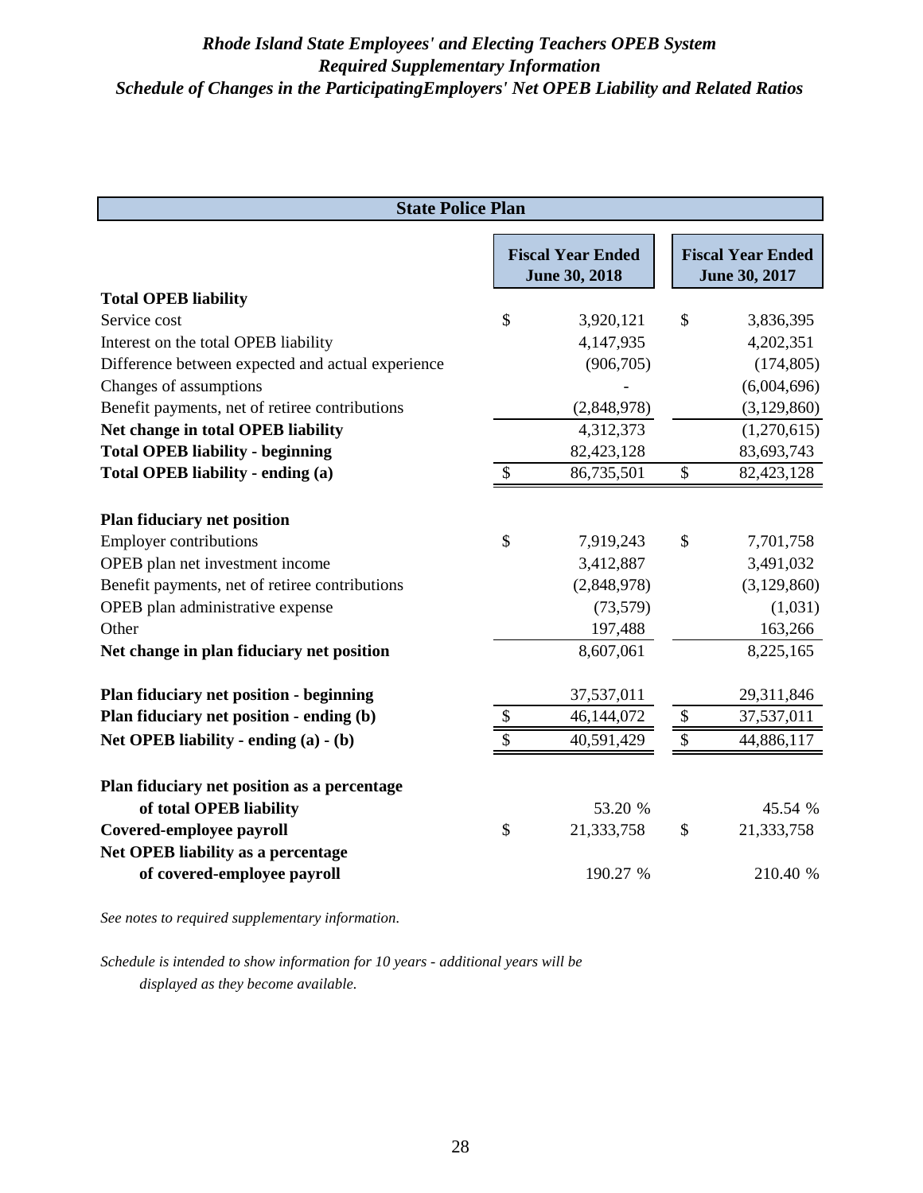# *Rhode Island State Employees' and Electing Teachers OPEB System*
## *Required Supplementary Information*
## *Schedule of Changes in the ParticipatingEmployers' Net OPEB Liability and Related Ratios*

| State Police Plan | | |
|---|---|---|
| | **Fiscal Year Ended June 30, 2018** | **Fiscal Year Ended June 30, 2017** |
| **Total OPEB liability** | | |
| Service cost | $ 3,920,121 | $ 3,836,395 |
| Interest on the total OPEB liability | 4,147,935 | 4,202,351 |
| Difference between expected and actual experience | (906,705) | (174,805) |
| Changes of assumptions | - | (6,004,696) |
| Benefit payments, net of retiree contributions | (2,848,978) | (3,129,860) |
| **Net change in total OPEB liability** | 4,312,373 | (1,270,615) |
| **Total OPEB liability - beginning** | 82,423,128 | 83,693,743 |
| **Total OPEB liability - ending (a)** | $ 86,735,501 | $ 82,423,128 |
| | | |
| **Plan fiduciary net position** | | |
| Employer contributions | $ 7,919,243 | $ 7,701,758 |
| OPEB plan net investment income | 3,412,887 | 3,491,032 |
| Benefit payments, net of retiree contributions | (2,848,978) | (3,129,860) |
| OPEB plan administrative expense | (73,579) | (1,031) |
| Other | 197,488 | 163,266 |
| **Net change in plan fiduciary net position** | 8,607,061 | 8,225,165 |
| | | |
| **Plan fiduciary net position - beginning** | 37,537,011 | 29,311,846 |
| **Plan fiduciary net position - ending (b)** | $ 46,144,072 | $ 37,537,011 |
| **Net OPEB liability - ending (a) - (b)** | $ 40,591,429 | $ 44,886,117 |
| | | |
| **Plan fiduciary net position as a percentage of total OPEB liability** | 53.20 % | 45.54 % |
| **Covered-employee payroll** | $ 21,333,758 | $ 21,333,758 |
| **Net OPEB liability as a percentage of covered-employee payroll** | 190.27 % | 210.40 % |

*See notes to required supplementary information.*

*Schedule is intended to show information for 10 years - additional years will be displayed as they become available.*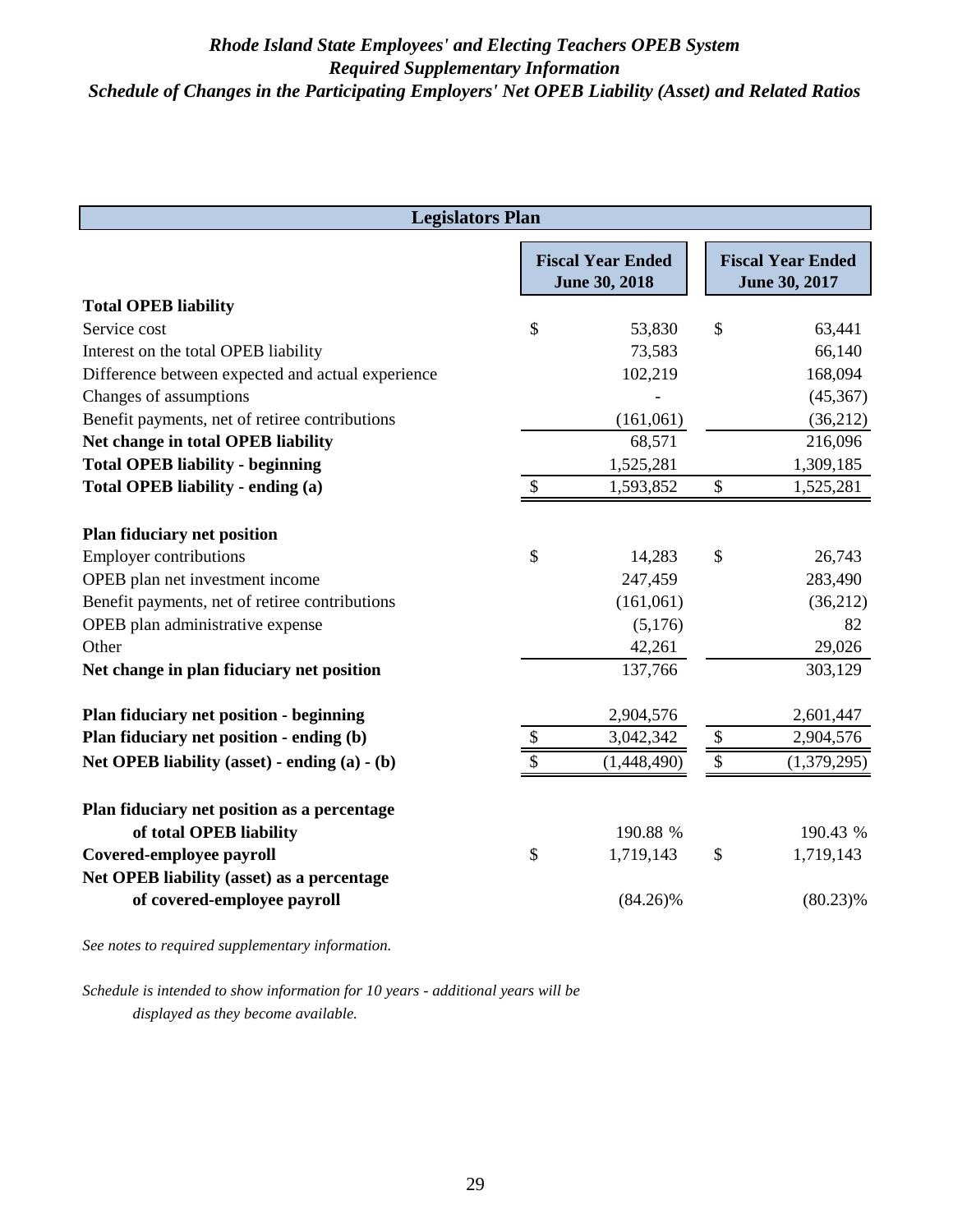## *Rhode Island State Employees' and Electing Teachers OPEB System*
## *Required Supplementary Information*
## *Schedule of Changes in the Participating Employers' Net OPEB Liability (Asset) and Related Ratios*

| Legislators Plan | Fiscal Year Ended June 30, 2018 | Fiscal Year Ended June 30, 2017 |
|---|---|---|
| **Total OPEB liability** | | |
| Service cost | $ 53,830 | $ 63,441 |
| Interest on the total OPEB liability | 73,583 | 66,140 |
| Difference between expected and actual experience | 102,219 | 168,094 |
| Changes of assumptions | - | (45,367) |
| Benefit payments, net of retiree contributions | (161,061) | (36,212) |
| **Net change in total OPEB liability** | 68,571 | 216,096 |
| **Total OPEB liability - beginning** | 1,525,281 | 1,309,185 |
| **Total OPEB liability - ending (a)** | $ 1,593,852 | $ 1,525,281 |
| | | |
| **Plan fiduciary net position** | | |
| Employer contributions | $ 14,283 | $ 26,743 |
| OPEB plan net investment income | 247,459 | 283,490 |
| Benefit payments, net of retiree contributions | (161,061) | (36,212) |
| OPEB plan administrative expense | (5,176) | 82 |
| Other | 42,261 | 29,026 |
| **Net change in plan fiduciary net position** | 137,766 | 303,129 |
| | | |
| **Plan fiduciary net position - beginning** | 2,904,576 | 2,601,447 |
| **Plan fiduciary net position - ending (b)** | $ 3,042,342 | $ 2,904,576 |
| **Net OPEB liability (asset) - ending (a) - (b)** | $ (1,448,490) | $ (1,379,295) |
| | | |
| **Plan fiduciary net position as a percentage of total OPEB liability** | 190.88 % | 190.43 % |
| **Covered-employee payroll** | $ 1,719,143 | $ 1,719,143 |
| **Net OPEB liability (asset) as a percentage of covered-employee payroll** | (84.26)% | (80.23)% |

*See notes to required supplementary information.*

*Schedule is intended to show information for 10 years - additional years will be displayed as they become available.*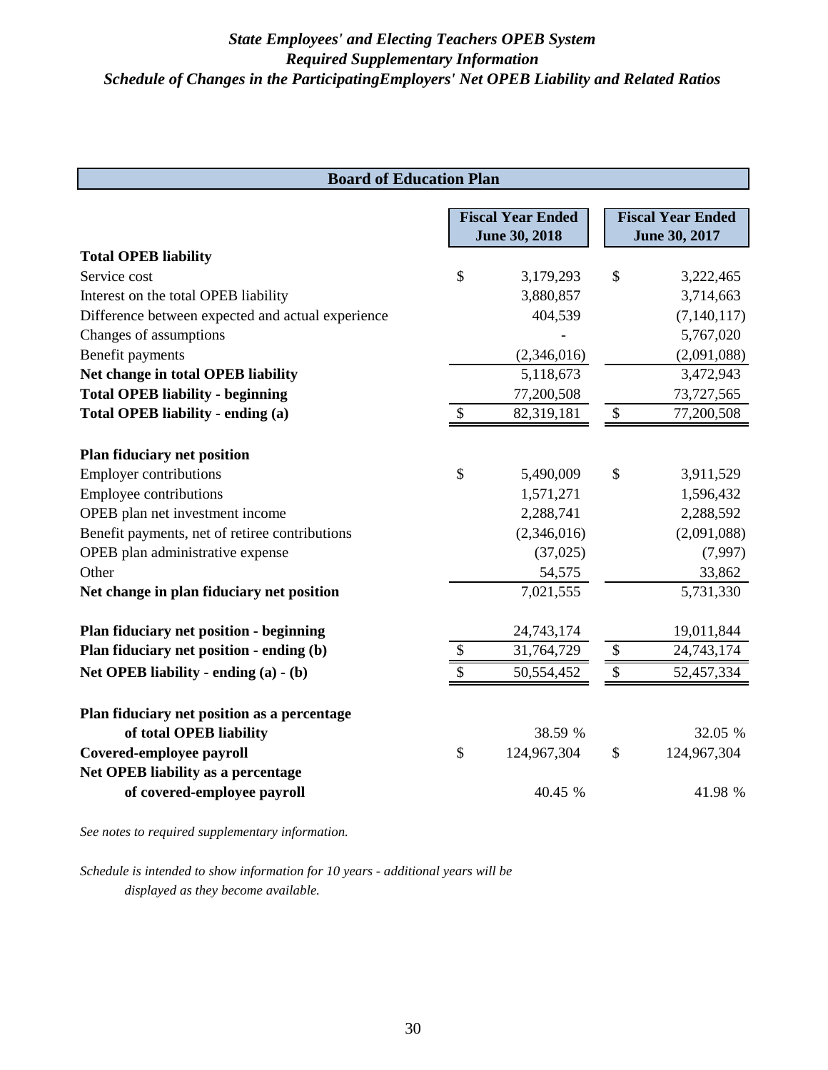# *State Employees' and Electing Teachers OPEB System*
## *Required Supplementary Information*
## *Schedule of Changes in the ParticipatingEmployers' Net OPEB Liability and Related Ratios*

### Board of Education Plan

| | Fiscal Year Ended June 30, 2018 | Fiscal Year Ended June 30, 2017 |
|---|---|---|
| **Total OPEB liability** | | |
| Service cost | $ 3,179,293 | $ 3,222,465 |
| Interest on the total OPEB liability | 3,880,857 | 3,714,663 |
| Difference between expected and actual experience | 404,539 | (7,140,117) |
| Changes of assumptions | - | 5,767,020 |
| Benefit payments | (2,346,016) | (2,091,088) |
| **Net change in total OPEB liability** | 5,118,673 | 3,472,943 |
| **Total OPEB liability - beginning** | 77,200,508 | 73,727,565 |
| **Total OPEB liability - ending (a)** | $ 82,319,181 | $ 77,200,508 |
| | | |
| **Plan fiduciary net position** | | |
| Employer contributions | $ 5,490,009 | $ 3,911,529 |
| Employee contributions | 1,571,271 | 1,596,432 |
| OPEB plan net investment income | 2,288,741 | 2,288,592 |
| Benefit payments, net of retiree contributions | (2,346,016) | (2,091,088) |
| OPEB plan administrative expense | (37,025) | (7,997) |
| Other | 54,575 | 33,862 |
| **Net change in plan fiduciary net position** | 7,021,555 | 5,731,330 |
| | | |
| **Plan fiduciary net position - beginning** | 24,743,174 | 19,011,844 |
| **Plan fiduciary net position - ending (b)** | $ 31,764,729 | $ 24,743,174 |
| **Net OPEB liability - ending (a) - (b)** | $ 50,554,452 | $ 52,457,334 |
| | | |
| **Plan fiduciary net position as a percentage of total OPEB liability** | 38.59 % | 32.05 % |
| **Covered-employee payroll** | $ 124,967,304 | $ 124,967,304 |
| **Net OPEB liability as a percentage of covered-employee payroll** | 40.45 % | 41.98 % |

*See notes to required supplementary information.*

*Schedule is intended to show information for 10 years - additional years will be displayed as they become available.*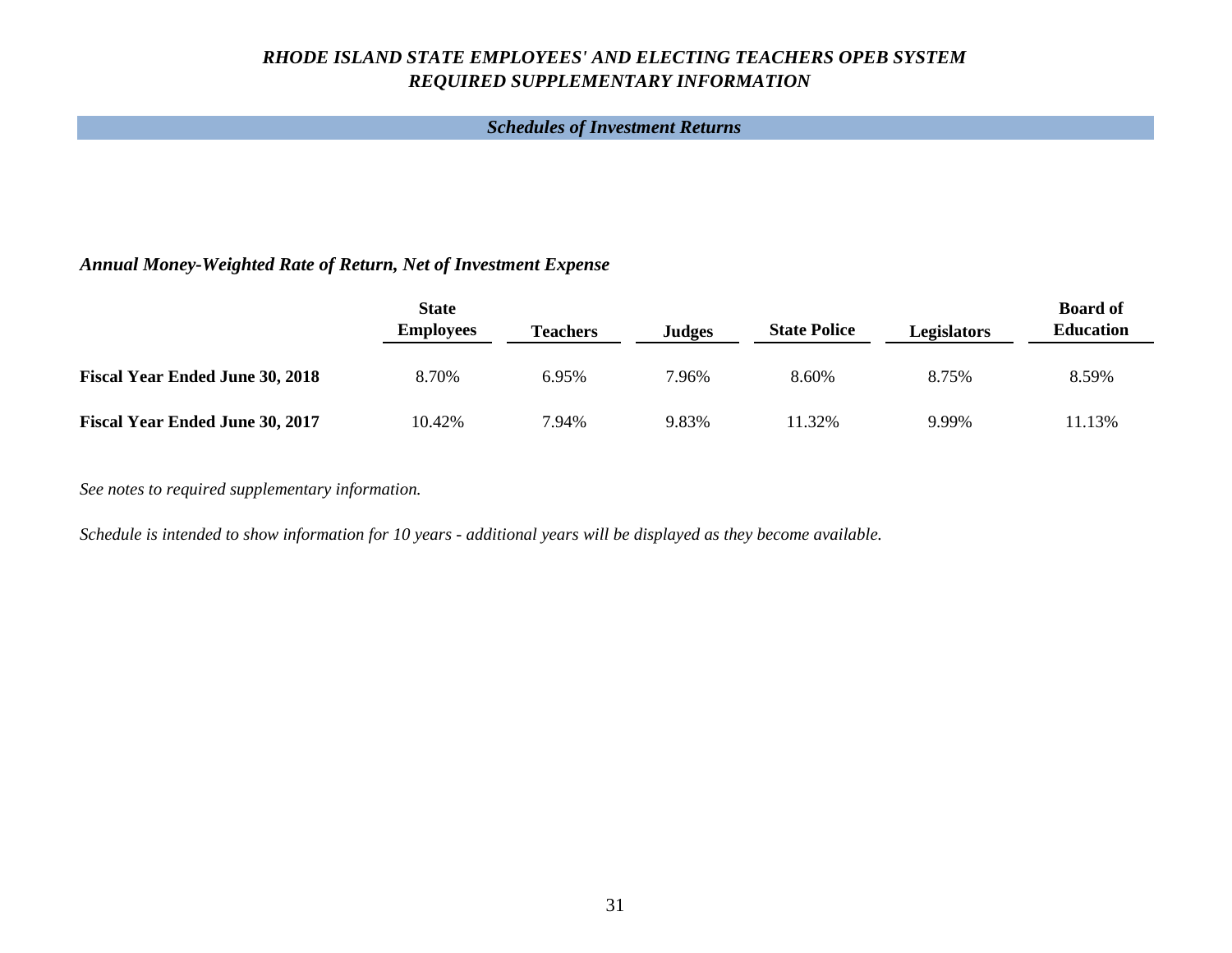*RHODE ISLAND STATE EMPLOYEES' AND ELECTING TEACHERS OPEB SYSTEM*
*REQUIRED SUPPLEMENTARY INFORMATION*

## *Schedules of Investment Returns*

### *Annual Money-Weighted Rate of Return, Net of Investment Expense*

| | State Employees | Teachers | Judges | State Police | Legislators | Board of Education |
|---|---|---|---|---|---|---|
| **Fiscal Year Ended June 30, 2018** | 8.70% | 6.95% | 7.96% | 8.60% | 8.75% | 8.59% |
| **Fiscal Year Ended June 30, 2017** | 10.42% | 7.94% | 9.83% | 11.32% | 9.99% | 11.13% |

*See notes to required supplementary information.*

*Schedule is intended to show information for 10 years - additional years will be displayed as they become available.*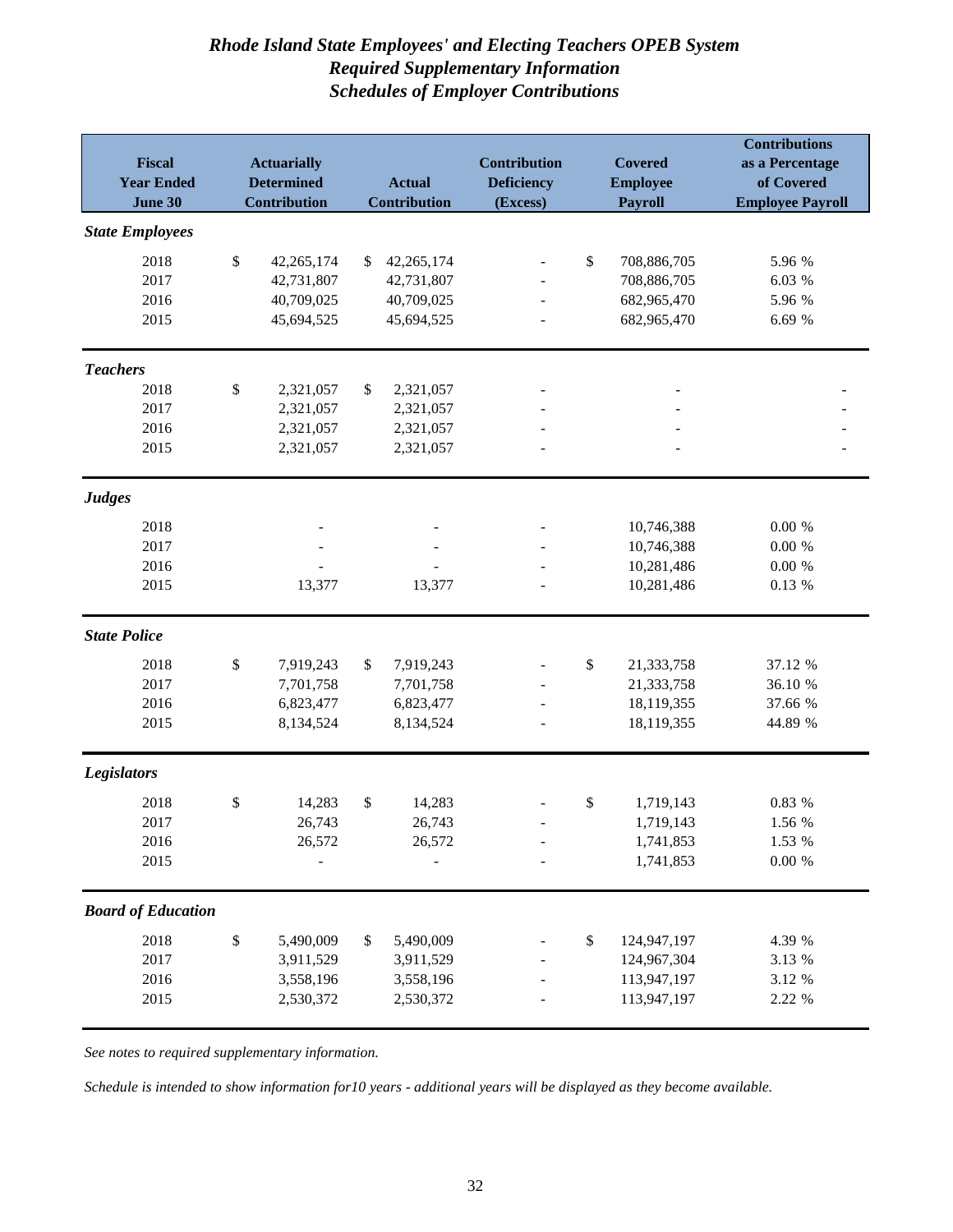# Rhode Island State Employees' and Electing Teachers OPEB System
## Required Supplementary Information
## Schedules of Employer Contributions

| Fiscal Year Ended June 30 | Actuarially Determined Contribution | Actual Contribution | Contribution Deficiency (Excess) | Covered Employee Payroll | Contributions as a Percentage of Covered Employee Payroll |
|---|---|---|---|---|---|
| ***State Employees*** | | | | | |
| 2018 | $ 42,265,174 | $ 42,265,174 | - | $ 708,886,705 | 5.96 % |
| 2017 | 42,731,807 | 42,731,807 | - | 708,886,705 | 6.03 % |
| 2016 | 40,709,025 | 40,709,025 | - | 682,965,470 | 5.96 % |
| 2015 | 45,694,525 | 45,694,525 | - | 682,965,470 | 6.69 % |
| ***Teachers*** | | | | | |
| 2018 | $ 2,321,057 | $ 2,321,057 | - | - | - |
| 2017 | 2,321,057 | 2,321,057 | - | - | - |
| 2016 | 2,321,057 | 2,321,057 | - | - | - |
| 2015 | 2,321,057 | 2,321,057 | - | - | - |
| ***Judges*** | | | | | |
| 2018 | - | - | - | 10,746,388 | 0.00 % |
| 2017 | - | - | - | 10,746,388 | 0.00 % |
| 2016 | - | - | - | 10,281,486 | 0.00 % |
| 2015 | 13,377 | 13,377 | - | 10,281,486 | 0.13 % |
| ***State Police*** | | | | | |
| 2018 | $ 7,919,243 | $ 7,919,243 | - | $ 21,333,758 | 37.12 % |
| 2017 | 7,701,758 | 7,701,758 | - | 21,333,758 | 36.10 % |
| 2016 | 6,823,477 | 6,823,477 | - | 18,119,355 | 37.66 % |
| 2015 | 8,134,524 | 8,134,524 | - | 18,119,355 | 44.89 % |
| ***Legislators*** | | | | | |
| 2018 | $ 14,283 | $ 14,283 | - | $ 1,719,143 | 0.83 % |
| 2017 | 26,743 | 26,743 | - | 1,719,143 | 1.56 % |
| 2016 | 26,572 | 26,572 | - | 1,741,853 | 1.53 % |
| 2015 | - | - | - | 1,741,853 | 0.00 % |
| ***Board of Education*** | | | | | |
| 2018 | $ 5,490,009 | $ 5,490,009 | - | $ 124,947,197 | 4.39 % |
| 2017 | 3,911,529 | 3,911,529 | - | 124,967,304 | 3.13 % |
| 2016 | 3,558,196 | 3,558,196 | - | 113,947,197 | 3.12 % |
| 2015 | 2,530,372 | 2,530,372 | - | 113,947,197 | 2.22 % |

*See notes to required supplementary information.*

*Schedule is intended to show information for10 years - additional years will be displayed as they become available.*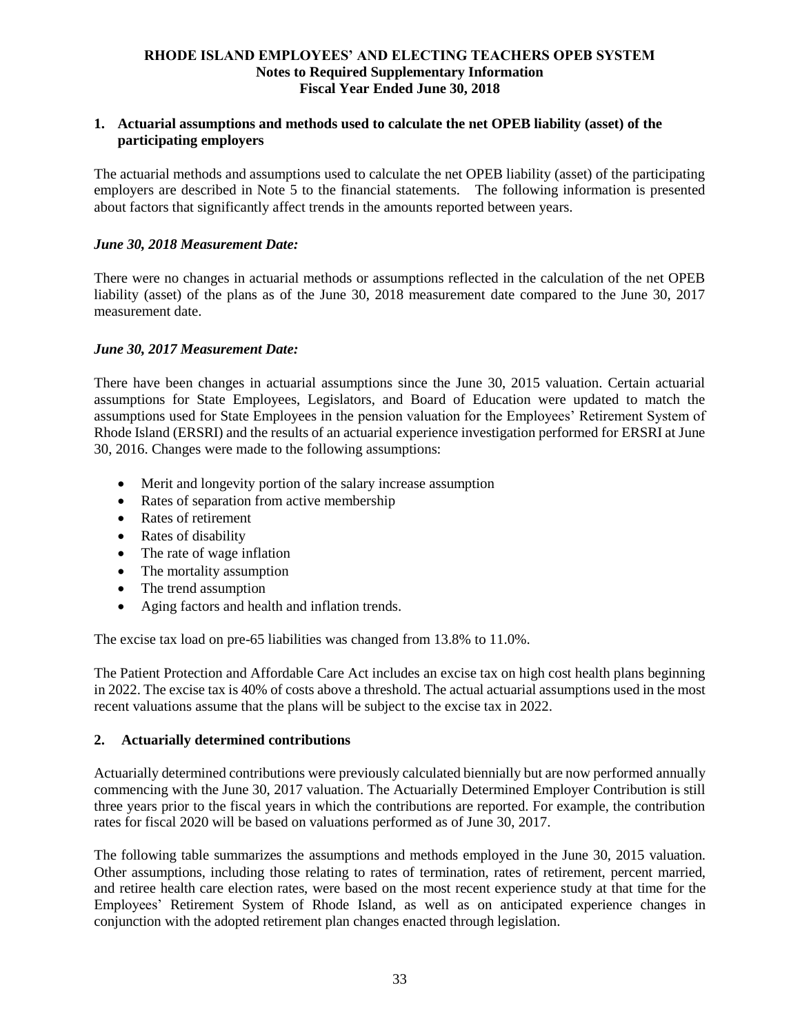**RHODE ISLAND EMPLOYEES' AND ELECTING TEACHERS OPEB SYSTEM**
**Notes to Required Supplementary Information**
**Fiscal Year Ended June 30, 2018**

## 1. Actuarial assumptions and methods used to calculate the net OPEB liability (asset) of the participating employers

The actuarial methods and assumptions used to calculate the net OPEB liability (asset) of the participating employers are described in Note 5 to the financial statements. The following information is presented about factors that significantly affect trends in the amounts reported between years.

***June 30, 2018 Measurement Date:***

There were no changes in actuarial methods or assumptions reflected in the calculation of the net OPEB liability (asset) of the plans as of the June 30, 2018 measurement date compared to the June 30, 2017 measurement date.

***June 30, 2017 Measurement Date:***

There have been changes in actuarial assumptions since the June 30, 2015 valuation. Certain actuarial assumptions for State Employees, Legislators, and Board of Education were updated to match the assumptions used for State Employees in the pension valuation for the Employees' Retirement System of Rhode Island (ERSRI) and the results of an actuarial experience investigation performed for ERSRI at June 30, 2016. Changes were made to the following assumptions:

- Merit and longevity portion of the salary increase assumption
- Rates of separation from active membership
- Rates of retirement
- Rates of disability
- The rate of wage inflation
- The mortality assumption
- The trend assumption
- Aging factors and health and inflation trends.

The excise tax load on pre-65 liabilities was changed from 13.8% to 11.0%.

The Patient Protection and Affordable Care Act includes an excise tax on high cost health plans beginning in 2022. The excise tax is 40% of costs above a threshold. The actual actuarial assumptions used in the most recent valuations assume that the plans will be subject to the excise tax in 2022.

## 2. Actuarially determined contributions

Actuarially determined contributions were previously calculated biennially but are now performed annually commencing with the June 30, 2017 valuation. The Actuarially Determined Employer Contribution is still three years prior to the fiscal years in which the contributions are reported. For example, the contribution rates for fiscal 2020 will be based on valuations performed as of June 30, 2017.

The following table summarizes the assumptions and methods employed in the June 30, 2015 valuation. Other assumptions, including those relating to rates of termination, rates of retirement, percent married, and retiree health care election rates, were based on the most recent experience study at that time for the Employees' Retirement System of Rhode Island, as well as on anticipated experience changes in conjunction with the adopted retirement plan changes enacted through legislation.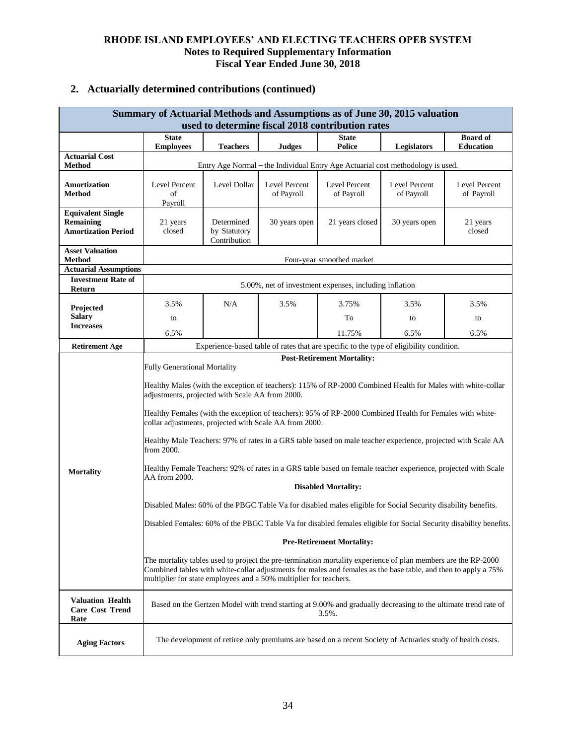# RHODE ISLAND EMPLOYEES' AND ELECTING TEACHERS OPEB SYSTEM
## Notes to Required Supplementary Information
## Fiscal Year Ended June 30, 2018

## 2. Actuarially determined contributions (continued)

**Summary of Actuarial Methods and Assumptions as of June 30, 2015 valuation used to determine fiscal 2018 contribution rates**

| | State Employees | Teachers | Judges | State Police | Legislators | Board of Education |
|---|---|---|---|---|---|---|
| **Actuarial Cost Method** | Entry Age Normal – the Individual Entry Age Actuarial cost methodology is used. | | | | | |
| **Amortization Method** | Level Percent of Payroll | Level Dollar | Level Percent of Payroll | Level Percent of Payroll | Level Percent of Payroll | Level Percent of Payroll |
| **Equivalent Single Remaining Amortization Period** | 21 years closed | Determined by Statutory Contribution | 30 years open | 21 years closed | 30 years open | 21 years closed |
| **Asset Valuation Method** | Four-year smoothed market | | | | | |
| **Actuarial Assumptions** | | | | | | |
| **Investment Rate of Return** | 5.00%, net of investment expenses, including inflation | | | | | |
| **Projected Salary Increases** | 3.5% to 6.5% | N/A | 3.5% | 3.75% To 11.75% | 3.5% to 6.5% | 3.5% to 6.5% |
| **Retirement Age** | Experience-based table of rates that are specific to the type of eligibility condition. | | | | | |
| **Mortality** | **Post-Retirement Mortality:** Fully Generational Mortality<br><br>Healthy Males (with the exception of teachers): 115% of RP-2000 Combined Health for Males with white-collar adjustments, projected with Scale AA from 2000.<br><br>Healthy Females (with the exception of teachers): 95% of RP-2000 Combined Health for Females with white-collar adjustments, projected with Scale AA from 2000.<br><br>Healthy Male Teachers: 97% of rates in a GRS table based on male teacher experience, projected with Scale AA from 2000.<br><br>Healthy Female Teachers: 92% of rates in a GRS table based on female teacher experience, projected with Scale AA from 2000.<br><br>**Disabled Mortality:**<br><br>Disabled Males: 60% of the PBGC Table Va for disabled males eligible for Social Security disability benefits.<br><br>Disabled Females: 60% of the PBGC Table Va for disabled females eligible for Social Security disability benefits.<br><br>**Pre-Retirement Mortality:**<br><br>The mortality tables used to project the pre-termination mortality experience of plan members are the RP-2000 Combined tables with white-collar adjustments for males and females as the base table, and then to apply a 75% multiplier for state employees and a 50% multiplier for teachers. | | | | | |
| **Valuation Health Care Cost Trend Rate** | Based on the Gertzen Model with trend starting at 9.00% and gradually decreasing to the ultimate trend rate of 3.5%. | | | | | |
| **Aging Factors** | The development of retiree only premiums are based on a recent Society of Actuaries study of health costs. | | | | | |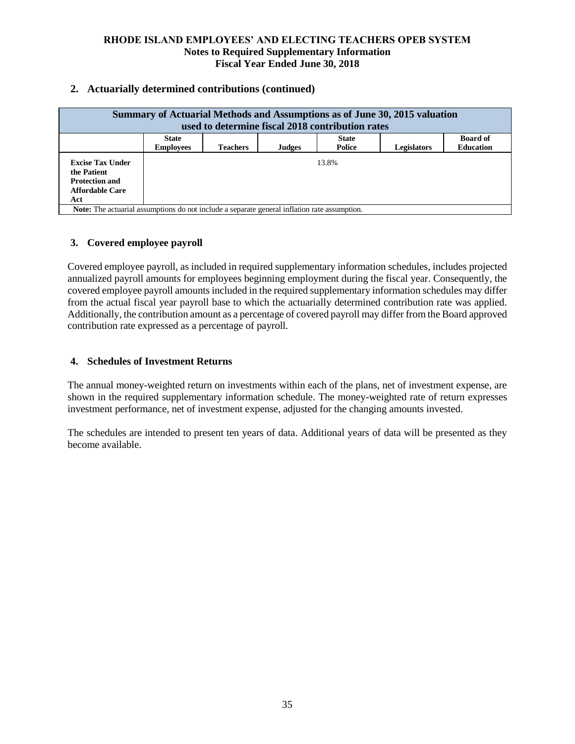2. **Actuarially determined contributions (continued)**

| Summary of Actuarial Methods and Assumptions as of June 30, 2015 valuation used to determine fiscal 2018 contribution rates | | | | | | |
|---|---|---|---|---|---|---|
| | **State Employees** | **Teachers** | **Judges** | **State Police** | **Legislators** | **Board of Education** |
| **Excise Tax Under the Patient Protection and Affordable Care Act** | 13.8% | | | | | |
| **Note:** The actuarial assumptions do not include a separate general inflation rate assumption. | | | | | | |

## 3. Covered employee payroll

Covered employee payroll, as included in required supplementary information schedules, includes projected annualized payroll amounts for employees beginning employment during the fiscal year. Consequently, the covered employee payroll amounts included in the required supplementary information schedules may differ from the actual fiscal year payroll base to which the actuarially determined contribution rate was applied. Additionally, the contribution amount as a percentage of covered payroll may differ from the Board approved contribution rate expressed as a percentage of payroll.

## 4. Schedules of Investment Returns

The annual money-weighted return on investments within each of the plans, net of investment expense, are shown in the required supplementary information schedule. The money-weighted rate of return expresses investment performance, net of investment expense, adjusted for the changing amounts invested.

The schedules are intended to present ten years of data. Additional years of data will be presented as they become available.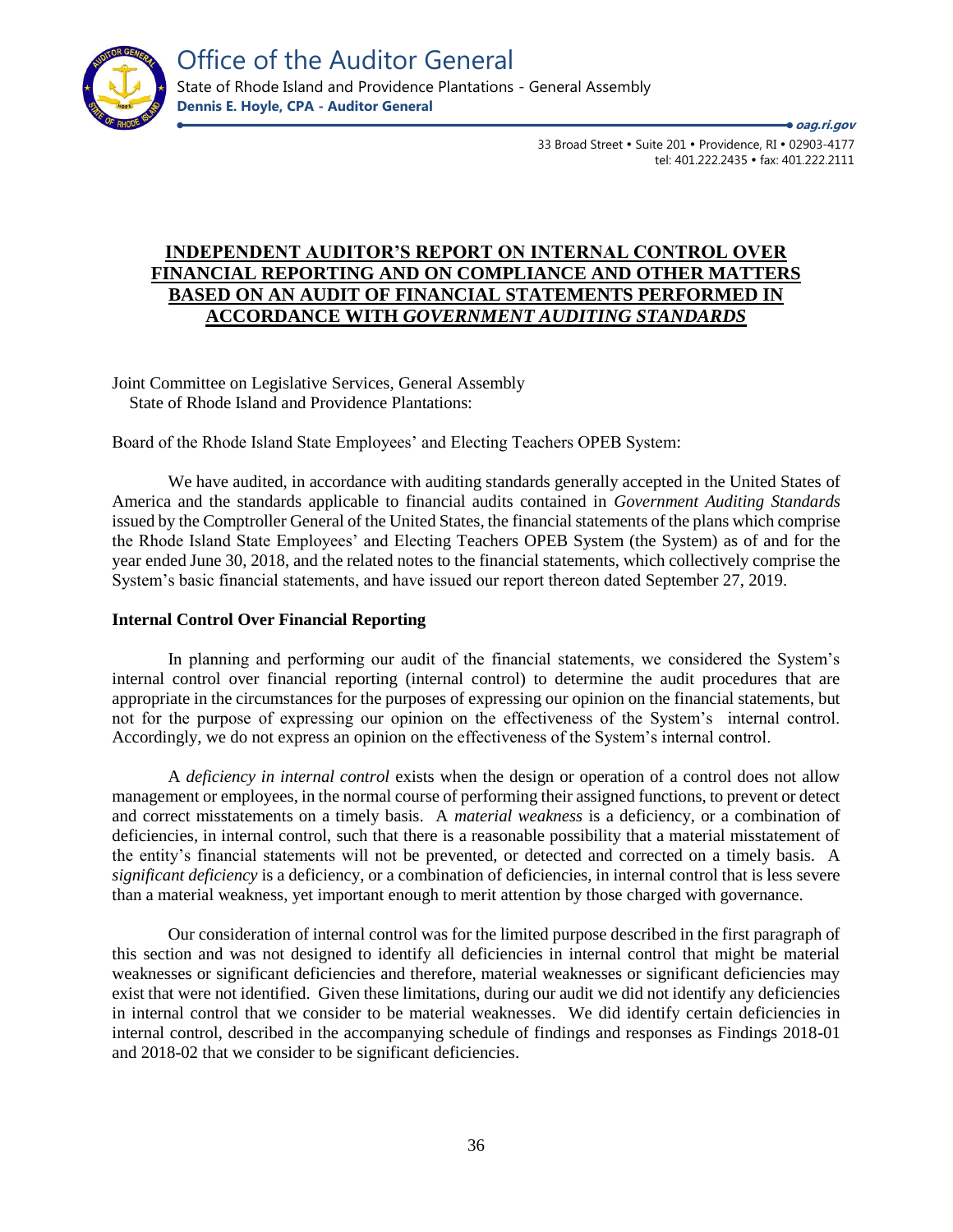Office of the Auditor General

State of Rhode Island and Providence Plantations - General Assembly

**Dennis E. Hoyle, CPA - Auditor General**

***oag.ri.gov***

33 Broad Street • Suite 201 • Providence, RI • 02903-4177
tel: 401.222.2435 • fax: 401.222.2111

# INDEPENDENT AUDITOR'S REPORT ON INTERNAL CONTROL OVER FINANCIAL REPORTING AND ON COMPLIANCE AND OTHER MATTERS BASED ON AN AUDIT OF FINANCIAL STATEMENTS PERFORMED IN ACCORDANCE WITH *GOVERNMENT AUDITING STANDARDS*

Joint Committee on Legislative Services, General Assembly
State of Rhode Island and Providence Plantations:

Board of the Rhode Island State Employees' and Electing Teachers OPEB System:

We have audited, in accordance with auditing standards generally accepted in the United States of America and the standards applicable to financial audits contained in *Government Auditing Standards* issued by the Comptroller General of the United States, the financial statements of the plans which comprise the Rhode Island State Employees' and Electing Teachers OPEB System (the System) as of and for the year ended June 30, 2018, and the related notes to the financial statements, which collectively comprise the System's basic financial statements, and have issued our report thereon dated September 27, 2019.

**Internal Control Over Financial Reporting**

In planning and performing our audit of the financial statements, we considered the System's internal control over financial reporting (internal control) to determine the audit procedures that are appropriate in the circumstances for the purposes of expressing our opinion on the financial statements, but not for the purpose of expressing our opinion on the effectiveness of the System's internal control. Accordingly, we do not express an opinion on the effectiveness of the System's internal control.

A *deficiency in internal control* exists when the design or operation of a control does not allow management or employees, in the normal course of performing their assigned functions, to prevent or detect and correct misstatements on a timely basis. A *material weakness* is a deficiency, or a combination of deficiencies, in internal control, such that there is a reasonable possibility that a material misstatement of the entity's financial statements will not be prevented, or detected and corrected on a timely basis. A *significant deficiency* is a deficiency, or a combination of deficiencies, in internal control that is less severe than a material weakness, yet important enough to merit attention by those charged with governance.

Our consideration of internal control was for the limited purpose described in the first paragraph of this section and was not designed to identify all deficiencies in internal control that might be material weaknesses or significant deficiencies and therefore, material weaknesses or significant deficiencies may exist that were not identified. Given these limitations, during our audit we did not identify any deficiencies in internal control that we consider to be material weaknesses. We did identify certain deficiencies in internal control, described in the accompanying schedule of findings and responses as Findings 2018-01 and 2018-02 that we consider to be significant deficiencies.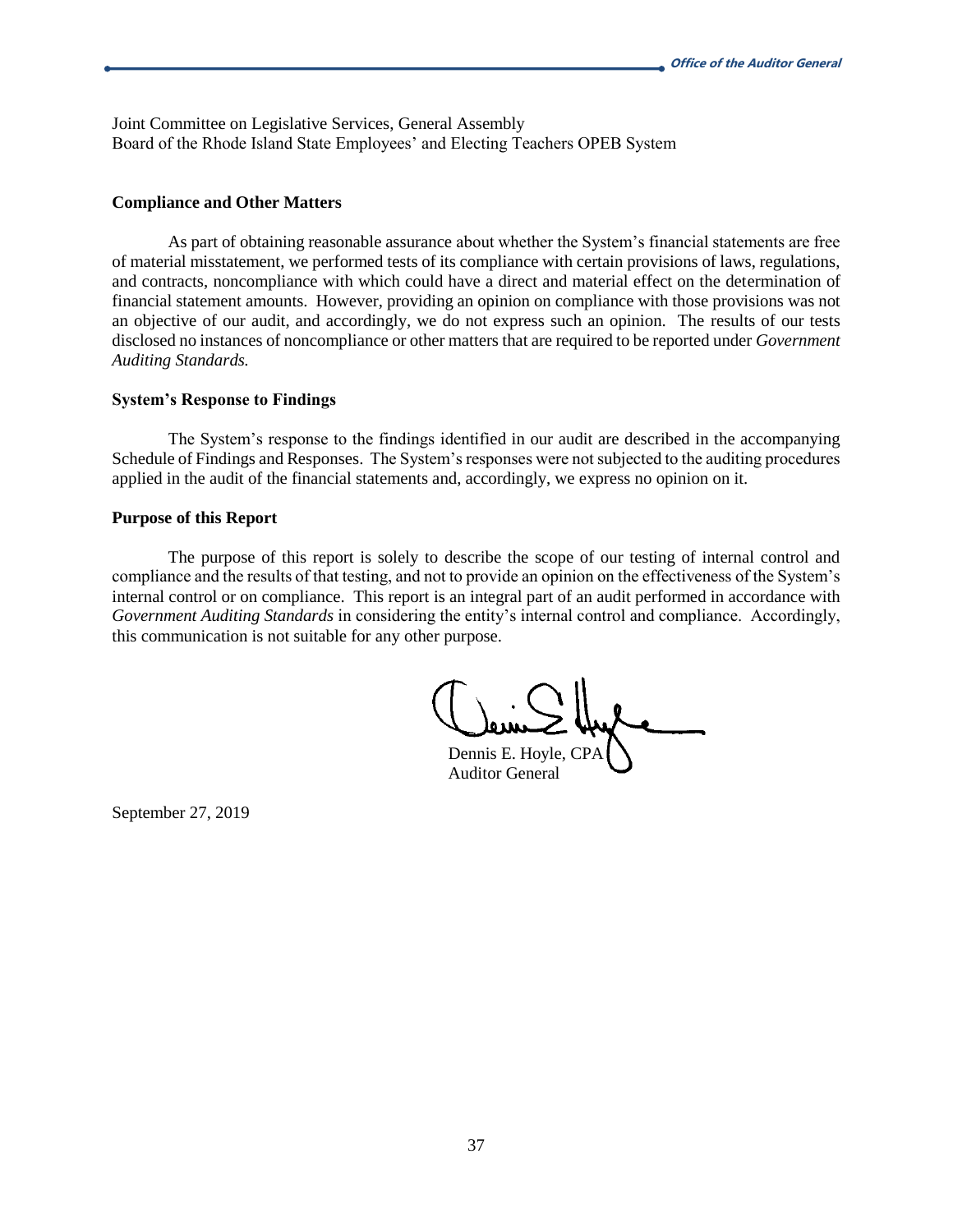Joint Committee on Legislative Services, General Assembly
Board of the Rhode Island State Employees' and Electing Teachers OPEB System

**Compliance and Other Matters**

As part of obtaining reasonable assurance about whether the System's financial statements are free of material misstatement, we performed tests of its compliance with certain provisions of laws, regulations, and contracts, noncompliance with which could have a direct and material effect on the determination of financial statement amounts. However, providing an opinion on compliance with those provisions was not an objective of our audit, and accordingly, we do not express such an opinion. The results of our tests disclosed no instances of noncompliance or other matters that are required to be reported under *Government Auditing Standards.*

**System's Response to Findings**

The System's response to the findings identified in our audit are described in the accompanying Schedule of Findings and Responses. The System's responses were not subjected to the auditing procedures applied in the audit of the financial statements and, accordingly, we express no opinion on it.

**Purpose of this Report**

The purpose of this report is solely to describe the scope of our testing of internal control and compliance and the results of that testing, and not to provide an opinion on the effectiveness of the System's internal control or on compliance. This report is an integral part of an audit performed in accordance with *Government Auditing Standards* in considering the entity's internal control and compliance. Accordingly, this communication is not suitable for any other purpose.

Dennis E. Hoyle, CPA
Auditor General

September 27, 2019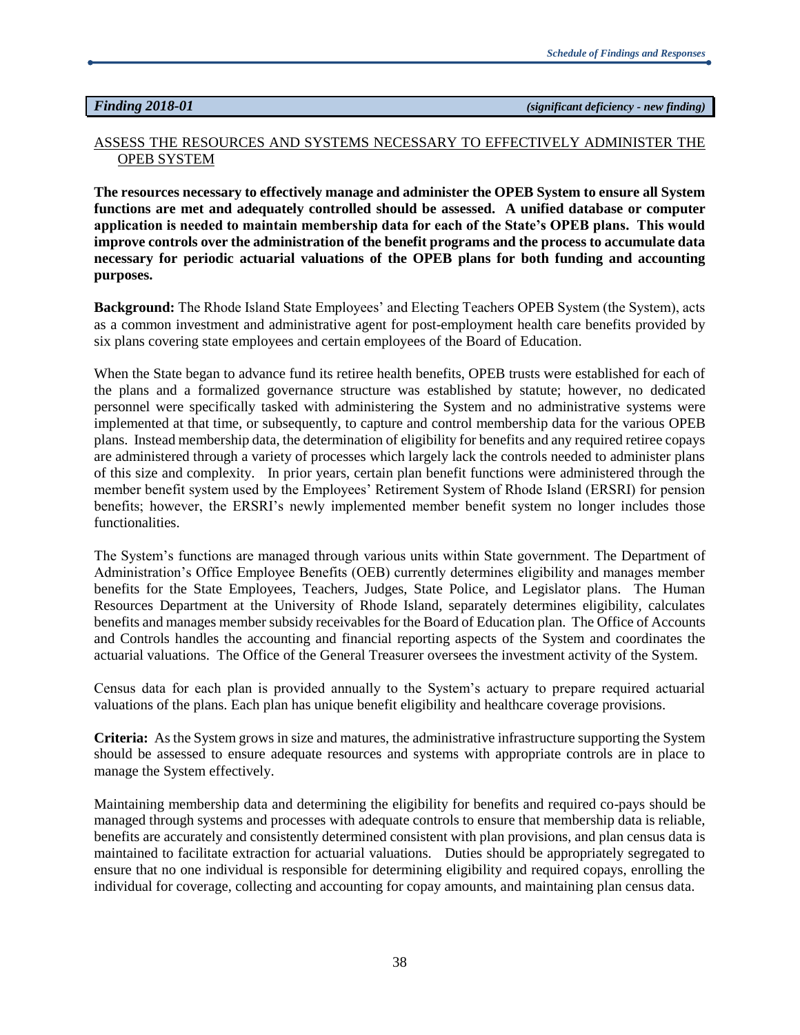**Finding 2018-01** *(significant deficiency - new finding)*

ASSESS THE RESOURCES AND SYSTEMS NECESSARY TO EFFECTIVELY ADMINISTER THE OPEB SYSTEM

**The resources necessary to effectively manage and administer the OPEB System to ensure all System functions are met and adequately controlled should be assessed. A unified database or computer application is needed to maintain membership data for each of the State's OPEB plans. This would improve controls over the administration of the benefit programs and the process to accumulate data necessary for periodic actuarial valuations of the OPEB plans for both funding and accounting purposes.**

**Background:** The Rhode Island State Employees' and Electing Teachers OPEB System (the System), acts as a common investment and administrative agent for post-employment health care benefits provided by six plans covering state employees and certain employees of the Board of Education.

When the State began to advance fund its retiree health benefits, OPEB trusts were established for each of the plans and a formalized governance structure was established by statute; however, no dedicated personnel were specifically tasked with administering the System and no administrative systems were implemented at that time, or subsequently, to capture and control membership data for the various OPEB plans. Instead membership data, the determination of eligibility for benefits and any required retiree copays are administered through a variety of processes which largely lack the controls needed to administer plans of this size and complexity. In prior years, certain plan benefit functions were administered through the member benefit system used by the Employees' Retirement System of Rhode Island (ERSRI) for pension benefits; however, the ERSRI's newly implemented member benefit system no longer includes those functionalities.

The System's functions are managed through various units within State government. The Department of Administration's Office Employee Benefits (OEB) currently determines eligibility and manages member benefits for the State Employees, Teachers, Judges, State Police, and Legislator plans. The Human Resources Department at the University of Rhode Island, separately determines eligibility, calculates benefits and manages member subsidy receivables for the Board of Education plan. The Office of Accounts and Controls handles the accounting and financial reporting aspects of the System and coordinates the actuarial valuations. The Office of the General Treasurer oversees the investment activity of the System.

Census data for each plan is provided annually to the System's actuary to prepare required actuarial valuations of the plans. Each plan has unique benefit eligibility and healthcare coverage provisions.

**Criteria:** As the System grows in size and matures, the administrative infrastructure supporting the System should be assessed to ensure adequate resources and systems with appropriate controls are in place to manage the System effectively.

Maintaining membership data and determining the eligibility for benefits and required co-pays should be managed through systems and processes with adequate controls to ensure that membership data is reliable, benefits are accurately and consistently determined consistent with plan provisions, and plan census data is maintained to facilitate extraction for actuarial valuations. Duties should be appropriately segregated to ensure that no one individual is responsible for determining eligibility and required copays, enrolling the individual for coverage, collecting and accounting for copay amounts, and maintaining plan census data.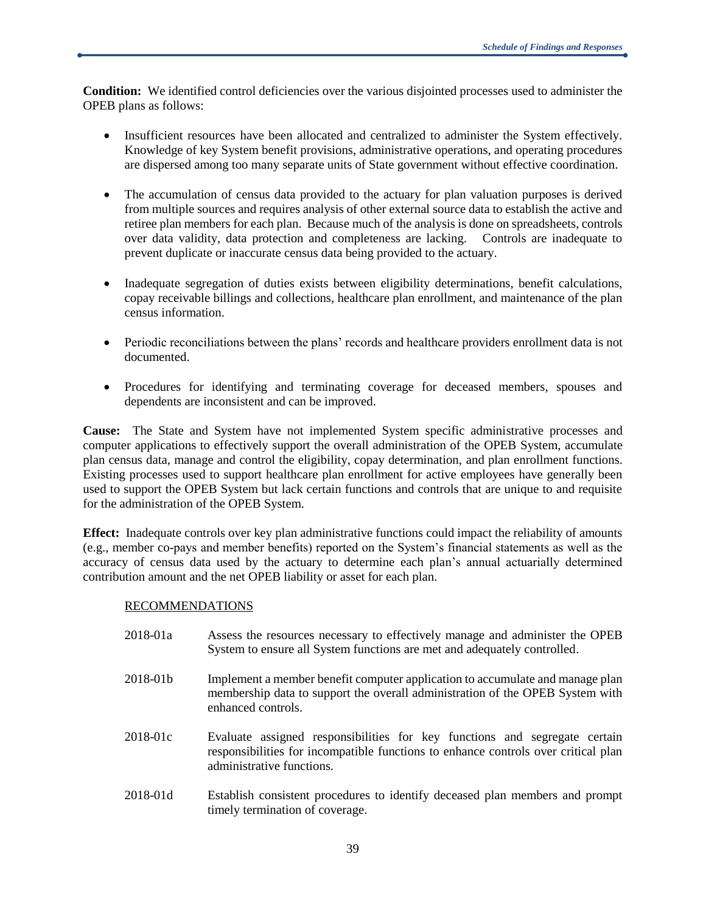**Condition:** We identified control deficiencies over the various disjointed processes used to administer the OPEB plans as follows:

- Insufficient resources have been allocated and centralized to administer the System effectively. Knowledge of key System benefit provisions, administrative operations, and operating procedures are dispersed among too many separate units of State government without effective coordination.

- The accumulation of census data provided to the actuary for plan valuation purposes is derived from multiple sources and requires analysis of other external source data to establish the active and retiree plan members for each plan. Because much of the analysis is done on spreadsheets, controls over data validity, data protection and completeness are lacking. Controls are inadequate to prevent duplicate or inaccurate census data being provided to the actuary.

- Inadequate segregation of duties exists between eligibility determinations, benefit calculations, copay receivable billings and collections, healthcare plan enrollment, and maintenance of the plan census information.

- Periodic reconciliations between the plans' records and healthcare providers enrollment data is not documented.

- Procedures for identifying and terminating coverage for deceased members, spouses and dependents are inconsistent and can be improved.

**Cause:** The State and System have not implemented System specific administrative processes and computer applications to effectively support the overall administration of the OPEB System, accumulate plan census data, manage and control the eligibility, copay determination, and plan enrollment functions. Existing processes used to support healthcare plan enrollment for active employees have generally been used to support the OPEB System but lack certain functions and controls that are unique to and requisite for the administration of the OPEB System.

**Effect:** Inadequate controls over key plan administrative functions could impact the reliability of amounts (e.g., member co-pays and member benefits) reported on the System's financial statements as well as the accuracy of census data used by the actuary to determine each plan's annual actuarially determined contribution amount and the net OPEB liability or asset for each plan.

<u>RECOMMENDATIONS</u>

2018-01a Assess the resources necessary to effectively manage and administer the OPEB System to ensure all System functions are met and adequately controlled.

2018-01b Implement a member benefit computer application to accumulate and manage plan membership data to support the overall administration of the OPEB System with enhanced controls.

2018-01c Evaluate assigned responsibilities for key functions and segregate certain responsibilities for incompatible functions to enhance controls over critical plan administrative functions.

2018-01d Establish consistent procedures to identify deceased plan members and prompt timely termination of coverage.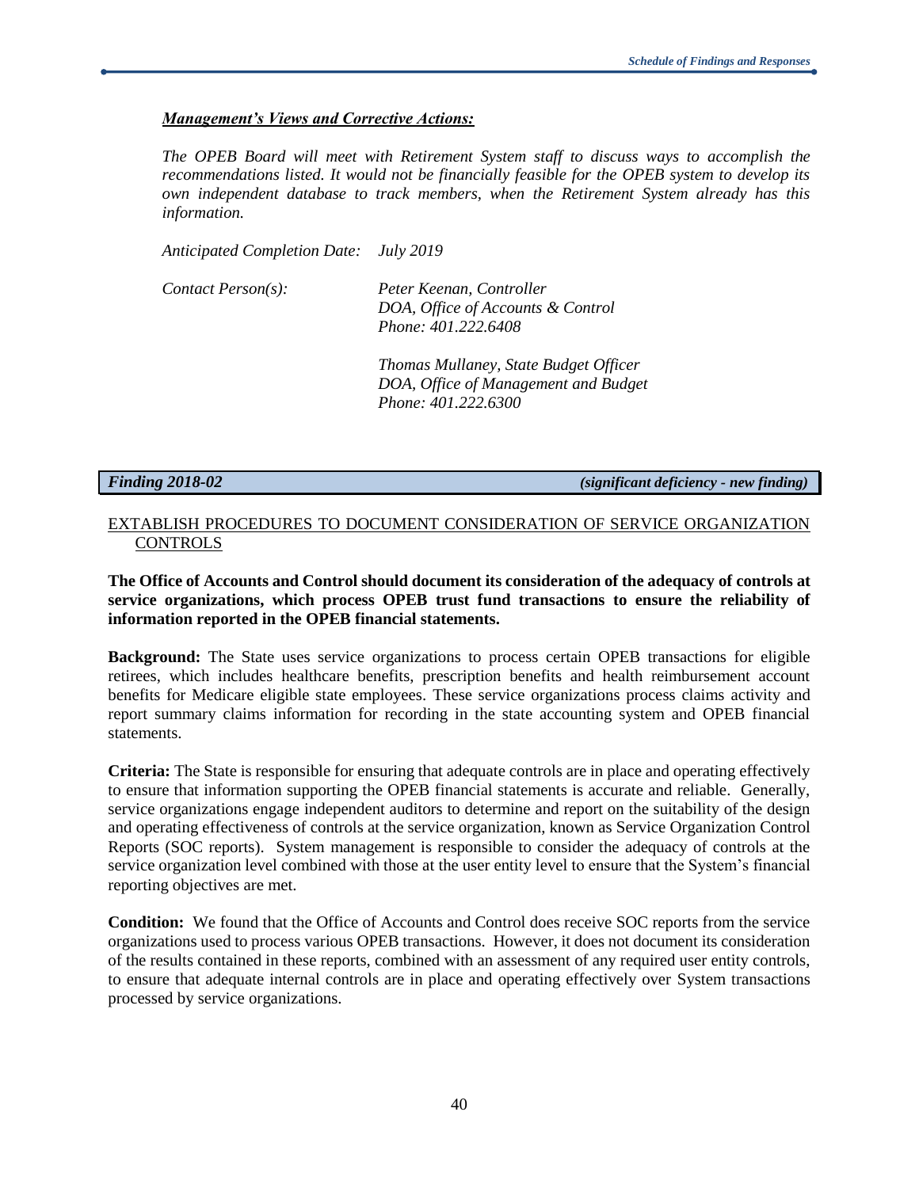***Management's Views and Corrective Actions:***

*The OPEB Board will meet with Retirement System staff to discuss ways to accomplish the recommendations listed. It would not be financially feasible for the OPEB system to develop its own independent database to track members, when the Retirement System already has this information.*

*Anticipated Completion Date: July 2019*

*Contact Person(s):*

*Peter Keenan, Controller*
*DOA, Office of Accounts & Control*
*Phone: 401.222.6408*

*Thomas Mullaney, State Budget Officer*
*DOA, Office of Management and Budget*
*Phone: 401.222.6300*

***Finding 2018-02*** ***(significant deficiency - new finding)***

EXTABLISH PROCEDURES TO DOCUMENT CONSIDERATION OF SERVICE ORGANIZATION CONTROLS

**The Office of Accounts and Control should document its consideration of the adequacy of controls at service organizations, which process OPEB trust fund transactions to ensure the reliability of information reported in the OPEB financial statements.**

**Background:** The State uses service organizations to process certain OPEB transactions for eligible retirees, which includes healthcare benefits, prescription benefits and health reimbursement account benefits for Medicare eligible state employees. These service organizations process claims activity and report summary claims information for recording in the state accounting system and OPEB financial statements.

**Criteria:** The State is responsible for ensuring that adequate controls are in place and operating effectively to ensure that information supporting the OPEB financial statements is accurate and reliable. Generally, service organizations engage independent auditors to determine and report on the suitability of the design and operating effectiveness of controls at the service organization, known as Service Organization Control Reports (SOC reports). System management is responsible to consider the adequacy of controls at the service organization level combined with those at the user entity level to ensure that the System's financial reporting objectives are met.

**Condition:** We found that the Office of Accounts and Control does receive SOC reports from the service organizations used to process various OPEB transactions. However, it does not document its consideration of the results contained in these reports, combined with an assessment of any required user entity controls, to ensure that adequate internal controls are in place and operating effectively over System transactions processed by service organizations.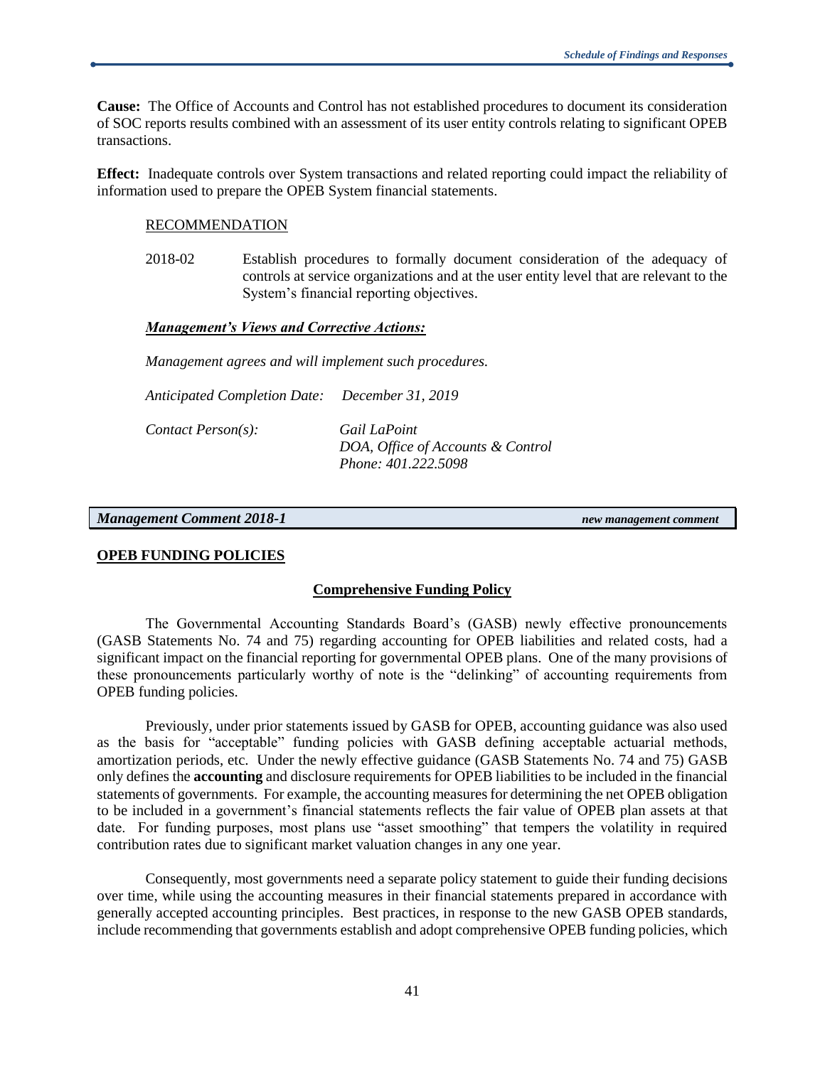**Cause:** The Office of Accounts and Control has not established procedures to document its consideration of SOC reports results combined with an assessment of its user entity controls relating to significant OPEB transactions.

**Effect:** Inadequate controls over System transactions and related reporting could impact the reliability of information used to prepare the OPEB System financial statements.

RECOMMENDATION

2018-02 Establish procedures to formally document consideration of the adequacy of controls at service organizations and at the user entity level that are relevant to the System's financial reporting objectives.

***Management's Views and Corrective Actions:***

*Management agrees and will implement such procedures.*

*Anticipated Completion Date:* *December 31, 2019*

*Contact Person(s):* *Gail LaPoint*
*DOA, Office of Accounts & Control*
*Phone: 401.222.5098*

***Management Comment 2018-1*** ***new management comment***

**OPEB FUNDING POLICIES**

**Comprehensive Funding Policy**

The Governmental Accounting Standards Board's (GASB) newly effective pronouncements (GASB Statements No. 74 and 75) regarding accounting for OPEB liabilities and related costs, had a significant impact on the financial reporting for governmental OPEB plans. One of the many provisions of these pronouncements particularly worthy of note is the "delinking" of accounting requirements from OPEB funding policies.

Previously, under prior statements issued by GASB for OPEB, accounting guidance was also used as the basis for "acceptable" funding policies with GASB defining acceptable actuarial methods, amortization periods, etc. Under the newly effective guidance (GASB Statements No. 74 and 75) GASB only defines the **accounting** and disclosure requirements for OPEB liabilities to be included in the financial statements of governments. For example, the accounting measures for determining the net OPEB obligation to be included in a government's financial statements reflects the fair value of OPEB plan assets at that date. For funding purposes, most plans use "asset smoothing" that tempers the volatility in required contribution rates due to significant market valuation changes in any one year.

Consequently, most governments need a separate policy statement to guide their funding decisions over time, while using the accounting measures in their financial statements prepared in accordance with generally accepted accounting principles. Best practices, in response to the new GASB OPEB standards, include recommending that governments establish and adopt comprehensive OPEB funding policies, which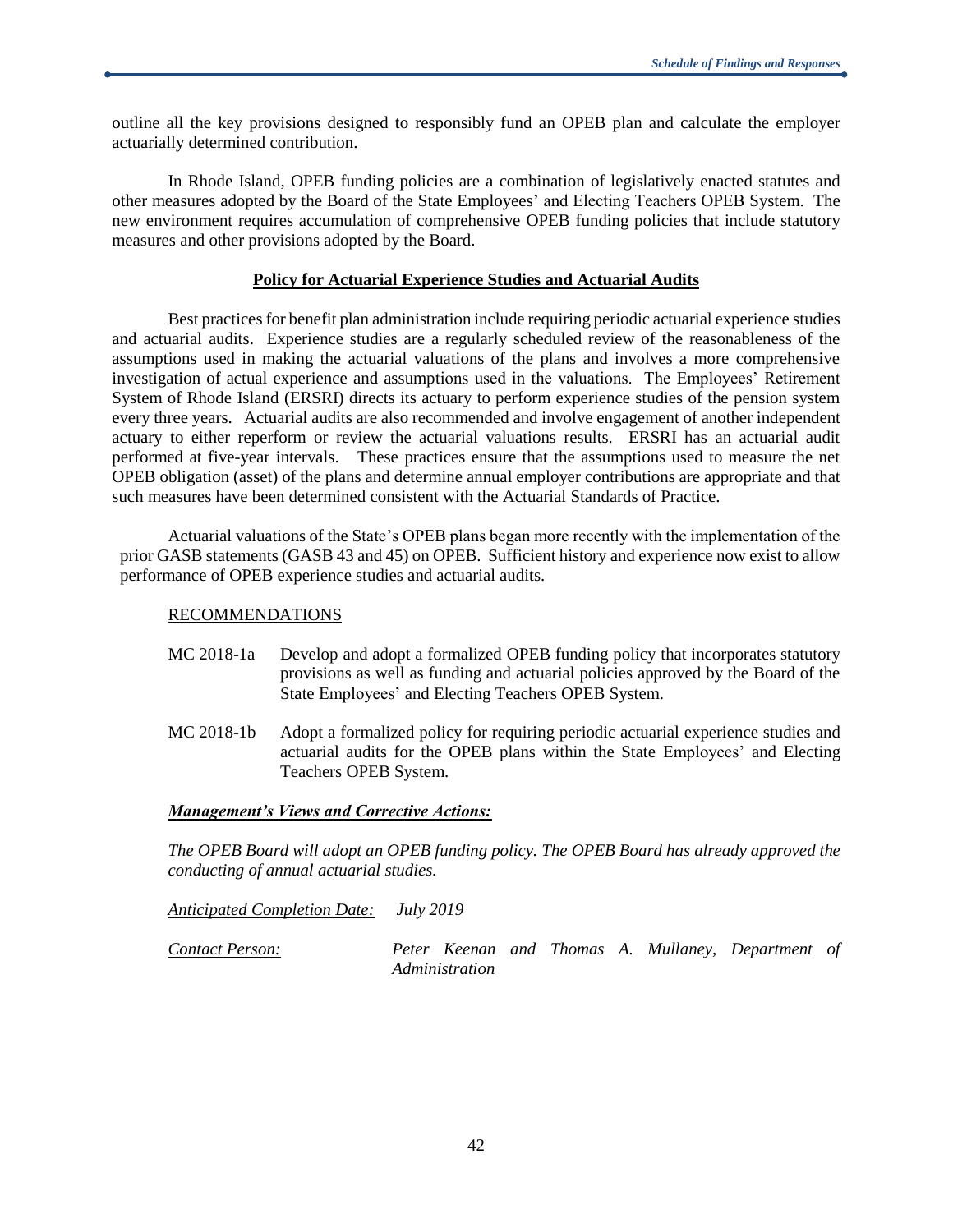outline all the key provisions designed to responsibly fund an OPEB plan and calculate the employer actuarially determined contribution.

In Rhode Island, OPEB funding policies are a combination of legislatively enacted statutes and other measures adopted by the Board of the State Employees' and Electing Teachers OPEB System. The new environment requires accumulation of comprehensive OPEB funding policies that include statutory measures and other provisions adopted by the Board.

**Policy for Actuarial Experience Studies and Actuarial Audits**

Best practices for benefit plan administration include requiring periodic actuarial experience studies and actuarial audits. Experience studies are a regularly scheduled review of the reasonableness of the assumptions used in making the actuarial valuations of the plans and involves a more comprehensive investigation of actual experience and assumptions used in the valuations. The Employees' Retirement System of Rhode Island (ERSRI) directs its actuary to perform experience studies of the pension system every three years. Actuarial audits are also recommended and involve engagement of another independent actuary to either reperform or review the actuarial valuations results. ERSRI has an actuarial audit performed at five-year intervals. These practices ensure that the assumptions used to measure the net OPEB obligation (asset) of the plans and determine annual employer contributions are appropriate and that such measures have been determined consistent with the Actuarial Standards of Practice.

Actuarial valuations of the State's OPEB plans began more recently with the implementation of the prior GASB statements (GASB 43 and 45) on OPEB. Sufficient history and experience now exist to allow performance of OPEB experience studies and actuarial audits.

RECOMMENDATIONS

MC 2018-1a Develop and adopt a formalized OPEB funding policy that incorporates statutory provisions as well as funding and actuarial policies approved by the Board of the State Employees' and Electing Teachers OPEB System.

MC 2018-1b Adopt a formalized policy for requiring periodic actuarial experience studies and actuarial audits for the OPEB plans within the State Employees' and Electing Teachers OPEB System.

***Management's Views and Corrective Actions:***

*The OPEB Board will adopt an OPEB funding policy. The OPEB Board has already approved the conducting of annual actuarial studies.*

*Anticipated Completion Date:* *July 2019*

*Contact Person:* *Peter Keenan and Thomas A. Mullaney, Department of Administration*